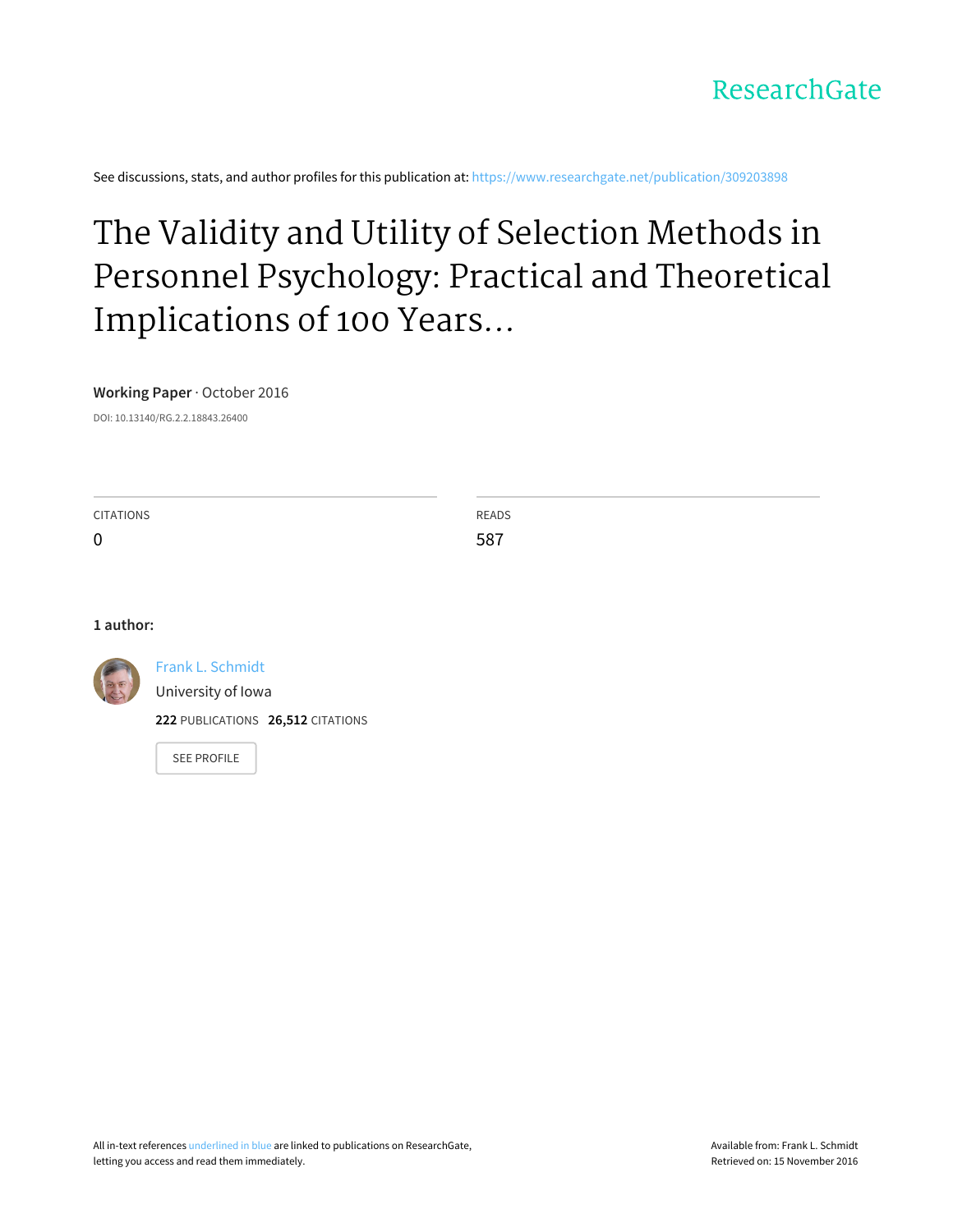ResearchGate

See discussions, stats, and author profiles for this publication at: https://www.researchgate.net/publication/309203898

# The Validity and Utility of Selection Methods in Personnel Psychology: Practical and Theoretical Implications of 100 Years...

**Working Paper** · October 2016

DOI: 10.13140/RG.2.2.18843.26400

| CITATIONS | READS |
|---|---|
| 0 | 587 |

**1 author:**

Frank L. Schmidt
University of Iowa
**222** PUBLICATIONS **26,512** CITATIONS

SEE PROFILE

All in-text references underlined in blue are linked to publications on ResearchGate, letting you access and read them immediately.

Available from: Frank L. Schmidt
Retrieved on: 15 November 2016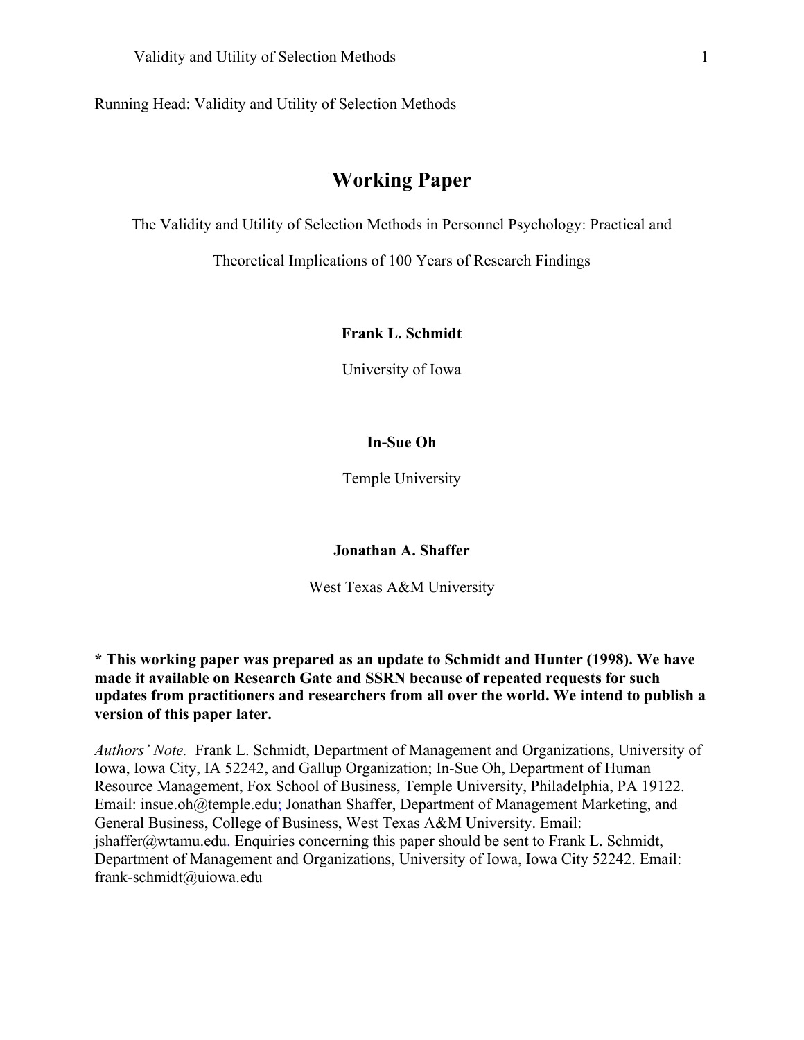Running Head: Validity and Utility of Selection Methods

# Working Paper

The Validity and Utility of Selection Methods in Personnel Psychology: Practical and Theoretical Implications of 100 Years of Research Findings

**Frank L. Schmidt**

University of Iowa

**In-Sue Oh**

Temple University

**Jonathan A. Shaffer**

West Texas A&M University

**\* This working paper was prepared as an update to Schmidt and Hunter (1998). We have made it available on Research Gate and SSRN because of repeated requests for such updates from practitioners and researchers from all over the world. We intend to publish a version of this paper later.**

*Authors' Note.* Frank L. Schmidt, Department of Management and Organizations, University of Iowa, Iowa City, IA 52242, and Gallup Organization; In-Sue Oh, Department of Human Resource Management, Fox School of Business, Temple University, Philadelphia, PA 19122. Email: insue.oh@temple.edu; Jonathan Shaffer, Department of Management Marketing, and General Business, College of Business, West Texas A&M University. Email: jshaffer@wtamu.edu. Enquiries concerning this paper should be sent to Frank L. Schmidt, Department of Management and Organizations, University of Iowa, Iowa City 52242. Email: frank-schmidt@uiowa.edu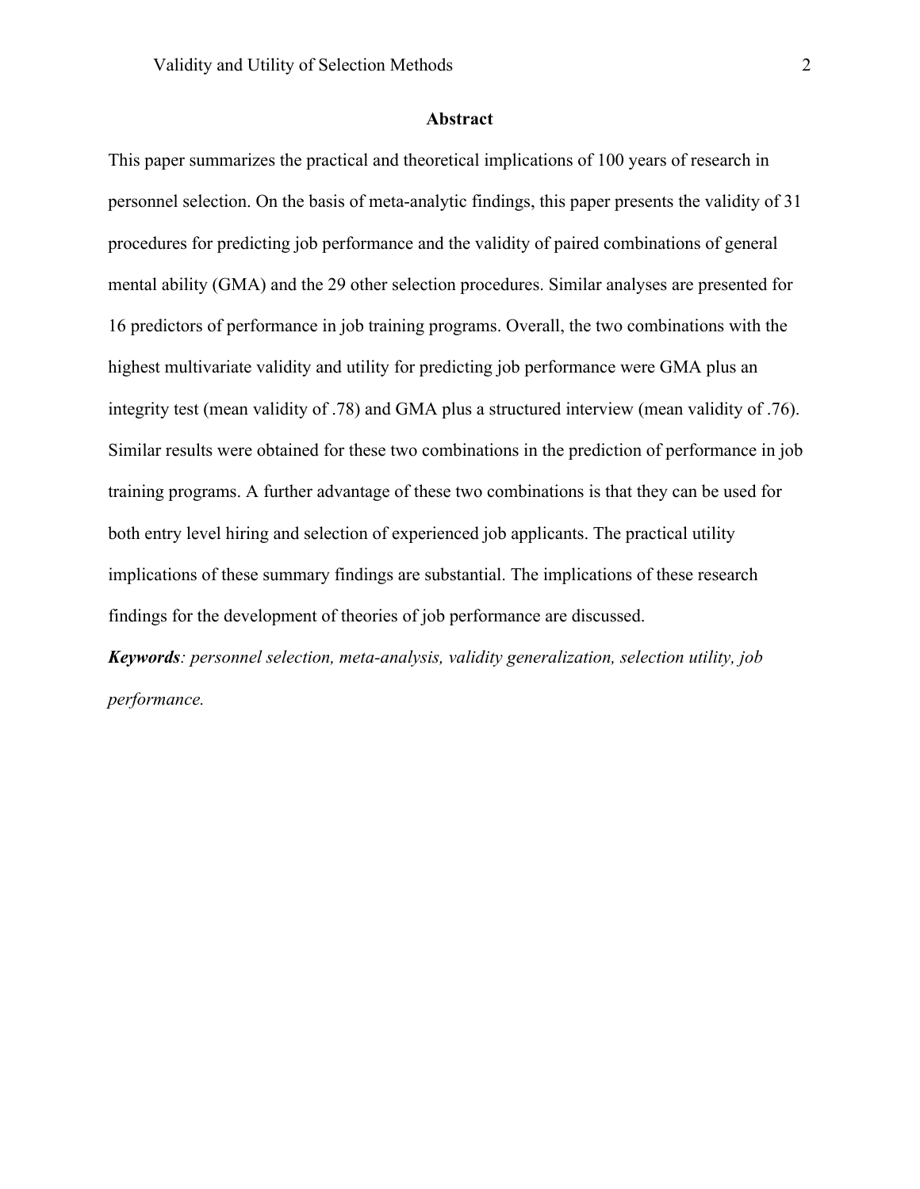## Abstract

This paper summarizes the practical and theoretical implications of 100 years of research in personnel selection. On the basis of meta-analytic findings, this paper presents the validity of 31 procedures for predicting job performance and the validity of paired combinations of general mental ability (GMA) and the 29 other selection procedures. Similar analyses are presented for 16 predictors of performance in job training programs. Overall, the two combinations with the highest multivariate validity and utility for predicting job performance were GMA plus an integrity test (mean validity of .78) and GMA plus a structured interview (mean validity of .76). Similar results were obtained for these two combinations in the prediction of performance in job training programs. A further advantage of these two combinations is that they can be used for both entry level hiring and selection of experienced job applicants. The practical utility implications of these summary findings are substantial. The implications of these research findings for the development of theories of job performance are discussed.

***Keywords****: personnel selection, meta-analysis, validity generalization, selection utility, job performance.*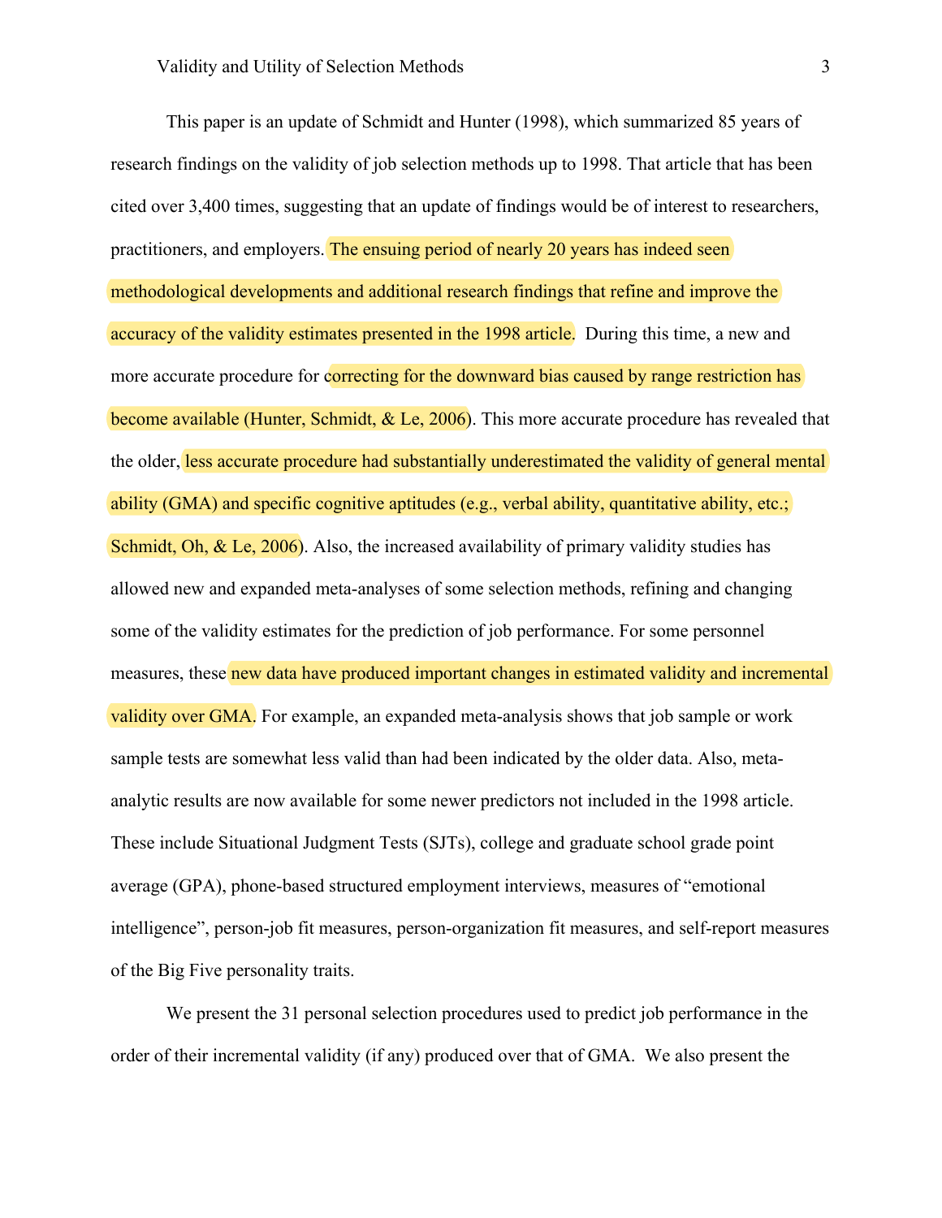This paper is an update of Schmidt and Hunter (1998), which summarized 85 years of research findings on the validity of job selection methods up to 1998. That article that has been cited over 3,400 times, suggesting that an update of findings would be of interest to researchers, practitioners, and employers. The ensuing period of nearly 20 years has indeed seen methodological developments and additional research findings that refine and improve the accuracy of the validity estimates presented in the 1998 article. During this time, a new and more accurate procedure for correcting for the downward bias caused by range restriction has become available (Hunter, Schmidt, & Le, 2006). This more accurate procedure has revealed that the older, less accurate procedure had substantially underestimated the validity of general mental ability (GMA) and specific cognitive aptitudes (e.g., verbal ability, quantitative ability, etc.; Schmidt, Oh, & Le, 2006). Also, the increased availability of primary validity studies has allowed new and expanded meta-analyses of some selection methods, refining and changing some of the validity estimates for the prediction of job performance. For some personnel measures, these new data have produced important changes in estimated validity and incremental validity over GMA. For example, an expanded meta-analysis shows that job sample or work sample tests are somewhat less valid than had been indicated by the older data. Also, meta-analytic results are now available for some newer predictors not included in the 1998 article. These include Situational Judgment Tests (SJTs), college and graduate school grade point average (GPA), phone-based structured employment interviews, measures of "emotional intelligence", person-job fit measures, person-organization fit measures, and self-report measures of the Big Five personality traits.

We present the 31 personal selection procedures used to predict job performance in the order of their incremental validity (if any) produced over that of GMA. We also present the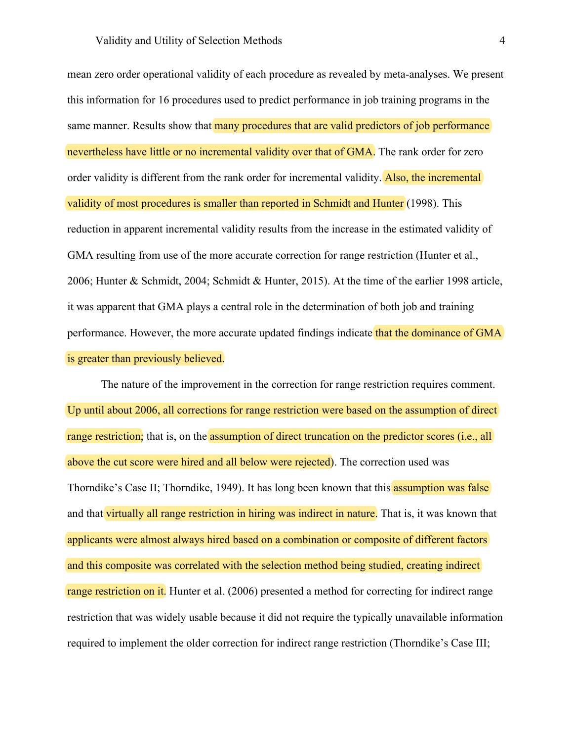mean zero order operational validity of each procedure as revealed by meta-analyses. We present this information for 16 procedures used to predict performance in job training programs in the same manner. Results show that many procedures that are valid predictors of job performance nevertheless have little or no incremental validity over that of GMA. The rank order for zero order validity is different from the rank order for incremental validity. Also, the incremental validity of most procedures is smaller than reported in Schmidt and Hunter (1998). This reduction in apparent incremental validity results from the increase in the estimated validity of GMA resulting from use of the more accurate correction for range restriction (Hunter et al., 2006; Hunter & Schmidt, 2004; Schmidt & Hunter, 2015). At the time of the earlier 1998 article, it was apparent that GMA plays a central role in the determination of both job and training performance. However, the more accurate updated findings indicate that the dominance of GMA is greater than previously believed.

The nature of the improvement in the correction for range restriction requires comment. Up until about 2006, all corrections for range restriction were based on the assumption of direct range restriction; that is, on the assumption of direct truncation on the predictor scores (i.e., all above the cut score were hired and all below were rejected). The correction used was Thorndike's Case II; Thorndike, 1949). It has long been known that this assumption was false and that virtually all range restriction in hiring was indirect in nature. That is, it was known that applicants were almost always hired based on a combination or composite of different factors and this composite was correlated with the selection method being studied, creating indirect range restriction on it. Hunter et al. (2006) presented a method for correcting for indirect range restriction that was widely usable because it did not require the typically unavailable information required to implement the older correction for indirect range restriction (Thorndike's Case III;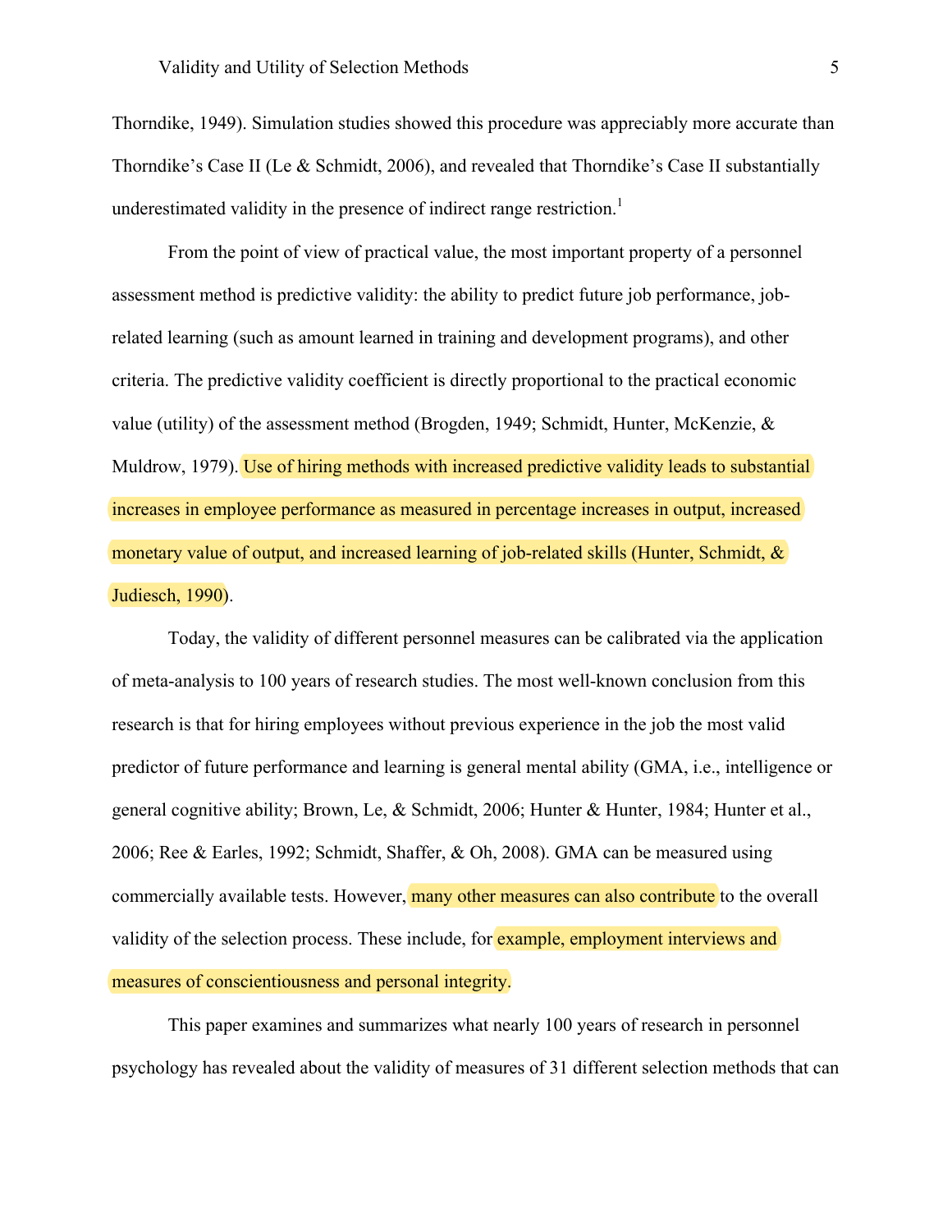Thorndike, 1949). Simulation studies showed this procedure was appreciably more accurate than Thorndike's Case II (Le & Schmidt, 2006), and revealed that Thorndike's Case II substantially underestimated validity in the presence of indirect range restriction.[1]

From the point of view of practical value, the most important property of a personnel assessment method is predictive validity: the ability to predict future job performance, job-related learning (such as amount learned in training and development programs), and other criteria. The predictive validity coefficient is directly proportional to the practical economic value (utility) of the assessment method (Brogden, 1949; Schmidt, Hunter, McKenzie, & Muldrow, 1979). Use of hiring methods with increased predictive validity leads to substantial increases in employee performance as measured in percentage increases in output, increased monetary value of output, and increased learning of job-related skills (Hunter, Schmidt, & Judiesch, 1990).

Today, the validity of different personnel measures can be calibrated via the application of meta-analysis to 100 years of research studies. The most well-known conclusion from this research is that for hiring employees without previous experience in the job the most valid predictor of future performance and learning is general mental ability (GMA, i.e., intelligence or general cognitive ability; Brown, Le, & Schmidt, 2006; Hunter & Hunter, 1984; Hunter et al., 2006; Ree & Earles, 1992; Schmidt, Shaffer, & Oh, 2008). GMA can be measured using commercially available tests. However, many other measures can also contribute to the overall validity of the selection process. These include, for example, employment interviews and measures of conscientiousness and personal integrity.

This paper examines and summarizes what nearly 100 years of research in personnel psychology has revealed about the validity of measures of 31 different selection methods that can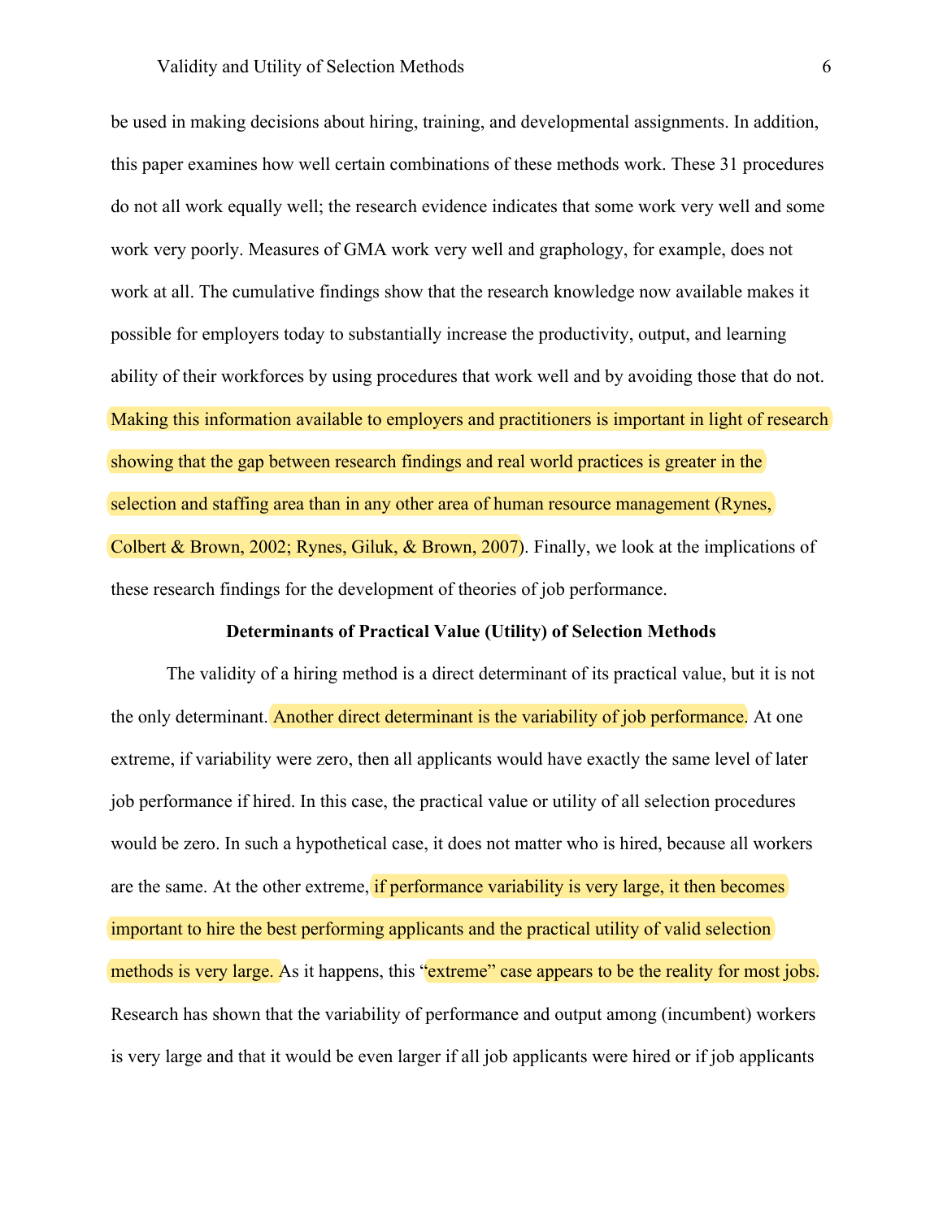be used in making decisions about hiring, training, and developmental assignments. In addition, this paper examines how well certain combinations of these methods work. These 31 procedures do not all work equally well; the research evidence indicates that some work very well and some work very poorly. Measures of GMA work very well and graphology, for example, does not work at all. The cumulative findings show that the research knowledge now available makes it possible for employers today to substantially increase the productivity, output, and learning ability of their workforces by using procedures that work well and by avoiding those that do not. Making this information available to employers and practitioners is important in light of research showing that the gap between research findings and real world practices is greater in the selection and staffing area than in any other area of human resource management (Rynes, Colbert & Brown, 2002; Rynes, Giluk, & Brown, 2007). Finally, we look at the implications of these research findings for the development of theories of job performance.

**Determinants of Practical Value (Utility) of Selection Methods**

The validity of a hiring method is a direct determinant of its practical value, but it is not the only determinant. Another direct determinant is the variability of job performance. At one extreme, if variability were zero, then all applicants would have exactly the same level of later job performance if hired. In this case, the practical value or utility of all selection procedures would be zero. In such a hypothetical case, it does not matter who is hired, because all workers are the same. At the other extreme, if performance variability is very large, it then becomes important to hire the best performing applicants and the practical utility of valid selection methods is very large. As it happens, this "extreme" case appears to be the reality for most jobs. Research has shown that the variability of performance and output among (incumbent) workers is very large and that it would be even larger if all job applicants were hired or if job applicants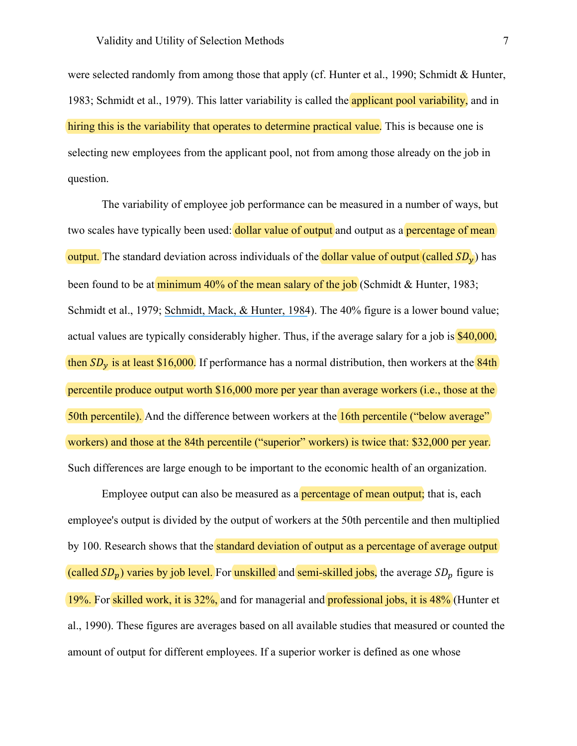were selected randomly from among those that apply (cf. Hunter et al., 1990; Schmidt & Hunter, 1983; Schmidt et al., 1979). This latter variability is called the applicant pool variability, and in hiring this is the variability that operates to determine practical value. This is because one is selecting new employees from the applicant pool, not from among those already on the job in question.

The variability of employee job performance can be measured in a number of ways, but two scales have typically been used: dollar value of output and output as a percentage of mean output. The standard deviation across individuals of the dollar value of output (called $SD_y$) has been found to be at minimum 40% of the mean salary of the job (Schmidt & Hunter, 1983; Schmidt et al., 1979; Schmidt, Mack, & Hunter, 1984). The 40% figure is a lower bound value; actual values are typically considerably higher. Thus, if the average salary for a job is $40,000, then $SD_y$ is at least $16,000. If performance has a normal distribution, then workers at the 84th percentile produce output worth $16,000 more per year than average workers (i.e., those at the 50th percentile). And the difference between workers at the 16th percentile ("below average" workers) and those at the 84th percentile ("superior" workers) is twice that: $32,000 per year. Such differences are large enough to be important to the economic health of an organization.

Employee output can also be measured as a percentage of mean output; that is, each employee's output is divided by the output of workers at the 50th percentile and then multiplied by 100. Research shows that the standard deviation of output as a percentage of average output (called $SD_p$) varies by job level. For unskilled and semi-skilled jobs, the average $SD_p$ figure is 19%. For skilled work, it is 32%, and for managerial and professional jobs, it is 48% (Hunter et al., 1990). These figures are averages based on all available studies that measured or counted the amount of output for different employees. If a superior worker is defined as one whose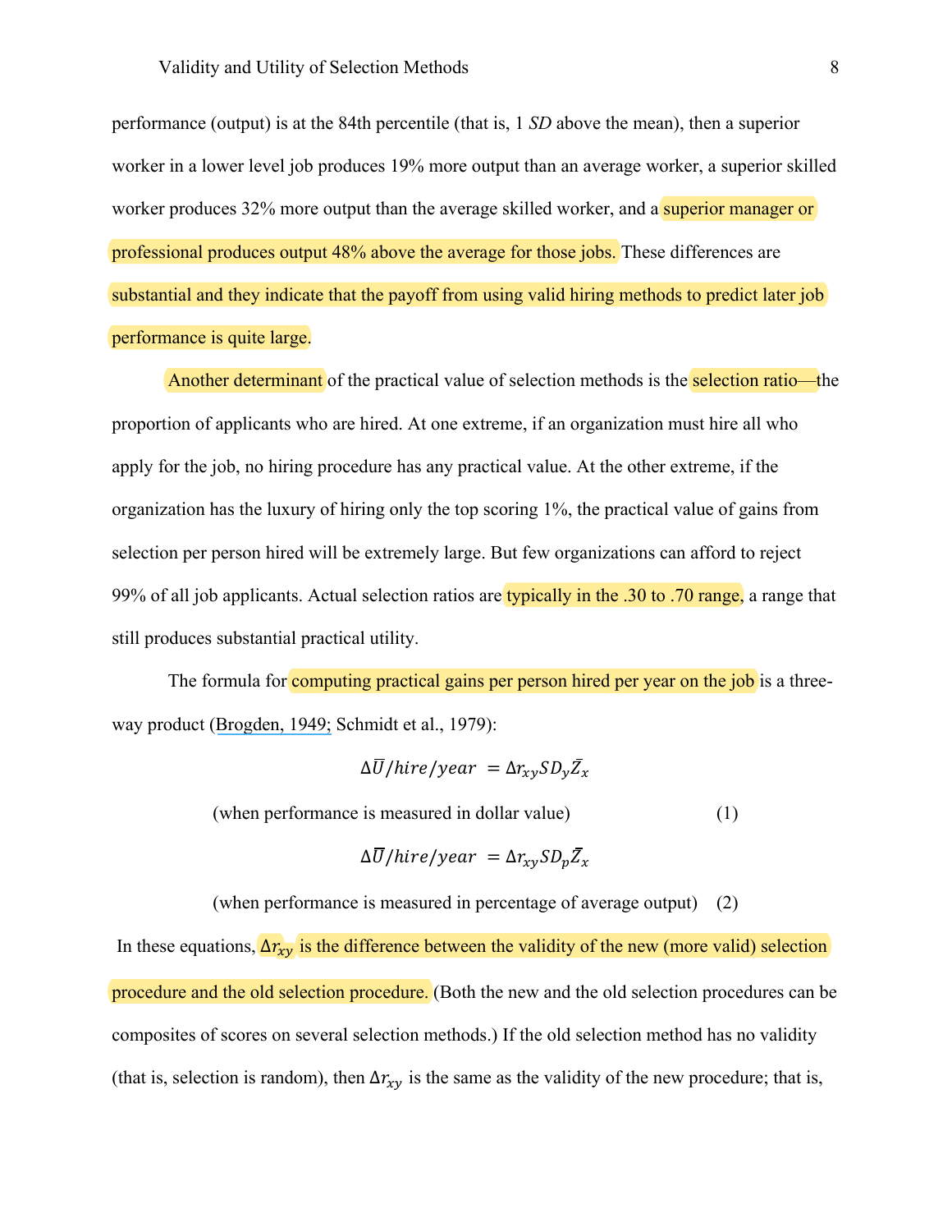performance (output) is at the 84th percentile (that is, 1 *SD* above the mean), then a superior worker in a lower level job produces 19% more output than an average worker, a superior skilled worker produces 32% more output than the average skilled worker, and a superior manager or professional produces output 48% above the average for those jobs. These differences are substantial and they indicate that the payoff from using valid hiring methods to predict later job performance is quite large.

Another determinant of the practical value of selection methods is the selection ratio—the proportion of applicants who are hired. At one extreme, if an organization must hire all who apply for the job, no hiring procedure has any practical value. At the other extreme, if the organization has the luxury of hiring only the top scoring 1%, the practical value of gains from selection per person hired will be extremely large. But few organizations can afford to reject 99% of all job applicants. Actual selection ratios are typically in the .30 to .70 range, a range that still produces substantial practical utility.

The formula for computing practical gains per person hired per year on the job is a three-way product (Brogden, 1949; Schmidt et al., 1979):

$$\Delta\bar{U}/hire/year = \Delta r_{xy} SD_y \bar{Z}_x$$

(when performance is measured in dollar value) (1)

$$\Delta\bar{U}/hire/year = \Delta r_{xy} SD_p \bar{Z}_x$$

(when performance is measured in percentage of average output) (2)

In these equations, $\Delta r_{xy}$ is the difference between the validity of the new (more valid) selection procedure and the old selection procedure. (Both the new and the old selection procedures can be composites of scores on several selection methods.) If the old selection method has no validity (that is, selection is random), then $\Delta r_{xy}$ is the same as the validity of the new procedure; that is,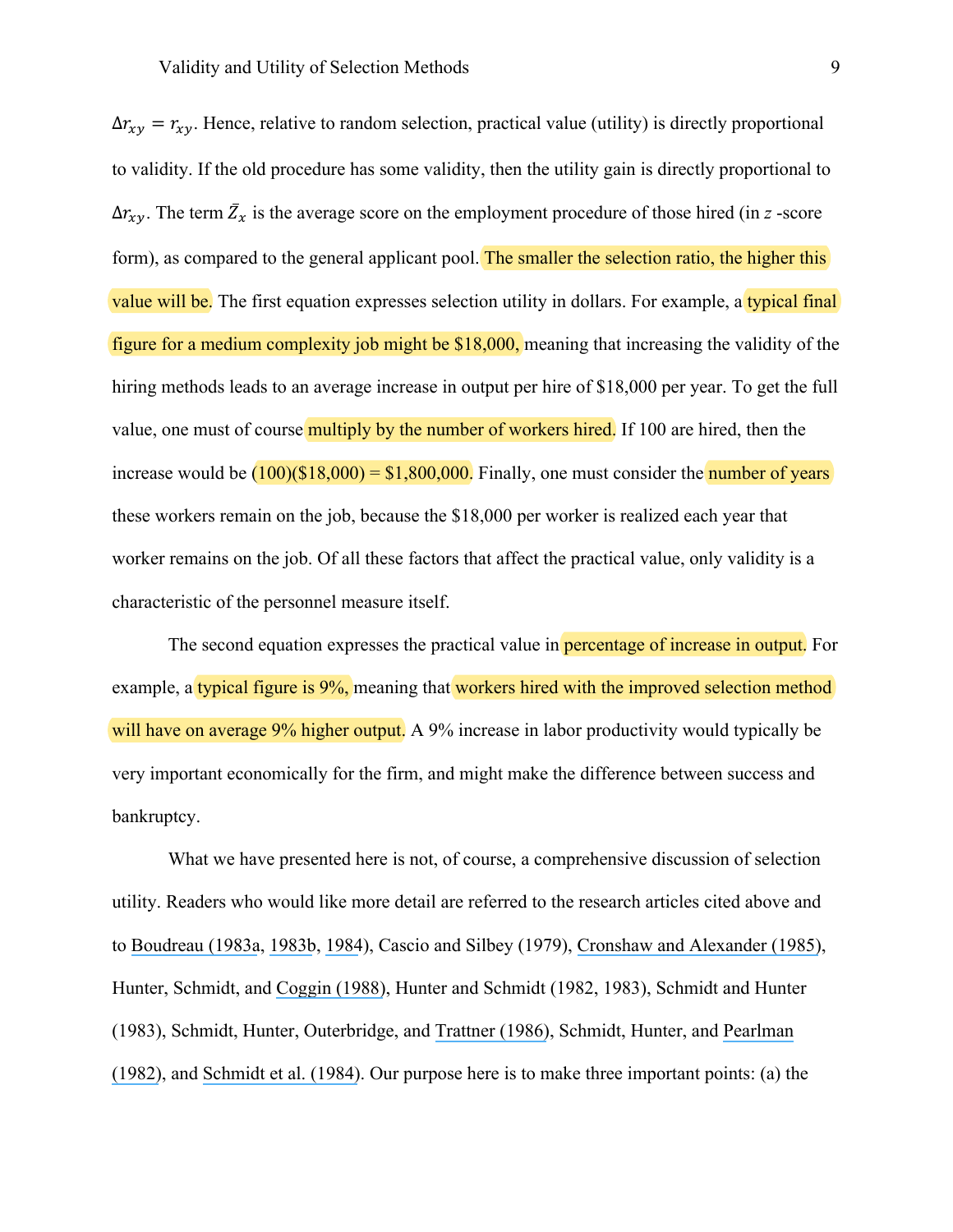$\Delta r_{xy} = r_{xy}$. Hence, relative to random selection, practical value (utility) is directly proportional to validity. If the old procedure has some validity, then the utility gain is directly proportional to $\Delta r_{xy}$. The term $\bar{Z}_x$ is the average score on the employment procedure of those hired (in $z$ -score form), as compared to the general applicant pool. The smaller the selection ratio, the higher this value will be. The first equation expresses selection utility in dollars. For example, a typical final figure for a medium complexity job might be $18,000, meaning that increasing the validity of the hiring methods leads to an average increase in output per hire of $18,000 per year. To get the full value, one must of course multiply by the number of workers hired. If 100 are hired, then the increase would be (100)($18,000) = $1,800,000. Finally, one must consider the number of years these workers remain on the job, because the $18,000 per worker is realized each year that worker remains on the job. Of all these factors that affect the practical value, only validity is a characteristic of the personnel measure itself.

The second equation expresses the practical value in percentage of increase in output. For example, a typical figure is 9%, meaning that workers hired with the improved selection method will have on average 9% higher output. A 9% increase in labor productivity would typically be very important economically for the firm, and might make the difference between success and bankruptcy.

What we have presented here is not, of course, a comprehensive discussion of selection utility. Readers who would like more detail are referred to the research articles cited above and to Boudreau (1983a, 1983b, 1984), Cascio and Silbey (1979), Cronshaw and Alexander (1985), Hunter, Schmidt, and Coggin (1988), Hunter and Schmidt (1982, 1983), Schmidt and Hunter (1983), Schmidt, Hunter, Outerbridge, and Trattner (1986), Schmidt, Hunter, and Pearlman (1982), and Schmidt et al. (1984). Our purpose here is to make three important points: (a) the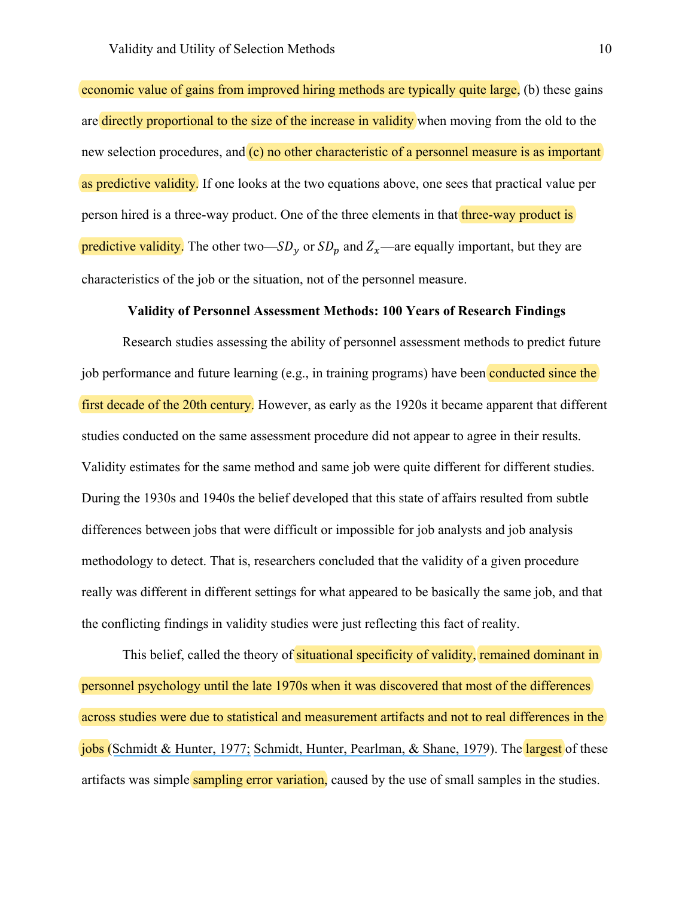economic value of gains from improved hiring methods are typically quite large, (b) these gains are directly proportional to the size of the increase in validity when moving from the old to the new selection procedures, and (c) no other characteristic of a personnel measure is as important as predictive validity. If one looks at the two equations above, one sees that practical value per person hired is a three-way product. One of the three elements in that three-way product is predictive validity. The other two—$SD_y$ or $SD_p$ and $\bar{Z}_x$—are equally important, but they are characteristics of the job or the situation, not of the personnel measure.

**Validity of Personnel Assessment Methods: 100 Years of Research Findings**

Research studies assessing the ability of personnel assessment methods to predict future job performance and future learning (e.g., in training programs) have been conducted since the first decade of the 20th century. However, as early as the 1920s it became apparent that different studies conducted on the same assessment procedure did not appear to agree in their results. Validity estimates for the same method and same job were quite different for different studies. During the 1930s and 1940s the belief developed that this state of affairs resulted from subtle differences between jobs that were difficult or impossible for job analysts and job analysis methodology to detect. That is, researchers concluded that the validity of a given procedure really was different in different settings for what appeared to be basically the same job, and that the conflicting findings in validity studies were just reflecting this fact of reality.

This belief, called the theory of situational specificity of validity, remained dominant in personnel psychology until the late 1970s when it was discovered that most of the differences across studies were due to statistical and measurement artifacts and not to real differences in the jobs (Schmidt & Hunter, 1977; Schmidt, Hunter, Pearlman, & Shane, 1979). The largest of these artifacts was simple sampling error variation, caused by the use of small samples in the studies.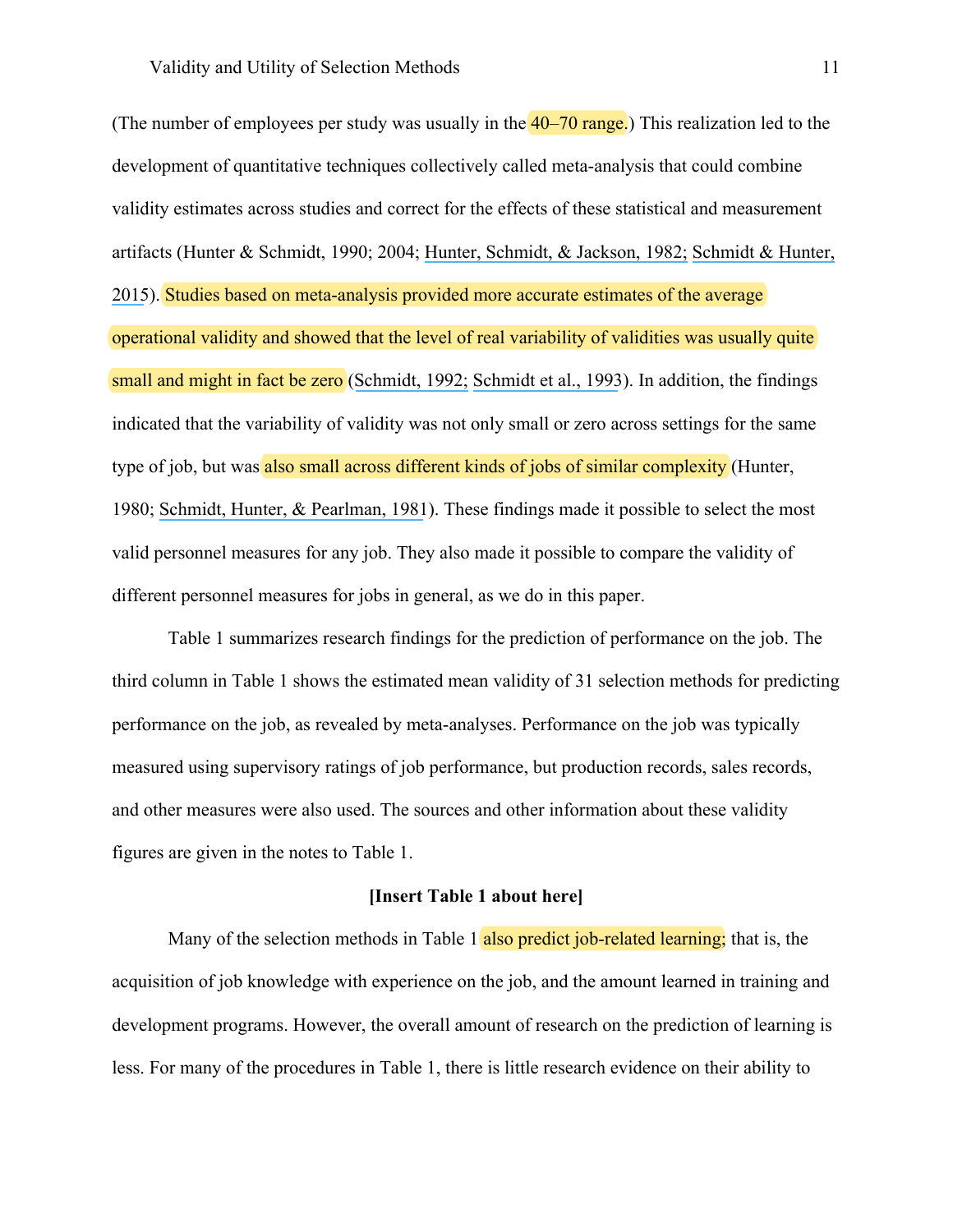(The number of employees per study was usually in the 40–70 range.) This realization led to the development of quantitative techniques collectively called meta-analysis that could combine validity estimates across studies and correct for the effects of these statistical and measurement artifacts (Hunter & Schmidt, 1990; 2004; Hunter, Schmidt, & Jackson, 1982; Schmidt & Hunter, 2015). Studies based on meta-analysis provided more accurate estimates of the average operational validity and showed that the level of real variability of validities was usually quite small and might in fact be zero (Schmidt, 1992; Schmidt et al., 1993). In addition, the findings indicated that the variability of validity was not only small or zero across settings for the same type of job, but was also small across different kinds of jobs of similar complexity (Hunter, 1980; Schmidt, Hunter, & Pearlman, 1981). These findings made it possible to select the most valid personnel measures for any job. They also made it possible to compare the validity of different personnel measures for jobs in general, as we do in this paper.

Table 1 summarizes research findings for the prediction of performance on the job. The third column in Table 1 shows the estimated mean validity of 31 selection methods for predicting performance on the job, as revealed by meta-analyses. Performance on the job was typically measured using supervisory ratings of job performance, but production records, sales records, and other measures were also used. The sources and other information about these validity figures are given in the notes to Table 1.

**[Insert Table 1 about here]**

Many of the selection methods in Table 1 also predict job-related learning; that is, the acquisition of job knowledge with experience on the job, and the amount learned in training and development programs. However, the overall amount of research on the prediction of learning is less. For many of the procedures in Table 1, there is little research evidence on their ability to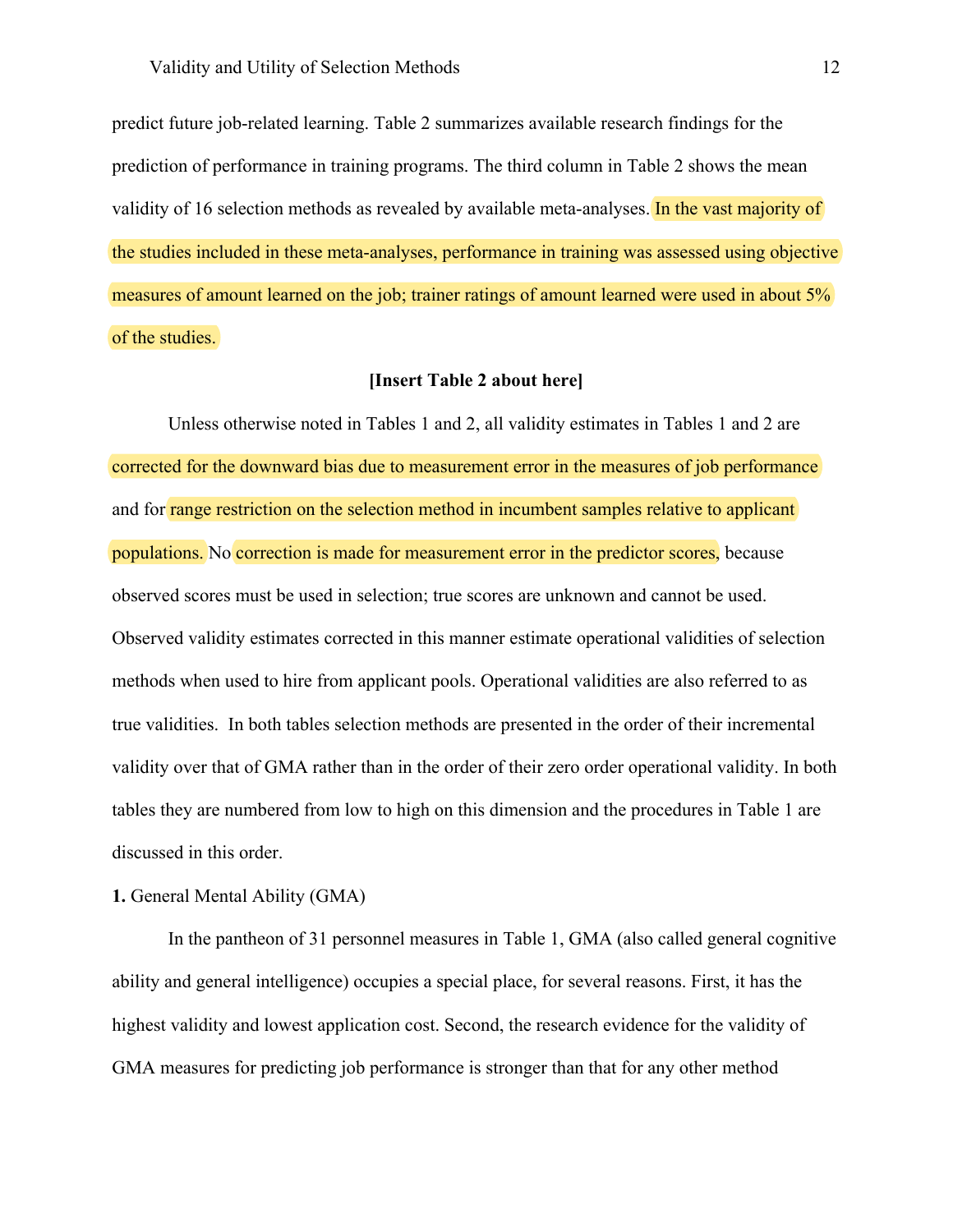predict future job-related learning. Table 2 summarizes available research findings for the prediction of performance in training programs. The third column in Table 2 shows the mean validity of 16 selection methods as revealed by available meta-analyses. In the vast majority of the studies included in these meta-analyses, performance in training was assessed using objective measures of amount learned on the job; trainer ratings of amount learned were used in about 5% of the studies.

**[Insert Table 2 about here]**

Unless otherwise noted in Tables 1 and 2, all validity estimates in Tables 1 and 2 are corrected for the downward bias due to measurement error in the measures of job performance and for range restriction on the selection method in incumbent samples relative to applicant populations. No correction is made for measurement error in the predictor scores, because observed scores must be used in selection; true scores are unknown and cannot be used. Observed validity estimates corrected in this manner estimate operational validities of selection methods when used to hire from applicant pools. Operational validities are also referred to as true validities. In both tables selection methods are presented in the order of their incremental validity over that of GMA rather than in the order of their zero order operational validity. In both tables they are numbered from low to high on this dimension and the procedures in Table 1 are discussed in this order.

**1.** General Mental Ability (GMA)

In the pantheon of 31 personnel measures in Table 1, GMA (also called general cognitive ability and general intelligence) occupies a special place, for several reasons. First, it has the highest validity and lowest application cost. Second, the research evidence for the validity of GMA measures for predicting job performance is stronger than that for any other method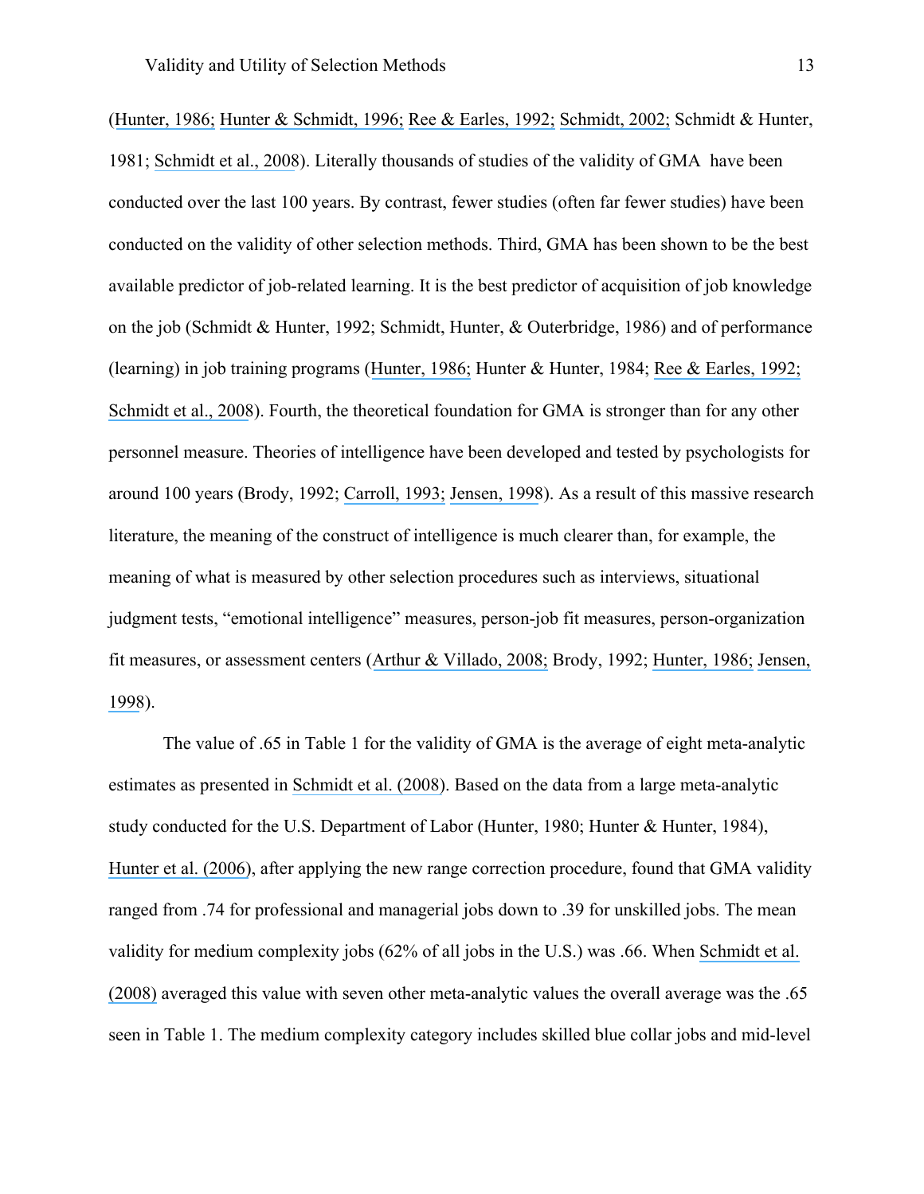(Hunter, 1986; Hunter & Schmidt, 1996; Ree & Earles, 1992; Schmidt, 2002; Schmidt & Hunter, 1981; Schmidt et al., 2008). Literally thousands of studies of the validity of GMA have been conducted over the last 100 years. By contrast, fewer studies (often far fewer studies) have been conducted on the validity of other selection methods. Third, GMA has been shown to be the best available predictor of job-related learning. It is the best predictor of acquisition of job knowledge on the job (Schmidt & Hunter, 1992; Schmidt, Hunter, & Outerbridge, 1986) and of performance (learning) in job training programs (Hunter, 1986; Hunter & Hunter, 1984; Ree & Earles, 1992; Schmidt et al., 2008). Fourth, the theoretical foundation for GMA is stronger than for any other personnel measure. Theories of intelligence have been developed and tested by psychologists for around 100 years (Brody, 1992; Carroll, 1993; Jensen, 1998). As a result of this massive research literature, the meaning of the construct of intelligence is much clearer than, for example, the meaning of what is measured by other selection procedures such as interviews, situational judgment tests, "emotional intelligence" measures, person-job fit measures, person-organization fit measures, or assessment centers (Arthur & Villado, 2008; Brody, 1992; Hunter, 1986; Jensen, 1998).

The value of .65 in Table 1 for the validity of GMA is the average of eight meta-analytic estimates as presented in Schmidt et al. (2008). Based on the data from a large meta-analytic study conducted for the U.S. Department of Labor (Hunter, 1980; Hunter & Hunter, 1984), Hunter et al. (2006), after applying the new range correction procedure, found that GMA validity ranged from .74 for professional and managerial jobs down to .39 for unskilled jobs. The mean validity for medium complexity jobs (62% of all jobs in the U.S.) was .66. When Schmidt et al. (2008) averaged this value with seven other meta-analytic values the overall average was the .65 seen in Table 1. The medium complexity category includes skilled blue collar jobs and mid-level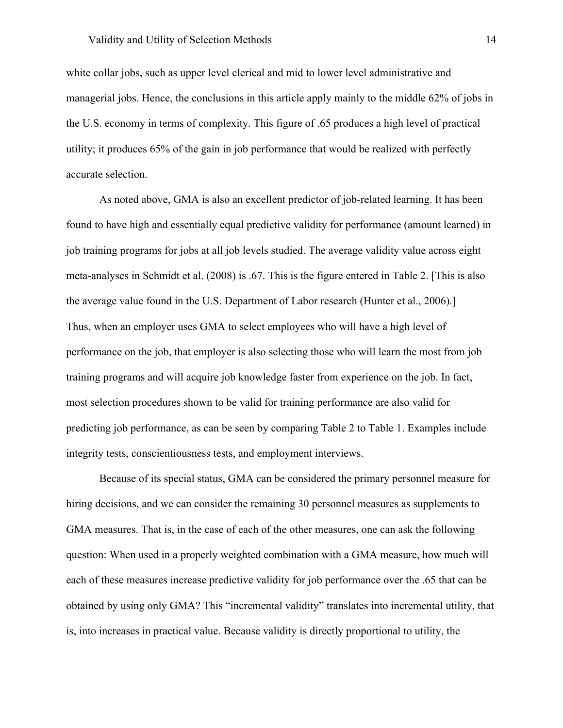white collar jobs, such as upper level clerical and mid to lower level administrative and managerial jobs. Hence, the conclusions in this article apply mainly to the middle 62% of jobs in the U.S. economy in terms of complexity. This figure of .65 produces a high level of practical utility; it produces 65% of the gain in job performance that would be realized with perfectly accurate selection.

As noted above, GMA is also an excellent predictor of job-related learning. It has been found to have high and essentially equal predictive validity for performance (amount learned) in job training programs for jobs at all job levels studied. The average validity value across eight meta-analyses in Schmidt et al. (2008) is .67. This is the figure entered in Table 2. [This is also the average value found in the U.S. Department of Labor research (Hunter et al., 2006).] Thus, when an employer uses GMA to select employees who will have a high level of performance on the job, that employer is also selecting those who will learn the most from job training programs and will acquire job knowledge faster from experience on the job. In fact, most selection procedures shown to be valid for training performance are also valid for predicting job performance, as can be seen by comparing Table 2 to Table 1. Examples include integrity tests, conscientiousness tests, and employment interviews.

Because of its special status, GMA can be considered the primary personnel measure for hiring decisions, and we can consider the remaining 30 personnel measures as supplements to GMA measures. That is, in the case of each of the other measures, one can ask the following question: When used in a properly weighted combination with a GMA measure, how much will each of these measures increase predictive validity for job performance over the .65 that can be obtained by using only GMA? This "incremental validity" translates into incremental utility, that is, into increases in practical value. Because validity is directly proportional to utility, the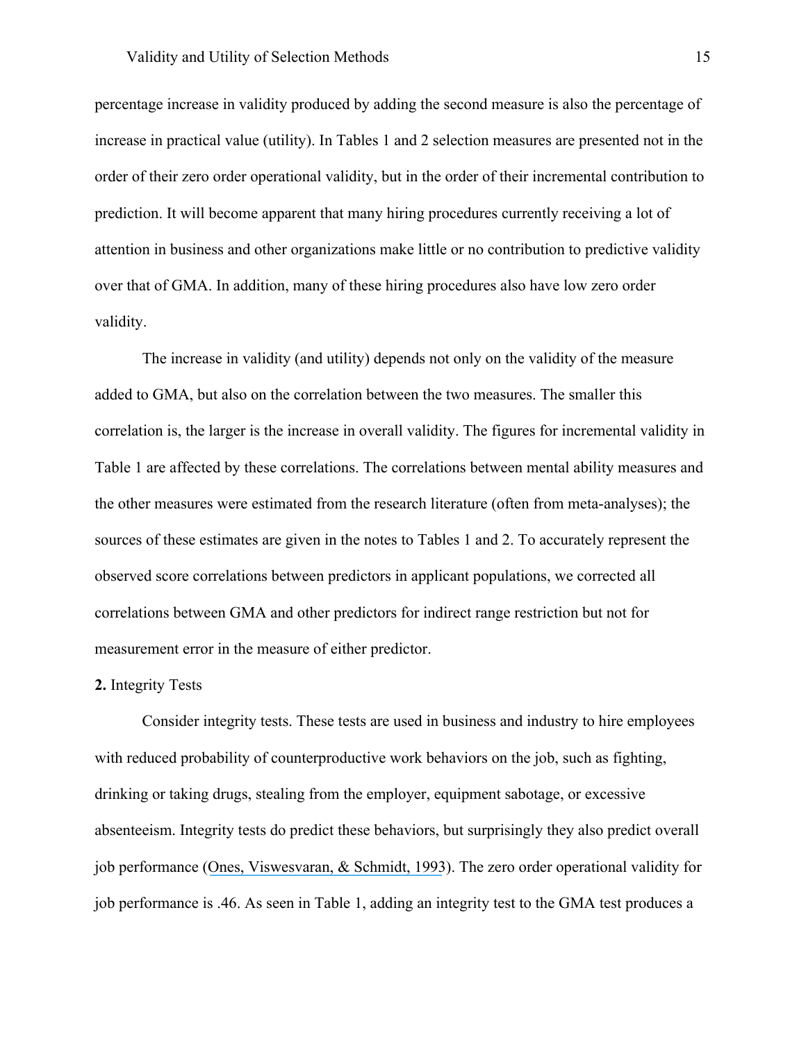percentage increase in validity produced by adding the second measure is also the percentage of increase in practical value (utility). In Tables 1 and 2 selection measures are presented not in the order of their zero order operational validity, but in the order of their incremental contribution to prediction. It will become apparent that many hiring procedures currently receiving a lot of attention in business and other organizations make little or no contribution to predictive validity over that of GMA. In addition, many of these hiring procedures also have low zero order validity.

The increase in validity (and utility) depends not only on the validity of the measure added to GMA, but also on the correlation between the two measures. The smaller this correlation is, the larger is the increase in overall validity. The figures for incremental validity in Table 1 are affected by these correlations. The correlations between mental ability measures and the other measures were estimated from the research literature (often from meta-analyses); the sources of these estimates are given in the notes to Tables 1 and 2. To accurately represent the observed score correlations between predictors in applicant populations, we corrected all correlations between GMA and other predictors for indirect range restriction but not for measurement error in the measure of either predictor.

**2.** Integrity Tests

Consider integrity tests. These tests are used in business and industry to hire employees with reduced probability of counterproductive work behaviors on the job, such as fighting, drinking or taking drugs, stealing from the employer, equipment sabotage, or excessive absenteeism. Integrity tests do predict these behaviors, but surprisingly they also predict overall job performance (Ones, Viswesvaran, & Schmidt, 1993). The zero order operational validity for job performance is .46. As seen in Table 1, adding an integrity test to the GMA test produces a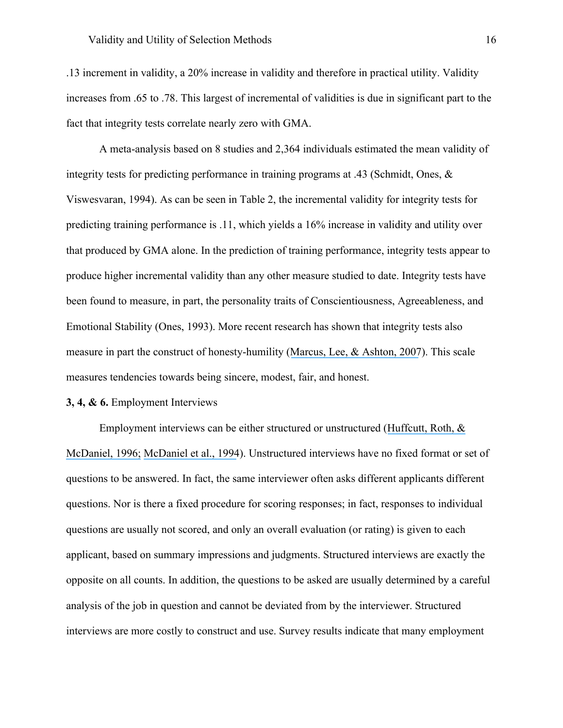.13 increment in validity, a 20% increase in validity and therefore in practical utility. Validity increases from .65 to .78. This largest of incremental of validities is due in significant part to the fact that integrity tests correlate nearly zero with GMA.

A meta-analysis based on 8 studies and 2,364 individuals estimated the mean validity of integrity tests for predicting performance in training programs at .43 (Schmidt, Ones, & Viswesvaran, 1994). As can be seen in Table 2, the incremental validity for integrity tests for predicting training performance is .11, which yields a 16% increase in validity and utility over that produced by GMA alone. In the prediction of training performance, integrity tests appear to produce higher incremental validity than any other measure studied to date. Integrity tests have been found to measure, in part, the personality traits of Conscientiousness, Agreeableness, and Emotional Stability (Ones, 1993). More recent research has shown that integrity tests also measure in part the construct of honesty-humility (Marcus, Lee, & Ashton, 2007). This scale measures tendencies towards being sincere, modest, fair, and honest.

**3, 4, & 6.** Employment Interviews

Employment interviews can be either structured or unstructured (Huffcutt, Roth, & McDaniel, 1996; McDaniel et al., 1994). Unstructured interviews have no fixed format or set of questions to be answered. In fact, the same interviewer often asks different applicants different questions. Nor is there a fixed procedure for scoring responses; in fact, responses to individual questions are usually not scored, and only an overall evaluation (or rating) is given to each applicant, based on summary impressions and judgments. Structured interviews are exactly the opposite on all counts. In addition, the questions to be asked are usually determined by a careful analysis of the job in question and cannot be deviated from by the interviewer. Structured interviews are more costly to construct and use. Survey results indicate that many employment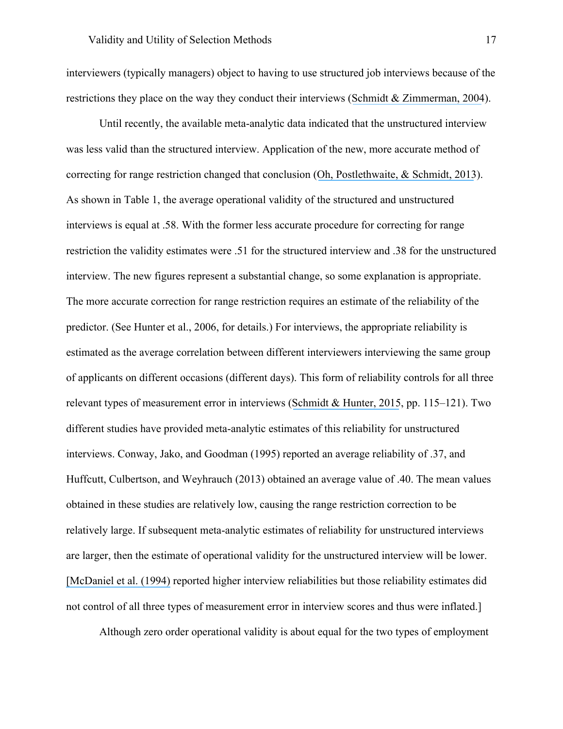interviewers (typically managers) object to having to use structured job interviews because of the restrictions they place on the way they conduct their interviews (Schmidt & Zimmerman, 2004).

Until recently, the available meta-analytic data indicated that the unstructured interview was less valid than the structured interview. Application of the new, more accurate method of correcting for range restriction changed that conclusion (Oh, Postlethwaite, & Schmidt, 2013). As shown in Table 1, the average operational validity of the structured and unstructured interviews is equal at .58. With the former less accurate procedure for correcting for range restriction the validity estimates were .51 for the structured interview and .38 for the unstructured interview. The new figures represent a substantial change, so some explanation is appropriate. The more accurate correction for range restriction requires an estimate of the reliability of the predictor. (See Hunter et al., 2006, for details.) For interviews, the appropriate reliability is estimated as the average correlation between different interviewers interviewing the same group of applicants on different occasions (different days). This form of reliability controls for all three relevant types of measurement error in interviews (Schmidt & Hunter, 2015, pp. 115–121). Two different studies have provided meta-analytic estimates of this reliability for unstructured interviews. Conway, Jako, and Goodman (1995) reported an average reliability of .37, and Huffcutt, Culbertson, and Weyhrauch (2013) obtained an average value of .40. The mean values obtained in these studies are relatively low, causing the range restriction correction to be relatively large. If subsequent meta-analytic estimates of reliability for unstructured interviews are larger, then the estimate of operational validity for the unstructured interview will be lower. [McDaniel et al. (1994) reported higher interview reliabilities but those reliability estimates did not control of all three types of measurement error in interview scores and thus were inflated.]

Although zero order operational validity is about equal for the two types of employment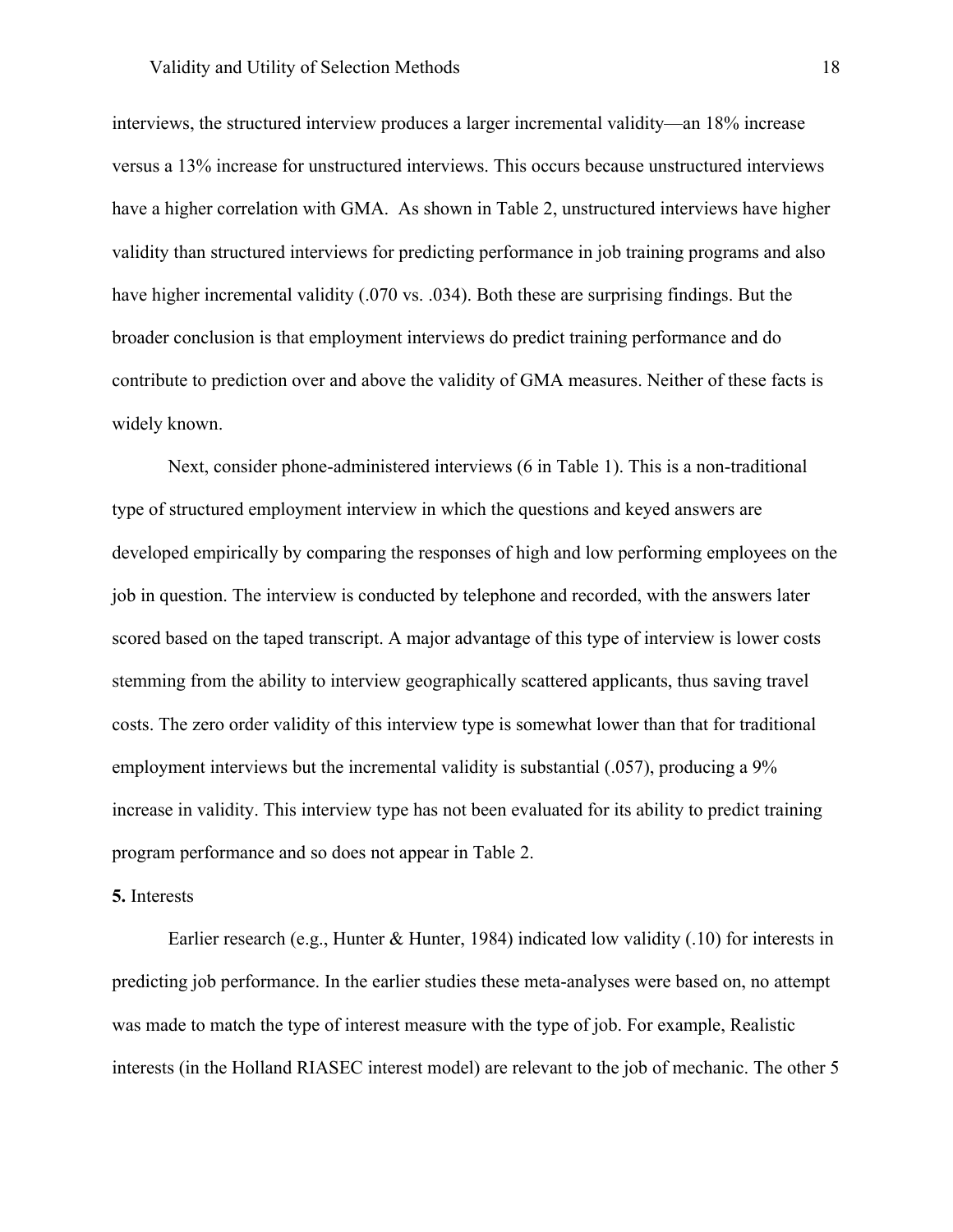interviews, the structured interview produces a larger incremental validity—an 18% increase versus a 13% increase for unstructured interviews. This occurs because unstructured interviews have a higher correlation with GMA. As shown in Table 2, unstructured interviews have higher validity than structured interviews for predicting performance in job training programs and also have higher incremental validity (.070 vs. .034). Both these are surprising findings. But the broader conclusion is that employment interviews do predict training performance and do contribute to prediction over and above the validity of GMA measures. Neither of these facts is widely known.

Next, consider phone-administered interviews (6 in Table 1). This is a non-traditional type of structured employment interview in which the questions and keyed answers are developed empirically by comparing the responses of high and low performing employees on the job in question. The interview is conducted by telephone and recorded, with the answers later scored based on the taped transcript. A major advantage of this type of interview is lower costs stemming from the ability to interview geographically scattered applicants, thus saving travel costs. The zero order validity of this interview type is somewhat lower than that for traditional employment interviews but the incremental validity is substantial (.057), producing a 9% increase in validity. This interview type has not been evaluated for its ability to predict training program performance and so does not appear in Table 2.

**5.** Interests

Earlier research (e.g., Hunter & Hunter, 1984) indicated low validity (.10) for interests in predicting job performance. In the earlier studies these meta-analyses were based on, no attempt was made to match the type of interest measure with the type of job. For example, Realistic interests (in the Holland RIASEC interest model) are relevant to the job of mechanic. The other 5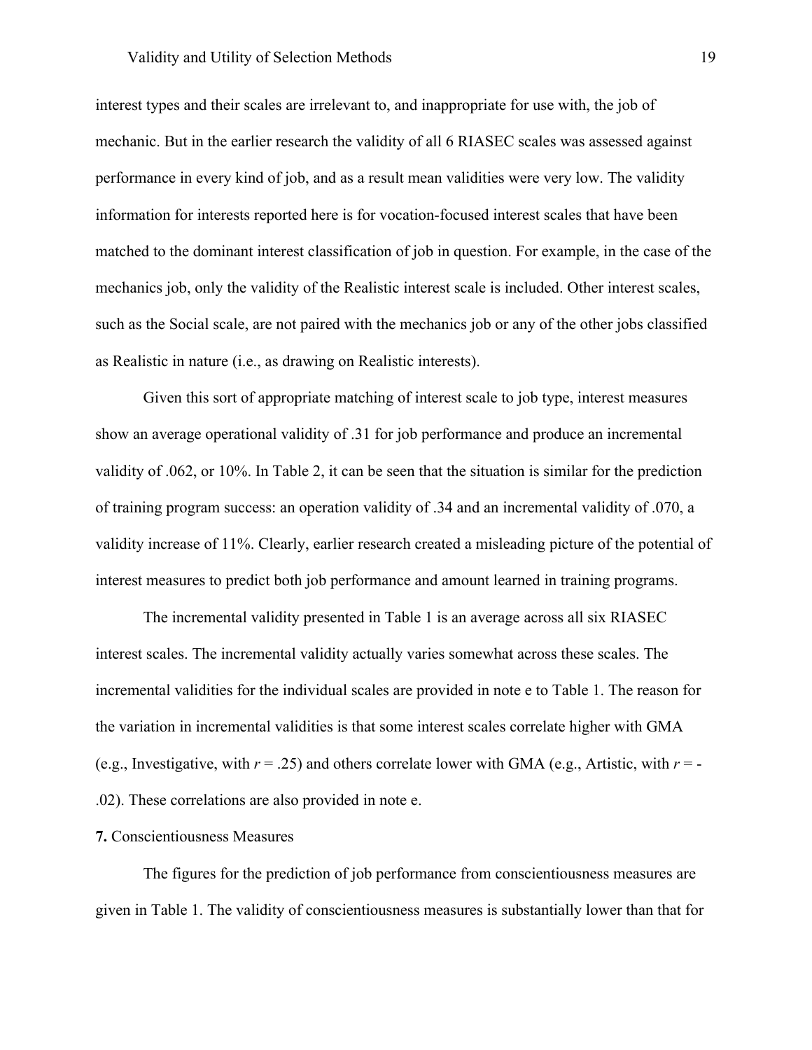interest types and their scales are irrelevant to, and inappropriate for use with, the job of mechanic. But in the earlier research the validity of all 6 RIASEC scales was assessed against performance in every kind of job, and as a result mean validities were very low. The validity information for interests reported here is for vocation-focused interest scales that have been matched to the dominant interest classification of job in question. For example, in the case of the mechanics job, only the validity of the Realistic interest scale is included. Other interest scales, such as the Social scale, are not paired with the mechanics job or any of the other jobs classified as Realistic in nature (i.e., as drawing on Realistic interests).

Given this sort of appropriate matching of interest scale to job type, interest measures show an average operational validity of .31 for job performance and produce an incremental validity of .062, or 10%. In Table 2, it can be seen that the situation is similar for the prediction of training program success: an operation validity of .34 and an incremental validity of .070, a validity increase of 11%. Clearly, earlier research created a misleading picture of the potential of interest measures to predict both job performance and amount learned in training programs.

The incremental validity presented in Table 1 is an average across all six RIASEC interest scales. The incremental validity actually varies somewhat across these scales. The incremental validities for the individual scales are provided in note e to Table 1. The reason for the variation in incremental validities is that some interest scales correlate higher with GMA (e.g., Investigative, with $r = .25$) and others correlate lower with GMA (e.g., Artistic, with $r = -.02$). These correlations are also provided in note e.

**7.** Conscientiousness Measures

The figures for the prediction of job performance from conscientiousness measures are given in Table 1. The validity of conscientiousness measures is substantially lower than that for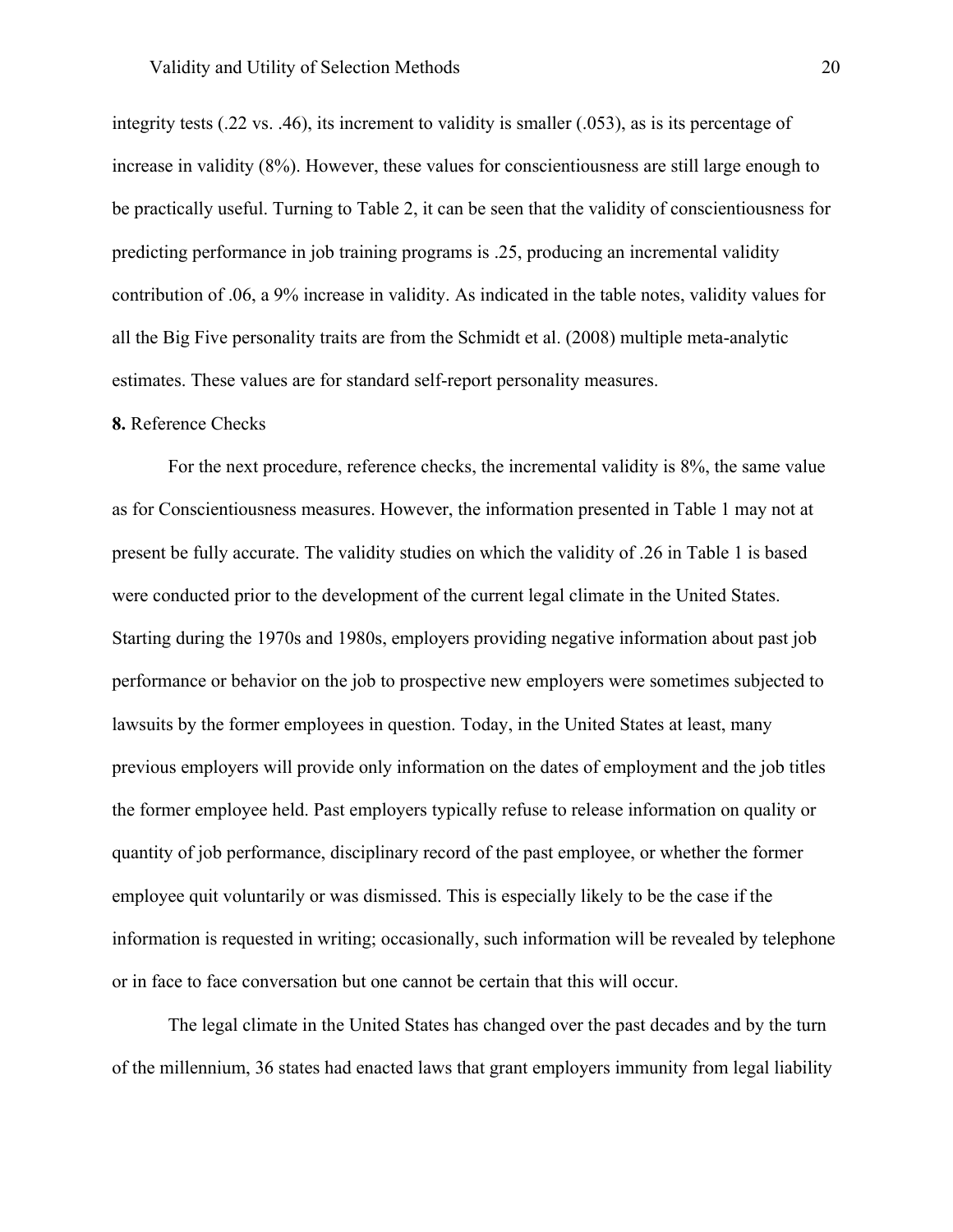integrity tests (.22 vs. .46), its increment to validity is smaller (.053), as is its percentage of increase in validity (8%). However, these values for conscientiousness are still large enough to be practically useful. Turning to Table 2, it can be seen that the validity of conscientiousness for predicting performance in job training programs is .25, producing an incremental validity contribution of .06, a 9% increase in validity. As indicated in the table notes, validity values for all the Big Five personality traits are from the Schmidt et al. (2008) multiple meta-analytic estimates. These values are for standard self-report personality measures.

**8.** Reference Checks

For the next procedure, reference checks, the incremental validity is 8%, the same value as for Conscientiousness measures. However, the information presented in Table 1 may not at present be fully accurate. The validity studies on which the validity of .26 in Table 1 is based were conducted prior to the development of the current legal climate in the United States. Starting during the 1970s and 1980s, employers providing negative information about past job performance or behavior on the job to prospective new employers were sometimes subjected to lawsuits by the former employees in question. Today, in the United States at least, many previous employers will provide only information on the dates of employment and the job titles the former employee held. Past employers typically refuse to release information on quality or quantity of job performance, disciplinary record of the past employee, or whether the former employee quit voluntarily or was dismissed. This is especially likely to be the case if the information is requested in writing; occasionally, such information will be revealed by telephone or in face to face conversation but one cannot be certain that this will occur.

The legal climate in the United States has changed over the past decades and by the turn of the millennium, 36 states had enacted laws that grant employers immunity from legal liability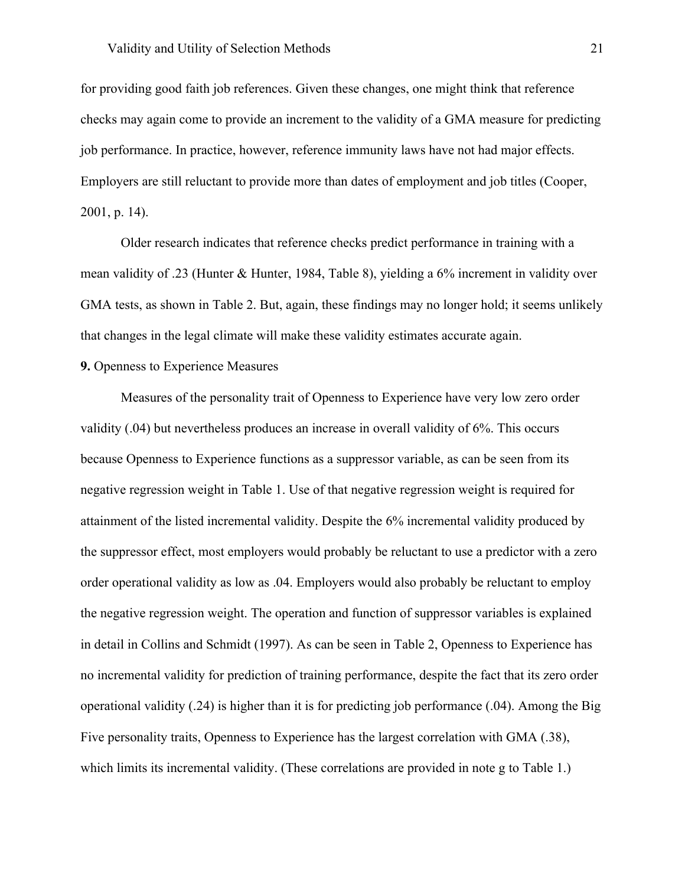for providing good faith job references. Given these changes, one might think that reference checks may again come to provide an increment to the validity of a GMA measure for predicting job performance. In practice, however, reference immunity laws have not had major effects. Employers are still reluctant to provide more than dates of employment and job titles (Cooper, 2001, p. 14).

Older research indicates that reference checks predict performance in training with a mean validity of .23 (Hunter & Hunter, 1984, Table 8), yielding a 6% increment in validity over GMA tests, as shown in Table 2. But, again, these findings may no longer hold; it seems unlikely that changes in the legal climate will make these validity estimates accurate again.

**9.** Openness to Experience Measures

Measures of the personality trait of Openness to Experience have very low zero order validity (.04) but nevertheless produces an increase in overall validity of 6%. This occurs because Openness to Experience functions as a suppressor variable, as can be seen from its negative regression weight in Table 1. Use of that negative regression weight is required for attainment of the listed incremental validity. Despite the 6% incremental validity produced by the suppressor effect, most employers would probably be reluctant to use a predictor with a zero order operational validity as low as .04. Employers would also probably be reluctant to employ the negative regression weight. The operation and function of suppressor variables is explained in detail in Collins and Schmidt (1997). As can be seen in Table 2, Openness to Experience has no incremental validity for prediction of training performance, despite the fact that its zero order operational validity (.24) is higher than it is for predicting job performance (.04). Among the Big Five personality traits, Openness to Experience has the largest correlation with GMA (.38), which limits its incremental validity. (These correlations are provided in note g to Table 1.)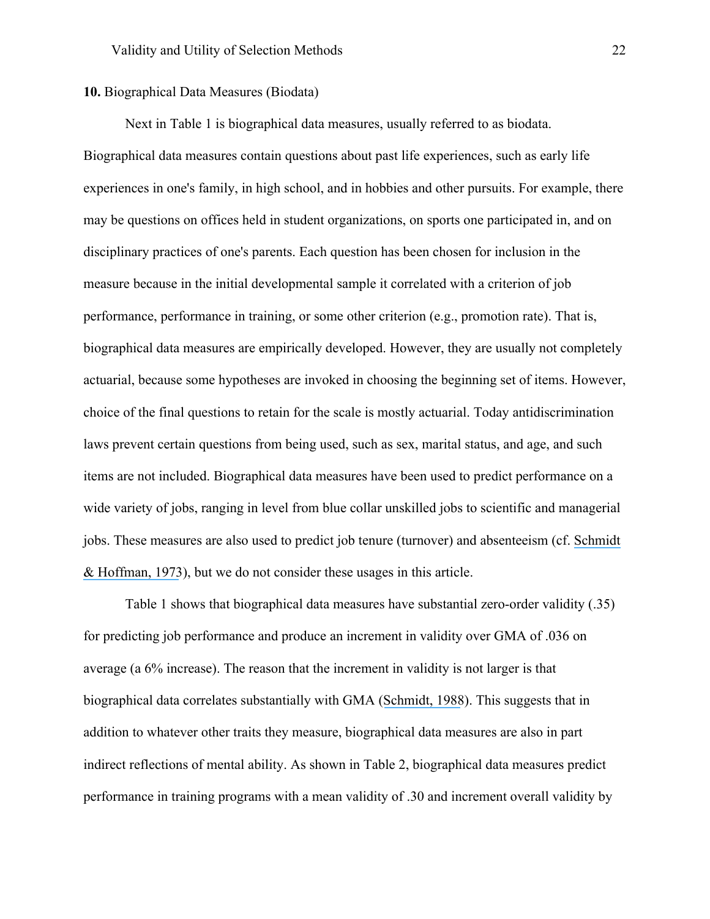**10.** Biographical Data Measures (Biodata)

Next in Table 1 is biographical data measures, usually referred to as biodata. Biographical data measures contain questions about past life experiences, such as early life experiences in one's family, in high school, and in hobbies and other pursuits. For example, there may be questions on offices held in student organizations, on sports one participated in, and on disciplinary practices of one's parents. Each question has been chosen for inclusion in the measure because in the initial developmental sample it correlated with a criterion of job performance, performance in training, or some other criterion (e.g., promotion rate). That is, biographical data measures are empirically developed. However, they are usually not completely actuarial, because some hypotheses are invoked in choosing the beginning set of items. However, choice of the final questions to retain for the scale is mostly actuarial. Today antidiscrimination laws prevent certain questions from being used, such as sex, marital status, and age, and such items are not included. Biographical data measures have been used to predict performance on a wide variety of jobs, ranging in level from blue collar unskilled jobs to scientific and managerial jobs. These measures are also used to predict job tenure (turnover) and absenteeism (cf. Schmidt & Hoffman, 1973), but we do not consider these usages in this article.

Table 1 shows that biographical data measures have substantial zero-order validity (.35) for predicting job performance and produce an increment in validity over GMA of .036 on average (a 6% increase). The reason that the increment in validity is not larger is that biographical data correlates substantially with GMA (Schmidt, 1988). This suggests that in addition to whatever other traits they measure, biographical data measures are also in part indirect reflections of mental ability. As shown in Table 2, biographical data measures predict performance in training programs with a mean validity of .30 and increment overall validity by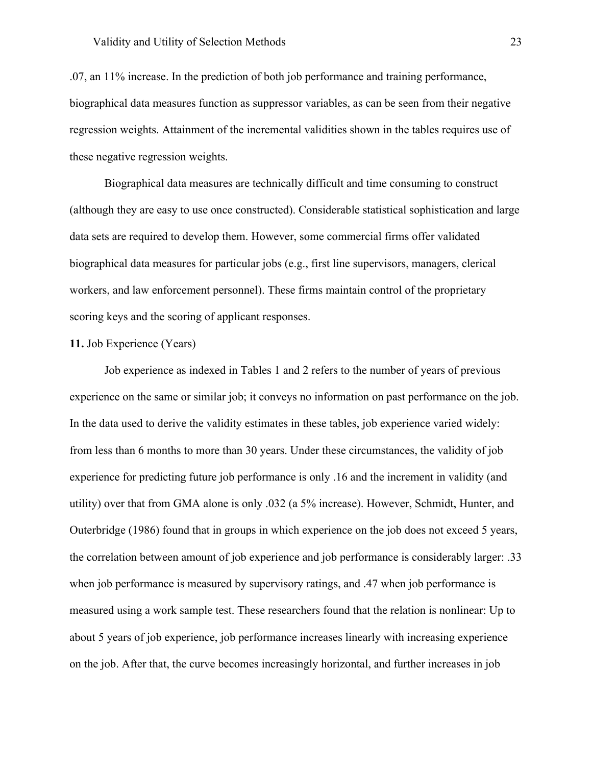.07, an 11% increase. In the prediction of both job performance and training performance, biographical data measures function as suppressor variables, as can be seen from their negative regression weights. Attainment of the incremental validities shown in the tables requires use of these negative regression weights.

Biographical data measures are technically difficult and time consuming to construct (although they are easy to use once constructed). Considerable statistical sophistication and large data sets are required to develop them. However, some commercial firms offer validated biographical data measures for particular jobs (e.g., first line supervisors, managers, clerical workers, and law enforcement personnel). These firms maintain control of the proprietary scoring keys and the scoring of applicant responses.

**11.** Job Experience (Years)

Job experience as indexed in Tables 1 and 2 refers to the number of years of previous experience on the same or similar job; it conveys no information on past performance on the job. In the data used to derive the validity estimates in these tables, job experience varied widely: from less than 6 months to more than 30 years. Under these circumstances, the validity of job experience for predicting future job performance is only .16 and the increment in validity (and utility) over that from GMA alone is only .032 (a 5% increase). However, Schmidt, Hunter, and Outerbridge (1986) found that in groups in which experience on the job does not exceed 5 years, the correlation between amount of job experience and job performance is considerably larger: .33 when job performance is measured by supervisory ratings, and .47 when job performance is measured using a work sample test. These researchers found that the relation is nonlinear: Up to about 5 years of job experience, job performance increases linearly with increasing experience on the job. After that, the curve becomes increasingly horizontal, and further increases in job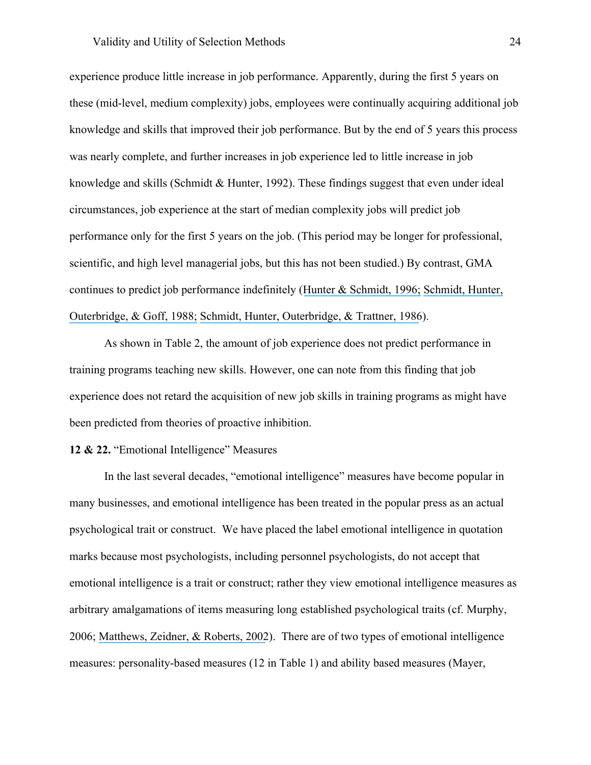experience produce little increase in job performance. Apparently, during the first 5 years on these (mid-level, medium complexity) jobs, employees were continually acquiring additional job knowledge and skills that improved their job performance. But by the end of 5 years this process was nearly complete, and further increases in job experience led to little increase in job knowledge and skills (Schmidt & Hunter, 1992). These findings suggest that even under ideal circumstances, job experience at the start of median complexity jobs will predict job performance only for the first 5 years on the job. (This period may be longer for professional, scientific, and high level managerial jobs, but this has not been studied.) By contrast, GMA continues to predict job performance indefinitely (Hunter & Schmidt, 1996; Schmidt, Hunter, Outerbridge, & Goff, 1988; Schmidt, Hunter, Outerbridge, & Trattner, 1986).

As shown in Table 2, the amount of job experience does not predict performance in training programs teaching new skills. However, one can note from this finding that job experience does not retard the acquisition of new job skills in training programs as might have been predicted from theories of proactive inhibition.

**12 & 22.** "Emotional Intelligence" Measures

In the last several decades, "emotional intelligence" measures have become popular in many businesses, and emotional intelligence has been treated in the popular press as an actual psychological trait or construct. We have placed the label emotional intelligence in quotation marks because most psychologists, including personnel psychologists, do not accept that emotional intelligence is a trait or construct; rather they view emotional intelligence measures as arbitrary amalgamations of items measuring long established psychological traits (cf. Murphy, 2006; Matthews, Zeidner, & Roberts, 2002). There are of two types of emotional intelligence measures: personality-based measures (12 in Table 1) and ability based measures (Mayer,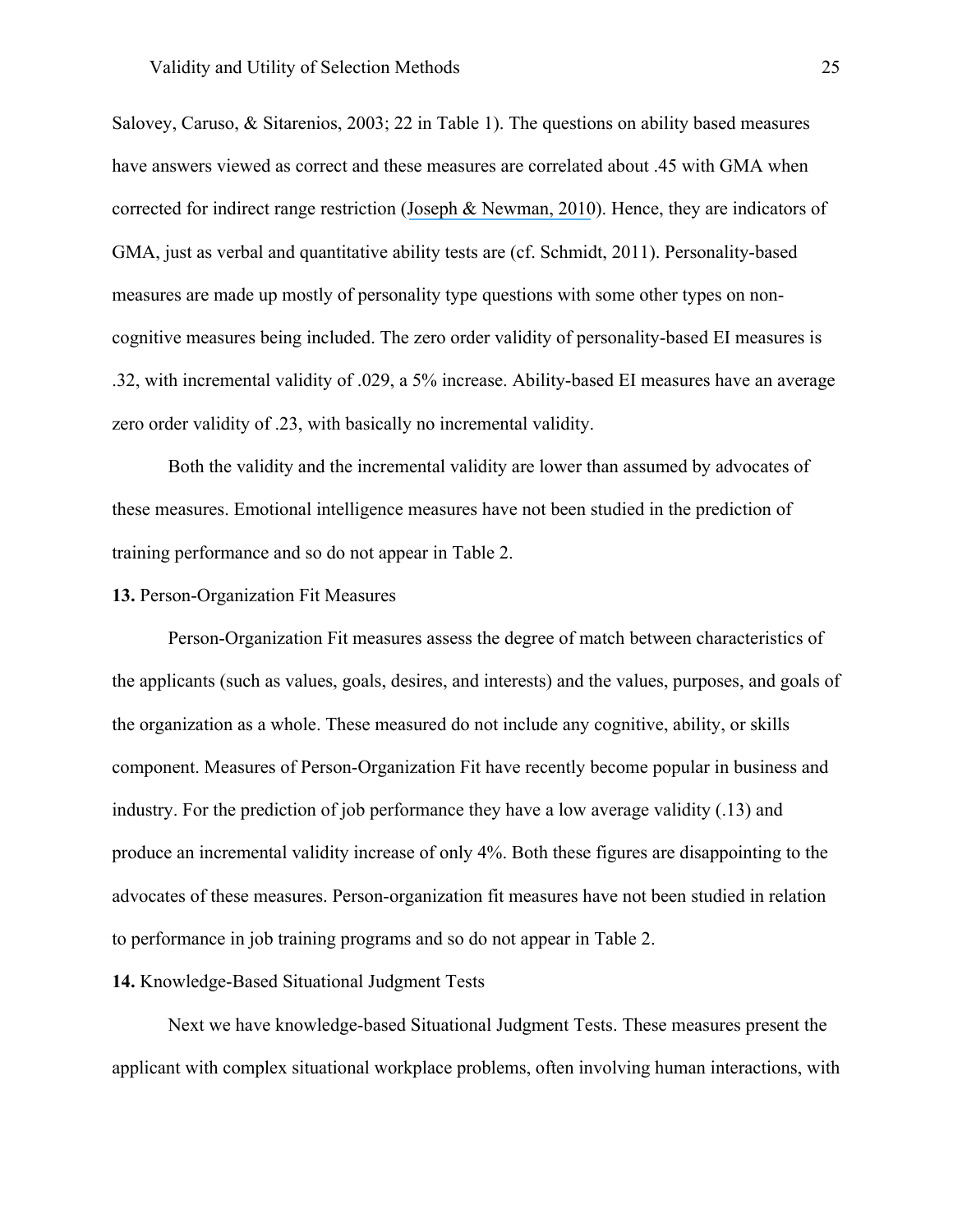Salovey, Caruso, & Sitarenios, 2003; 22 in Table 1). The questions on ability based measures have answers viewed as correct and these measures are correlated about .45 with GMA when corrected for indirect range restriction (Joseph & Newman, 2010). Hence, they are indicators of GMA, just as verbal and quantitative ability tests are (cf. Schmidt, 2011). Personality-based measures are made up mostly of personality type questions with some other types on non-cognitive measures being included. The zero order validity of personality-based EI measures is .32, with incremental validity of .029, a 5% increase. Ability-based EI measures have an average zero order validity of .23, with basically no incremental validity.

Both the validity and the incremental validity are lower than assumed by advocates of these measures. Emotional intelligence measures have not been studied in the prediction of training performance and so do not appear in Table 2.

**13.** Person-Organization Fit Measures

Person-Organization Fit measures assess the degree of match between characteristics of the applicants (such as values, goals, desires, and interests) and the values, purposes, and goals of the organization as a whole. These measured do not include any cognitive, ability, or skills component. Measures of Person-Organization Fit have recently become popular in business and industry. For the prediction of job performance they have a low average validity (.13) and produce an incremental validity increase of only 4%. Both these figures are disappointing to the advocates of these measures. Person-organization fit measures have not been studied in relation to performance in job training programs and so do not appear in Table 2.

**14.** Knowledge-Based Situational Judgment Tests

Next we have knowledge-based Situational Judgment Tests. These measures present the applicant with complex situational workplace problems, often involving human interactions, with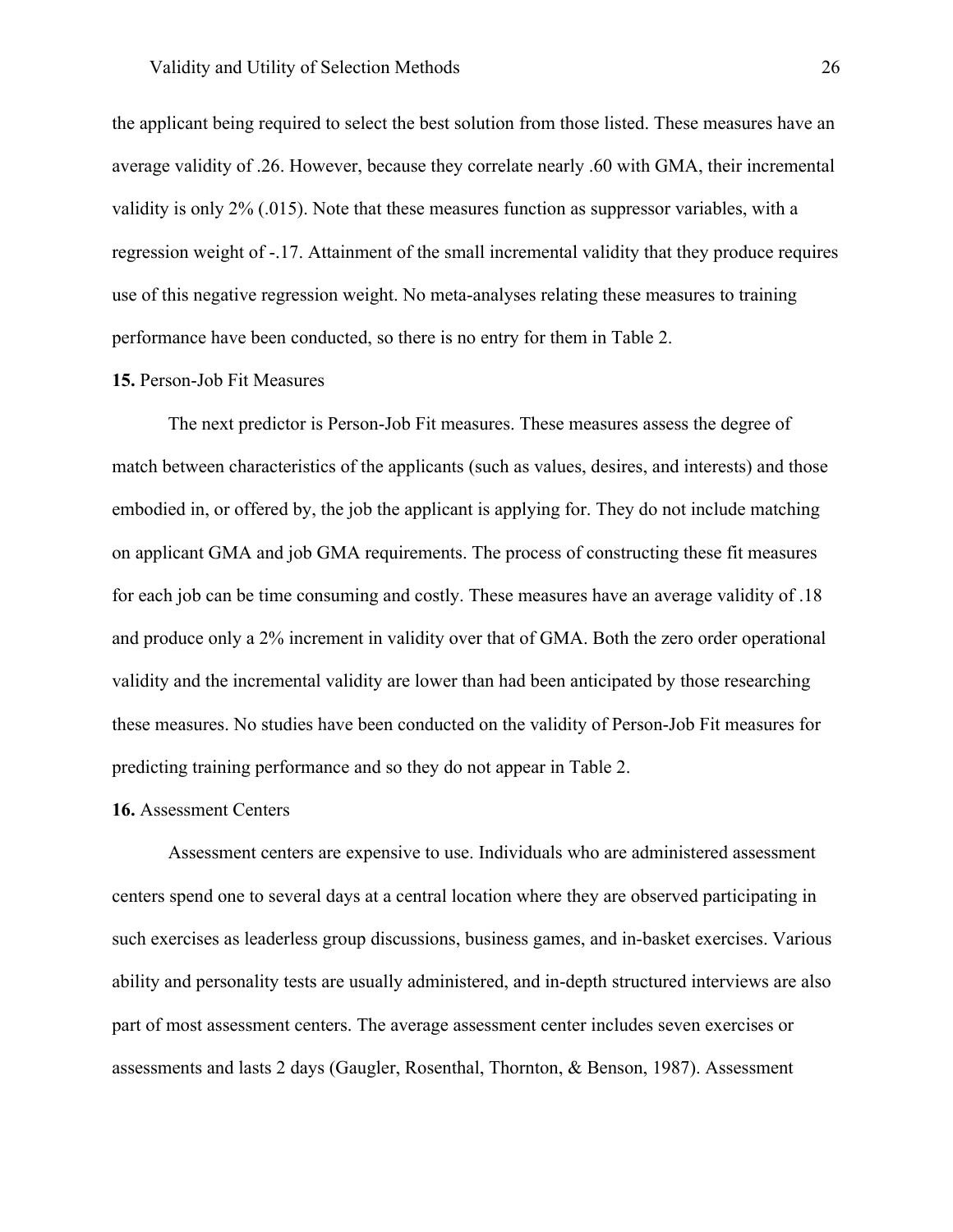the applicant being required to select the best solution from those listed. These measures have an average validity of .26. However, because they correlate nearly .60 with GMA, their incremental validity is only 2% (.015). Note that these measures function as suppressor variables, with a regression weight of -.17. Attainment of the small incremental validity that they produce requires use of this negative regression weight. No meta-analyses relating these measures to training performance have been conducted, so there is no entry for them in Table 2.

**15.** Person-Job Fit Measures

The next predictor is Person-Job Fit measures. These measures assess the degree of match between characteristics of the applicants (such as values, desires, and interests) and those embodied in, or offered by, the job the applicant is applying for. They do not include matching on applicant GMA and job GMA requirements. The process of constructing these fit measures for each job can be time consuming and costly. These measures have an average validity of .18 and produce only a 2% increment in validity over that of GMA. Both the zero order operational validity and the incremental validity are lower than had been anticipated by those researching these measures. No studies have been conducted on the validity of Person-Job Fit measures for predicting training performance and so they do not appear in Table 2.

**16.** Assessment Centers

Assessment centers are expensive to use. Individuals who are administered assessment centers spend one to several days at a central location where they are observed participating in such exercises as leaderless group discussions, business games, and in-basket exercises. Various ability and personality tests are usually administered, and in-depth structured interviews are also part of most assessment centers. The average assessment center includes seven exercises or assessments and lasts 2 days (Gaugler, Rosenthal, Thornton, & Benson, 1987). Assessment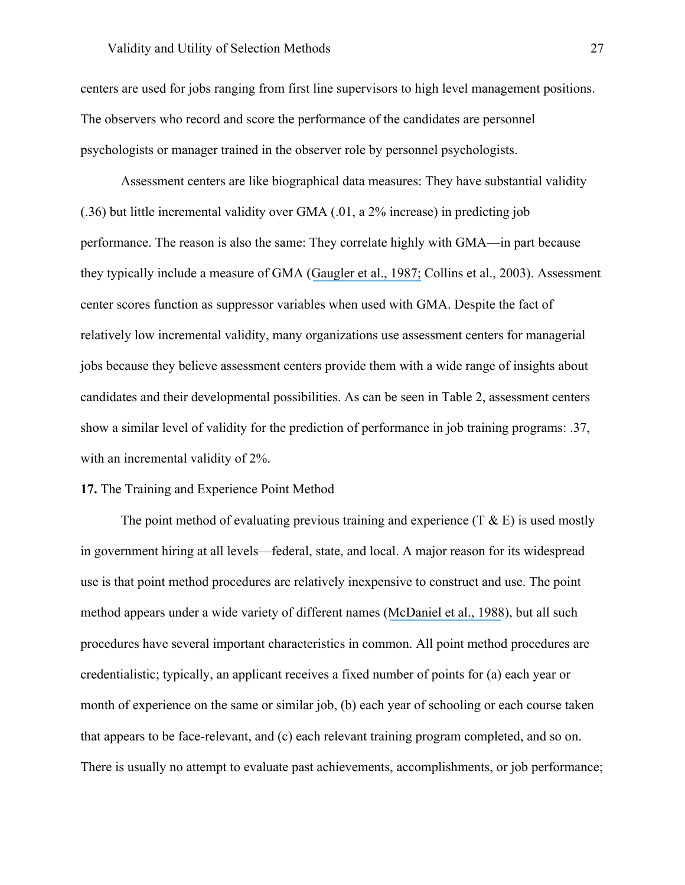centers are used for jobs ranging from first line supervisors to high level management positions. The observers who record and score the performance of the candidates are personnel psychologists or manager trained in the observer role by personnel psychologists.

Assessment centers are like biographical data measures: They have substantial validity (.36) but little incremental validity over GMA (.01, a 2% increase) in predicting job performance. The reason is also the same: They correlate highly with GMA—in part because they typically include a measure of GMA (Gaugler et al., 1987; Collins et al., 2003). Assessment center scores function as suppressor variables when used with GMA. Despite the fact of relatively low incremental validity, many organizations use assessment centers for managerial jobs because they believe assessment centers provide them with a wide range of insights about candidates and their developmental possibilities. As can be seen in Table 2, assessment centers show a similar level of validity for the prediction of performance in job training programs: .37, with an incremental validity of 2%.

**17.** The Training and Experience Point Method

The point method of evaluating previous training and experience (T & E) is used mostly in government hiring at all levels—federal, state, and local. A major reason for its widespread use is that point method procedures are relatively inexpensive to construct and use. The point method appears under a wide variety of different names (McDaniel et al., 1988), but all such procedures have several important characteristics in common. All point method procedures are credentialistic; typically, an applicant receives a fixed number of points for (a) each year or month of experience on the same or similar job, (b) each year of schooling or each course taken that appears to be face-relevant, and (c) each relevant training program completed, and so on. There is usually no attempt to evaluate past achievements, accomplishments, or job performance;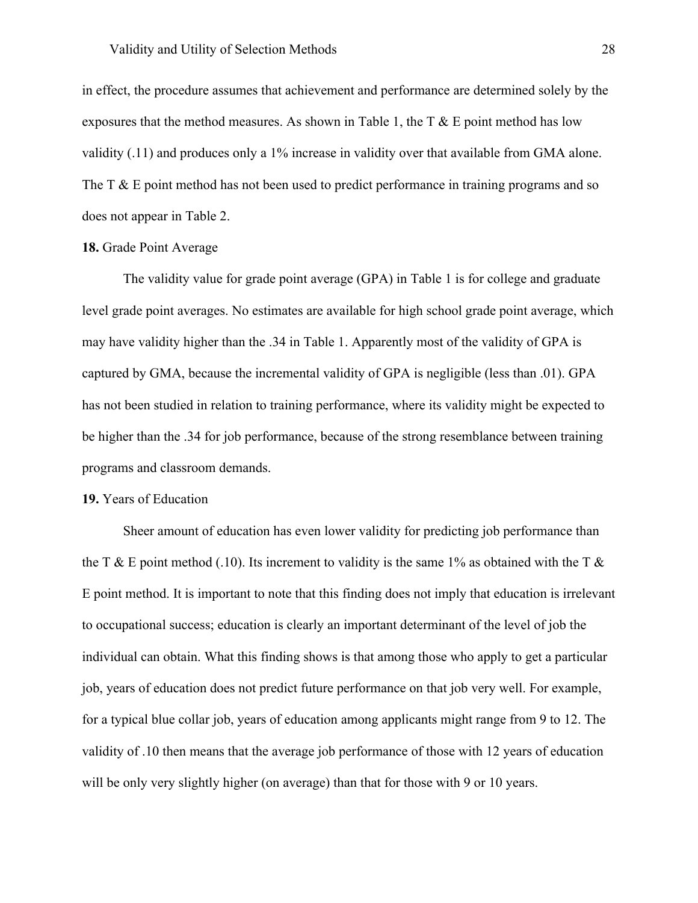in effect, the procedure assumes that achievement and performance are determined solely by the exposures that the method measures. As shown in Table 1, the T & E point method has low validity (.11) and produces only a 1% increase in validity over that available from GMA alone. The T & E point method has not been used to predict performance in training programs and so does not appear in Table 2.

**18.** Grade Point Average

The validity value for grade point average (GPA) in Table 1 is for college and graduate level grade point averages. No estimates are available for high school grade point average, which may have validity higher than the .34 in Table 1. Apparently most of the validity of GPA is captured by GMA, because the incremental validity of GPA is negligible (less than .01). GPA has not been studied in relation to training performance, where its validity might be expected to be higher than the .34 for job performance, because of the strong resemblance between training programs and classroom demands.

**19.** Years of Education

Sheer amount of education has even lower validity for predicting job performance than the T & E point method (.10). Its increment to validity is the same 1% as obtained with the T & E point method. It is important to note that this finding does not imply that education is irrelevant to occupational success; education is clearly an important determinant of the level of job the individual can obtain. What this finding shows is that among those who apply to get a particular job, years of education does not predict future performance on that job very well. For example, for a typical blue collar job, years of education among applicants might range from 9 to 12. The validity of .10 then means that the average job performance of those with 12 years of education will be only very slightly higher (on average) than that for those with 9 or 10 years.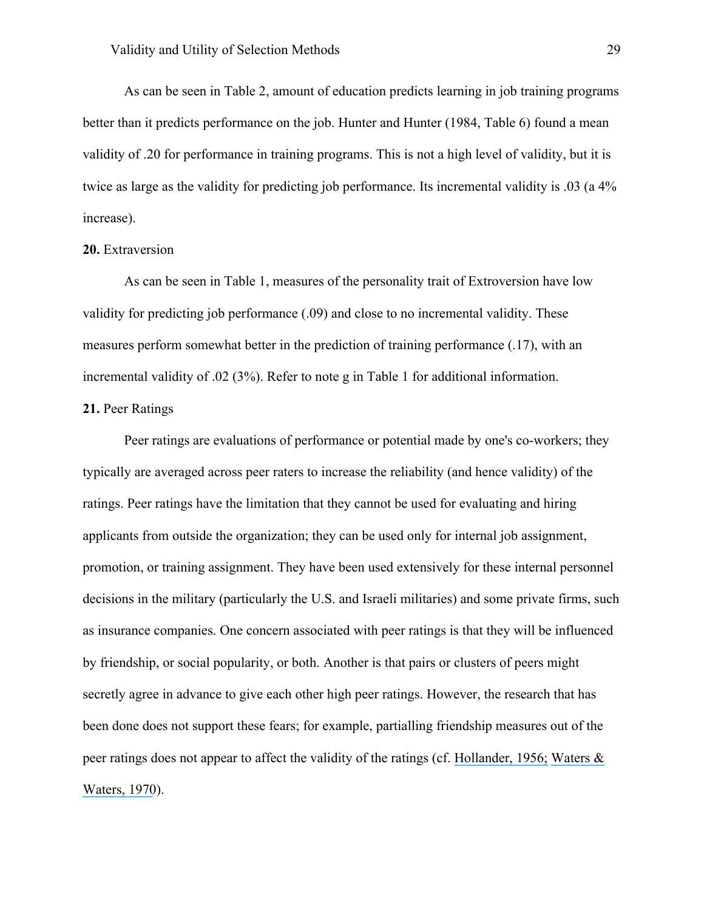As can be seen in Table 2, amount of education predicts learning in job training programs better than it predicts performance on the job. Hunter and Hunter (1984, Table 6) found a mean validity of .20 for performance in training programs. This is not a high level of validity, but it is twice as large as the validity for predicting job performance. Its incremental validity is .03 (a 4% increase).

**20.** Extraversion

As can be seen in Table 1, measures of the personality trait of Extroversion have low validity for predicting job performance (.09) and close to no incremental validity. These measures perform somewhat better in the prediction of training performance (.17), with an incremental validity of .02 (3%). Refer to note g in Table 1 for additional information.

**21.** Peer Ratings

Peer ratings are evaluations of performance or potential made by one's co-workers; they typically are averaged across peer raters to increase the reliability (and hence validity) of the ratings. Peer ratings have the limitation that they cannot be used for evaluating and hiring applicants from outside the organization; they can be used only for internal job assignment, promotion, or training assignment. They have been used extensively for these internal personnel decisions in the military (particularly the U.S. and Israeli militaries) and some private firms, such as insurance companies. One concern associated with peer ratings is that they will be influenced by friendship, or social popularity, or both. Another is that pairs or clusters of peers might secretly agree in advance to give each other high peer ratings. However, the research that has been done does not support these fears; for example, partialling friendship measures out of the peer ratings does not appear to affect the validity of the ratings (cf. Hollander, 1956; Waters & Waters, 1970).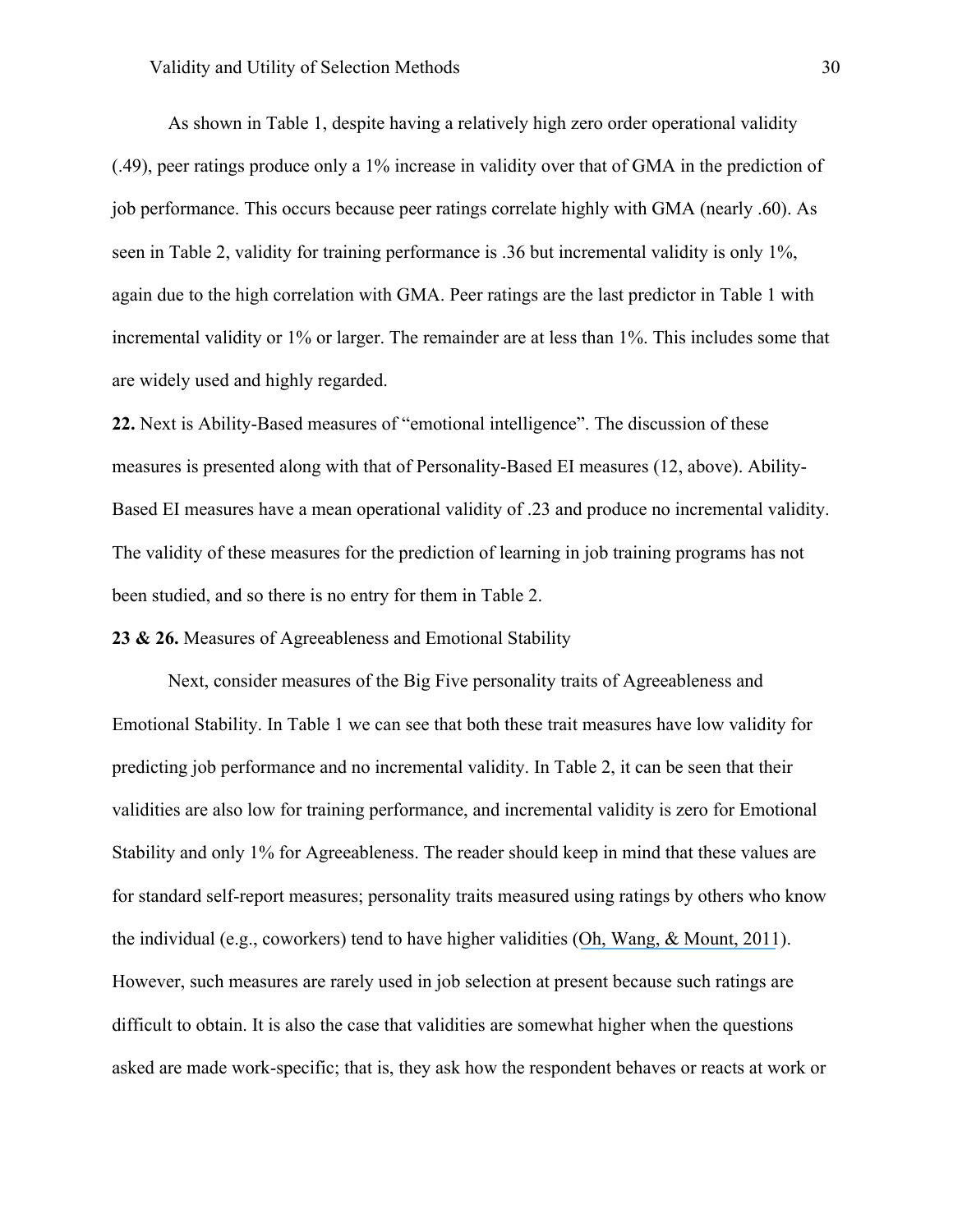As shown in Table 1, despite having a relatively high zero order operational validity (.49), peer ratings produce only a 1% increase in validity over that of GMA in the prediction of job performance. This occurs because peer ratings correlate highly with GMA (nearly .60). As seen in Table 2, validity for training performance is .36 but incremental validity is only 1%, again due to the high correlation with GMA. Peer ratings are the last predictor in Table 1 with incremental validity or 1% or larger. The remainder are at less than 1%. This includes some that are widely used and highly regarded.

**22.** Next is Ability-Based measures of "emotional intelligence". The discussion of these measures is presented along with that of Personality-Based EI measures (12, above). Ability-Based EI measures have a mean operational validity of .23 and produce no incremental validity. The validity of these measures for the prediction of learning in job training programs has not been studied, and so there is no entry for them in Table 2.

**23 & 26.** Measures of Agreeableness and Emotional Stability

Next, consider measures of the Big Five personality traits of Agreeableness and Emotional Stability. In Table 1 we can see that both these trait measures have low validity for predicting job performance and no incremental validity. In Table 2, it can be seen that their validities are also low for training performance, and incremental validity is zero for Emotional Stability and only 1% for Agreeableness. The reader should keep in mind that these values are for standard self-report measures; personality traits measured using ratings by others who know the individual (e.g., coworkers) tend to have higher validities (Oh, Wang, & Mount, 2011). However, such measures are rarely used in job selection at present because such ratings are difficult to obtain. It is also the case that validities are somewhat higher when the questions asked are made work-specific; that is, they ask how the respondent behaves or reacts at work or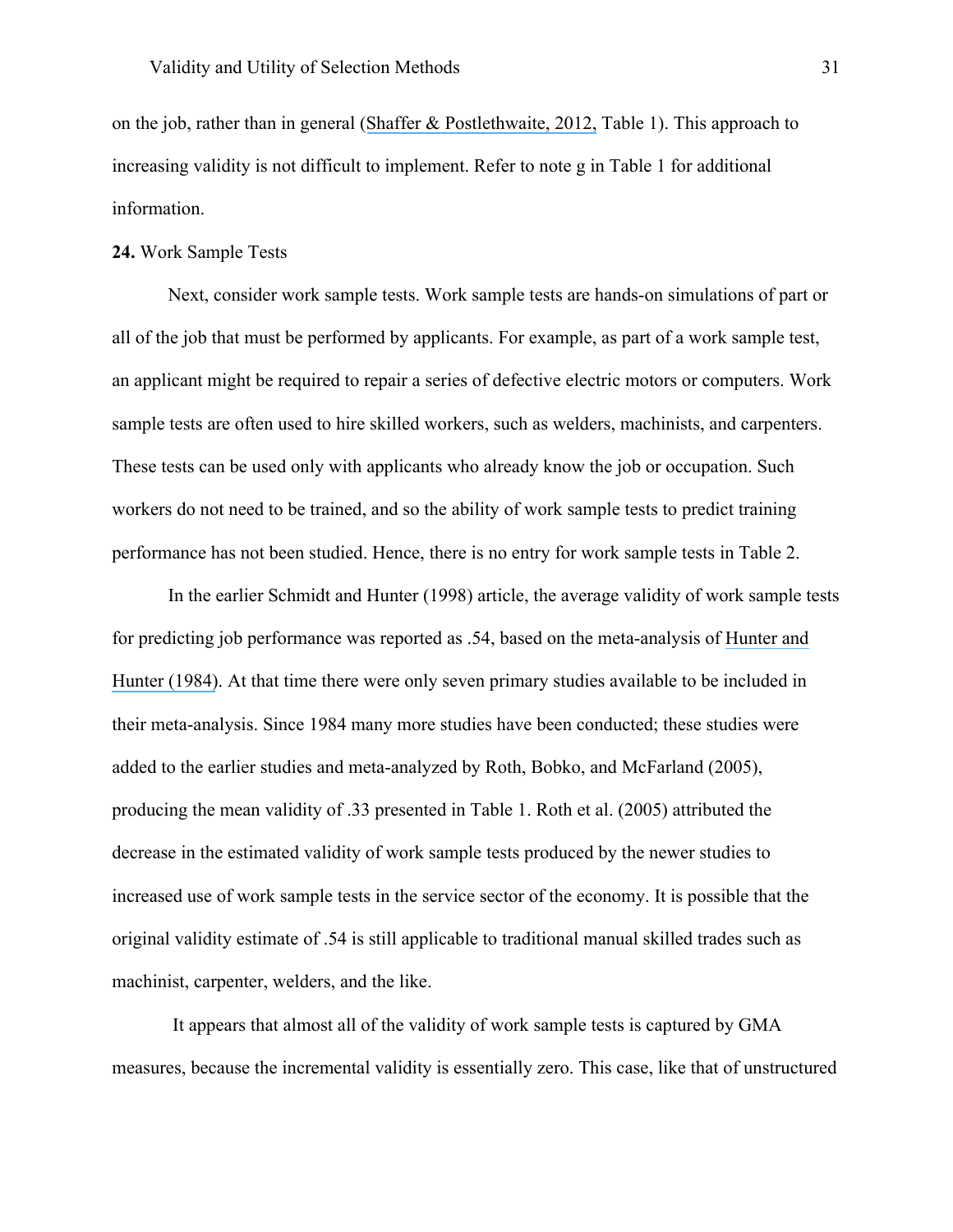on the job, rather than in general (Shaffer & Postlethwaite, 2012, Table 1). This approach to increasing validity is not difficult to implement. Refer to note g in Table 1 for additional information.

**24.** Work Sample Tests

Next, consider work sample tests. Work sample tests are hands-on simulations of part or all of the job that must be performed by applicants. For example, as part of a work sample test, an applicant might be required to repair a series of defective electric motors or computers. Work sample tests are often used to hire skilled workers, such as welders, machinists, and carpenters. These tests can be used only with applicants who already know the job or occupation. Such workers do not need to be trained, and so the ability of work sample tests to predict training performance has not been studied. Hence, there is no entry for work sample tests in Table 2.

In the earlier Schmidt and Hunter (1998) article, the average validity of work sample tests for predicting job performance was reported as .54, based on the meta-analysis of Hunter and Hunter (1984). At that time there were only seven primary studies available to be included in their meta-analysis. Since 1984 many more studies have been conducted; these studies were added to the earlier studies and meta-analyzed by Roth, Bobko, and McFarland (2005), producing the mean validity of .33 presented in Table 1. Roth et al. (2005) attributed the decrease in the estimated validity of work sample tests produced by the newer studies to increased use of work sample tests in the service sector of the economy. It is possible that the original validity estimate of .54 is still applicable to traditional manual skilled trades such as machinist, carpenter, welders, and the like.

It appears that almost all of the validity of work sample tests is captured by GMA measures, because the incremental validity is essentially zero. This case, like that of unstructured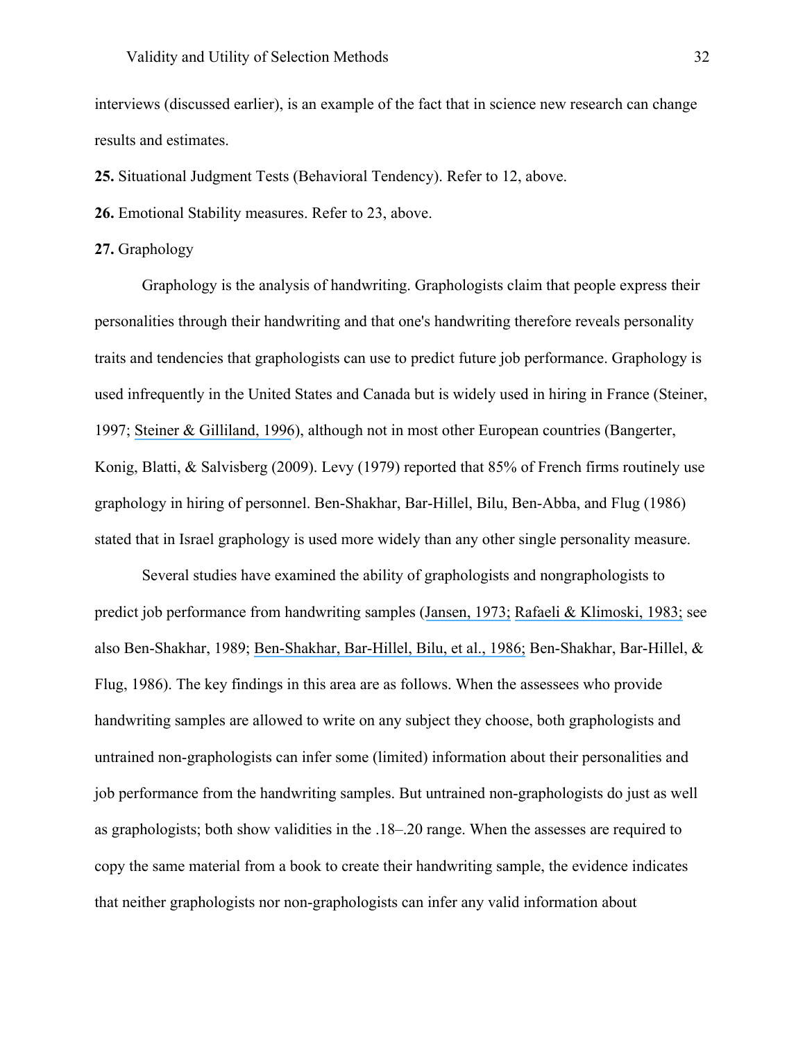interviews (discussed earlier), is an example of the fact that in science new research can change results and estimates.

**25.** Situational Judgment Tests (Behavioral Tendency). Refer to 12, above.

**26.** Emotional Stability measures. Refer to 23, above.

**27.** Graphology

Graphology is the analysis of handwriting. Graphologists claim that people express their personalities through their handwriting and that one's handwriting therefore reveals personality traits and tendencies that graphologists can use to predict future job performance. Graphology is used infrequently in the United States and Canada but is widely used in hiring in France (Steiner, 1997; Steiner & Gilliland, 1996), although not in most other European countries (Bangerter, Konig, Blatti, & Salvisberg (2009). Levy (1979) reported that 85% of French firms routinely use graphology in hiring of personnel. Ben-Shakhar, Bar-Hillel, Bilu, Ben-Abba, and Flug (1986) stated that in Israel graphology is used more widely than any other single personality measure.

Several studies have examined the ability of graphologists and nongraphologists to predict job performance from handwriting samples (Jansen, 1973; Rafaeli & Klimoski, 1983; see also Ben-Shakhar, 1989; Ben-Shakhar, Bar-Hillel, Bilu, et al., 1986; Ben-Shakhar, Bar-Hillel, & Flug, 1986). The key findings in this area are as follows. When the assessees who provide handwriting samples are allowed to write on any subject they choose, both graphologists and untrained non-graphologists can infer some (limited) information about their personalities and job performance from the handwriting samples. But untrained non-graphologists do just as well as graphologists; both show validities in the .18–.20 range. When the assesses are required to copy the same material from a book to create their handwriting sample, the evidence indicates that neither graphologists nor non-graphologists can infer any valid information about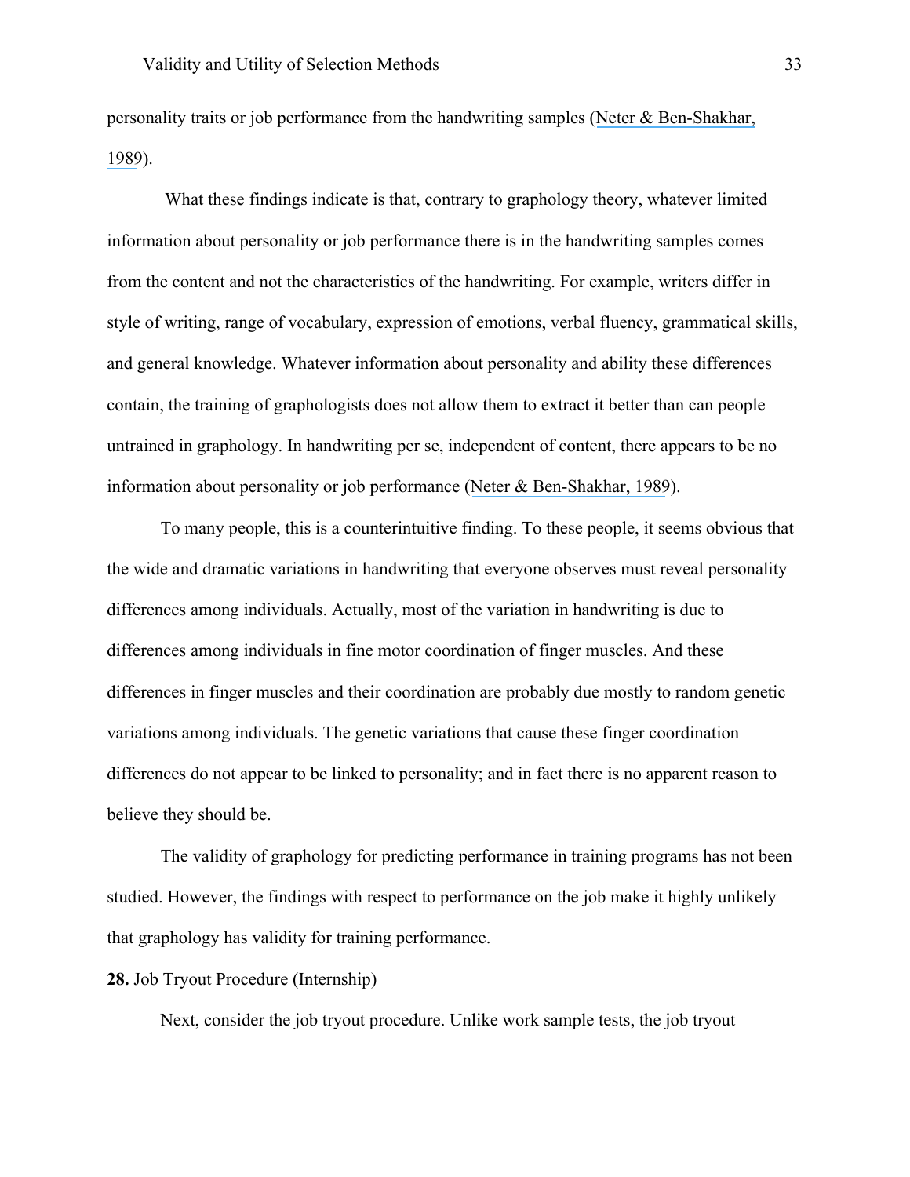personality traits or job performance from the handwriting samples (Neter & Ben-Shakhar, 1989).

What these findings indicate is that, contrary to graphology theory, whatever limited information about personality or job performance there is in the handwriting samples comes from the content and not the characteristics of the handwriting. For example, writers differ in style of writing, range of vocabulary, expression of emotions, verbal fluency, grammatical skills, and general knowledge. Whatever information about personality and ability these differences contain, the training of graphologists does not allow them to extract it better than can people untrained in graphology. In handwriting per se, independent of content, there appears to be no information about personality or job performance (Neter & Ben-Shakhar, 1989).

To many people, this is a counterintuitive finding. To these people, it seems obvious that the wide and dramatic variations in handwriting that everyone observes must reveal personality differences among individuals. Actually, most of the variation in handwriting is due to differences among individuals in fine motor coordination of finger muscles. And these differences in finger muscles and their coordination are probably due mostly to random genetic variations among individuals. The genetic variations that cause these finger coordination differences do not appear to be linked to personality; and in fact there is no apparent reason to believe they should be.

The validity of graphology for predicting performance in training programs has not been studied. However, the findings with respect to performance on the job make it highly unlikely that graphology has validity for training performance.

**28.** Job Tryout Procedure (Internship)

Next, consider the job tryout procedure. Unlike work sample tests, the job tryout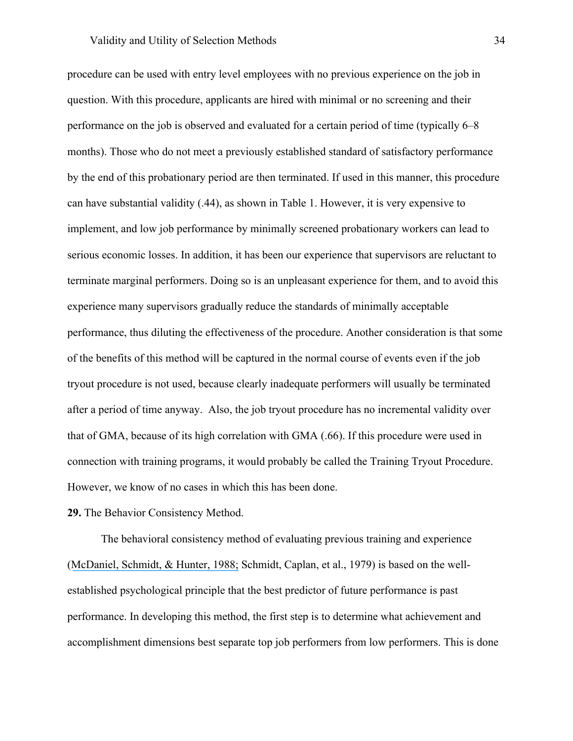procedure can be used with entry level employees with no previous experience on the job in question. With this procedure, applicants are hired with minimal or no screening and their performance on the job is observed and evaluated for a certain period of time (typically 6–8 months). Those who do not meet a previously established standard of satisfactory performance by the end of this probationary period are then terminated. If used in this manner, this procedure can have substantial validity (.44), as shown in Table 1. However, it is very expensive to implement, and low job performance by minimally screened probationary workers can lead to serious economic losses. In addition, it has been our experience that supervisors are reluctant to terminate marginal performers. Doing so is an unpleasant experience for them, and to avoid this experience many supervisors gradually reduce the standards of minimally acceptable performance, thus diluting the effectiveness of the procedure. Another consideration is that some of the benefits of this method will be captured in the normal course of events even if the job tryout procedure is not used, because clearly inadequate performers will usually be terminated after a period of time anyway. Also, the job tryout procedure has no incremental validity over that of GMA, because of its high correlation with GMA (.66). If this procedure were used in connection with training programs, it would probably be called the Training Tryout Procedure. However, we know of no cases in which this has been done.

**29.** The Behavior Consistency Method.

The behavioral consistency method of evaluating previous training and experience (McDaniel, Schmidt, & Hunter, 1988; Schmidt, Caplan, et al., 1979) is based on the well-established psychological principle that the best predictor of future performance is past performance. In developing this method, the first step is to determine what achievement and accomplishment dimensions best separate top job performers from low performers. This is done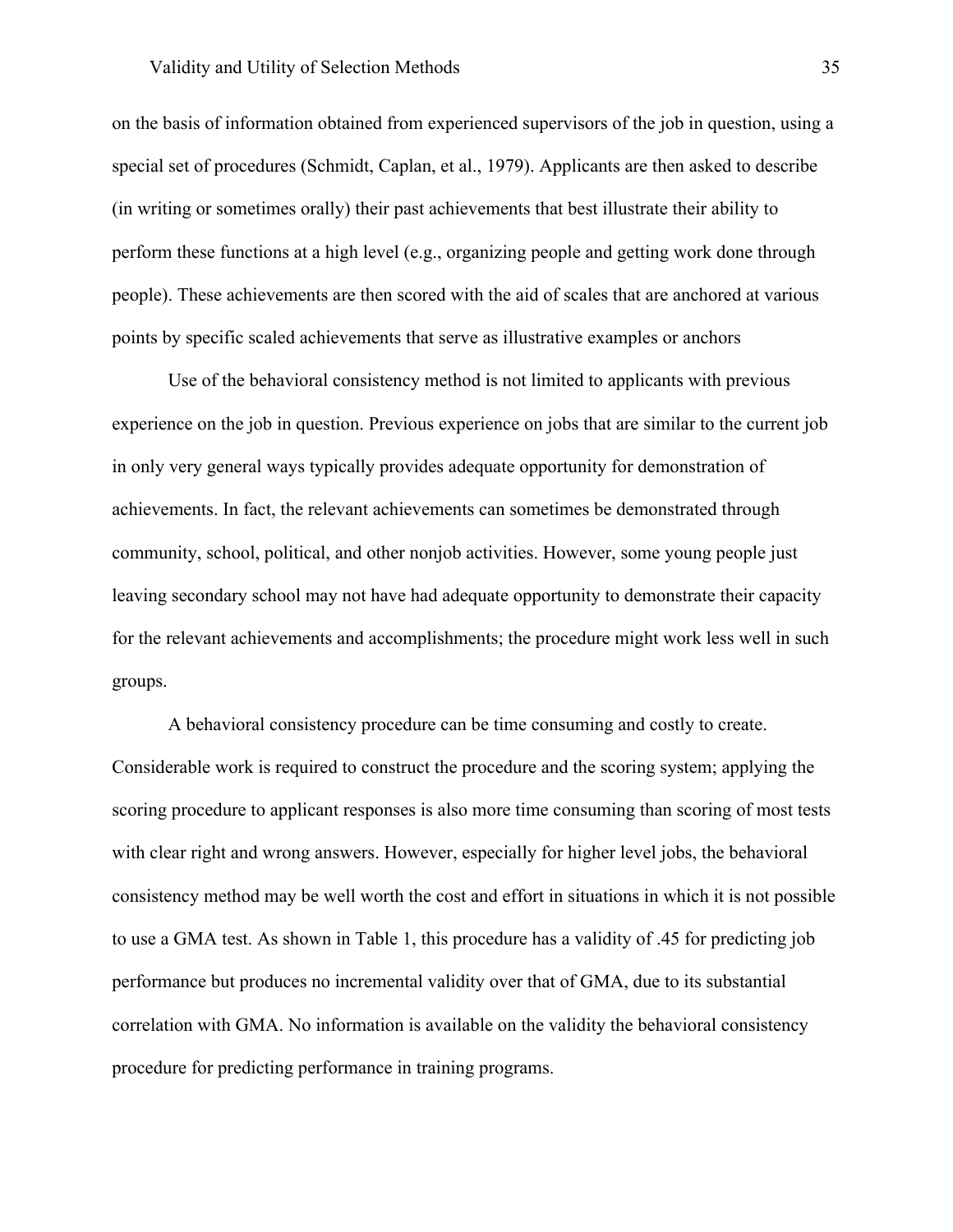on the basis of information obtained from experienced supervisors of the job in question, using a special set of procedures (Schmidt, Caplan, et al., 1979). Applicants are then asked to describe (in writing or sometimes orally) their past achievements that best illustrate their ability to perform these functions at a high level (e.g., organizing people and getting work done through people). These achievements are then scored with the aid of scales that are anchored at various points by specific scaled achievements that serve as illustrative examples or anchors

Use of the behavioral consistency method is not limited to applicants with previous experience on the job in question. Previous experience on jobs that are similar to the current job in only very general ways typically provides adequate opportunity for demonstration of achievements. In fact, the relevant achievements can sometimes be demonstrated through community, school, political, and other nonjob activities. However, some young people just leaving secondary school may not have had adequate opportunity to demonstrate their capacity for the relevant achievements and accomplishments; the procedure might work less well in such groups.

A behavioral consistency procedure can be time consuming and costly to create. Considerable work is required to construct the procedure and the scoring system; applying the scoring procedure to applicant responses is also more time consuming than scoring of most tests with clear right and wrong answers. However, especially for higher level jobs, the behavioral consistency method may be well worth the cost and effort in situations in which it is not possible to use a GMA test. As shown in Table 1, this procedure has a validity of .45 for predicting job performance but produces no incremental validity over that of GMA, due to its substantial correlation with GMA. No information is available on the validity the behavioral consistency procedure for predicting performance in training programs.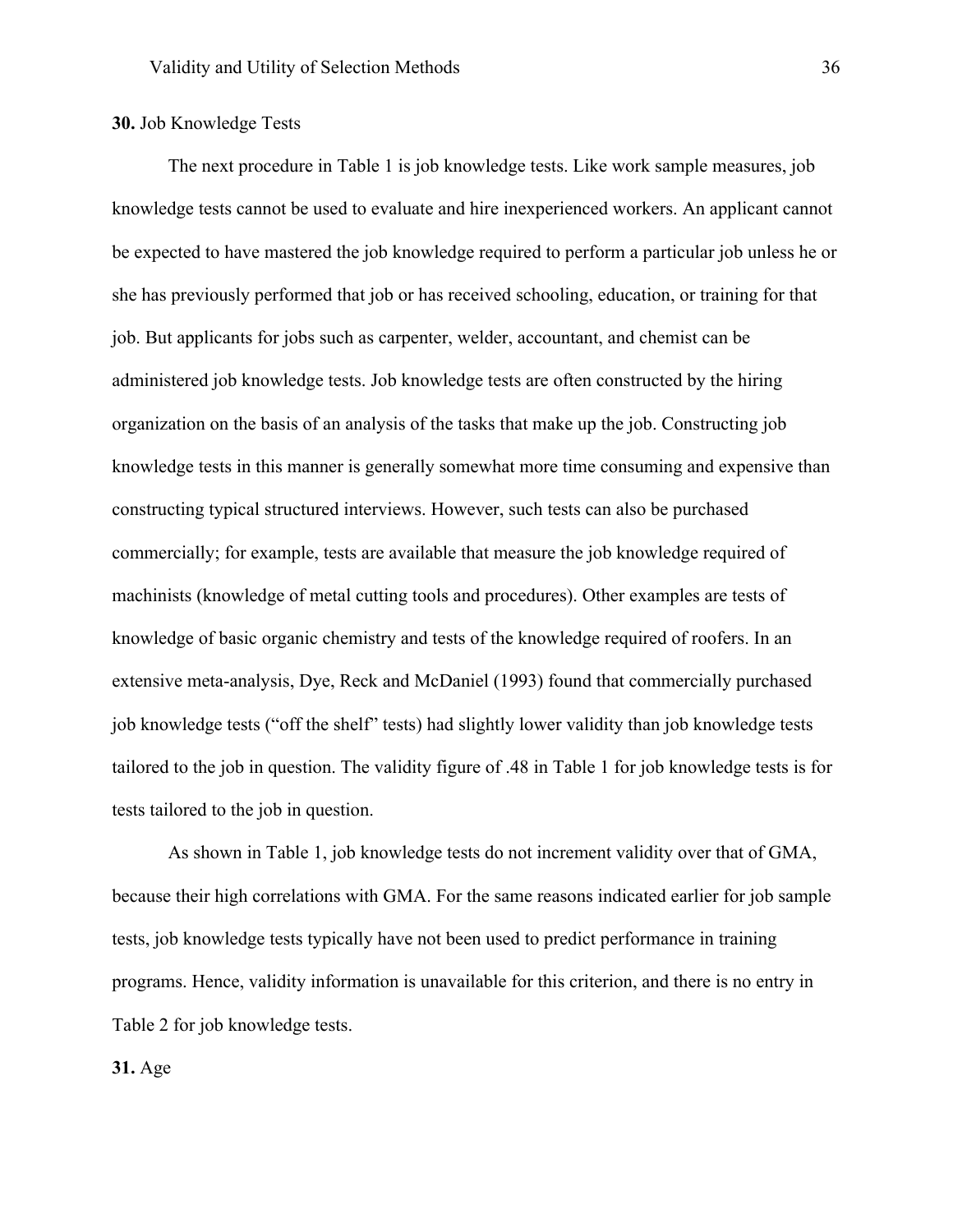**30.** Job Knowledge Tests

The next procedure in Table 1 is job knowledge tests. Like work sample measures, job knowledge tests cannot be used to evaluate and hire inexperienced workers. An applicant cannot be expected to have mastered the job knowledge required to perform a particular job unless he or she has previously performed that job or has received schooling, education, or training for that job. But applicants for jobs such as carpenter, welder, accountant, and chemist can be administered job knowledge tests. Job knowledge tests are often constructed by the hiring organization on the basis of an analysis of the tasks that make up the job. Constructing job knowledge tests in this manner is generally somewhat more time consuming and expensive than constructing typical structured interviews. However, such tests can also be purchased commercially; for example, tests are available that measure the job knowledge required of machinists (knowledge of metal cutting tools and procedures). Other examples are tests of knowledge of basic organic chemistry and tests of the knowledge required of roofers. In an extensive meta-analysis, Dye, Reck and McDaniel (1993) found that commercially purchased job knowledge tests ("off the shelf" tests) had slightly lower validity than job knowledge tests tailored to the job in question. The validity figure of .48 in Table 1 for job knowledge tests is for tests tailored to the job in question.

As shown in Table 1, job knowledge tests do not increment validity over that of GMA, because their high correlations with GMA. For the same reasons indicated earlier for job sample tests, job knowledge tests typically have not been used to predict performance in training programs. Hence, validity information is unavailable for this criterion, and there is no entry in Table 2 for job knowledge tests.

**31.** Age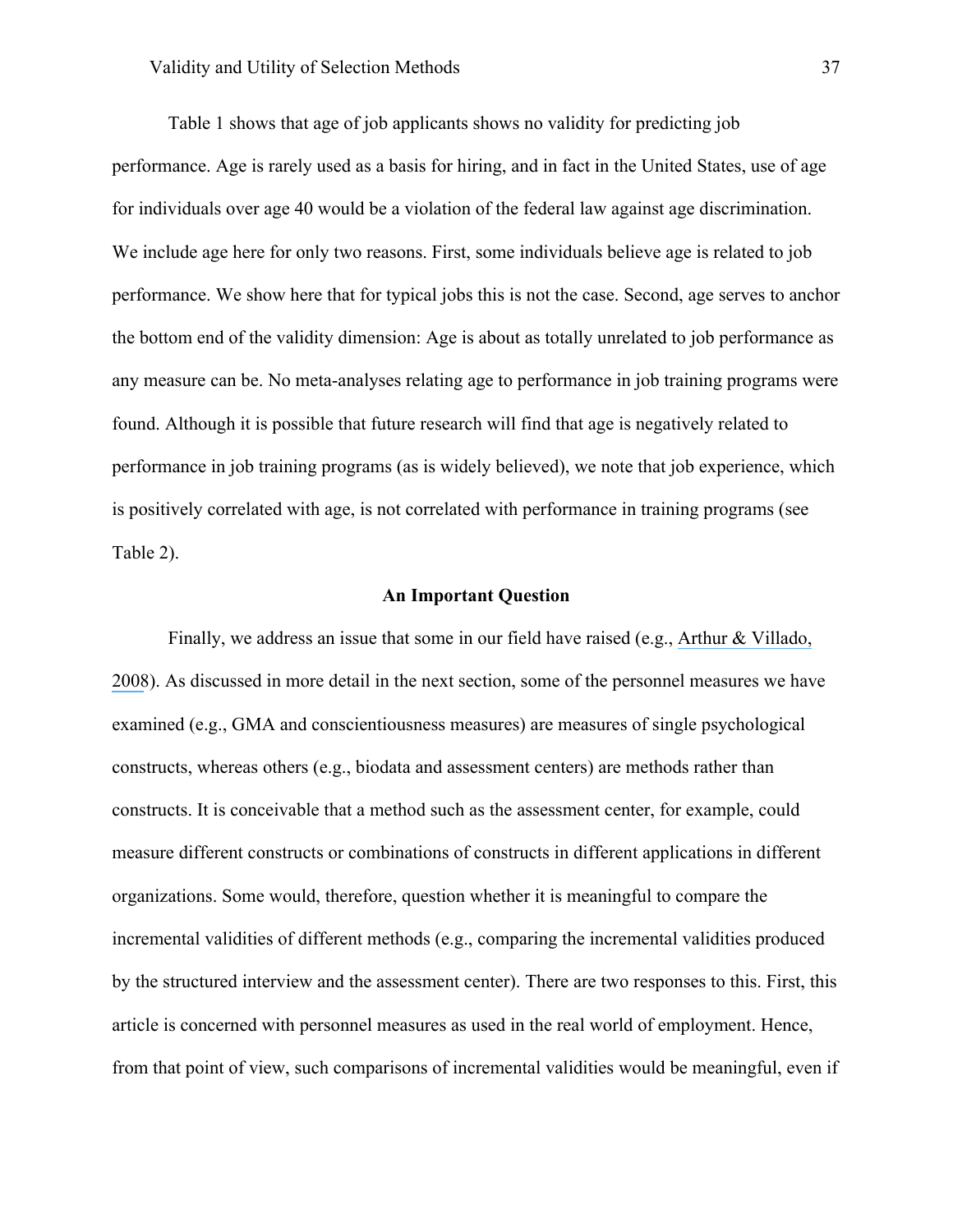Table 1 shows that age of job applicants shows no validity for predicting job performance. Age is rarely used as a basis for hiring, and in fact in the United States, use of age for individuals over age 40 would be a violation of the federal law against age discrimination. We include age here for only two reasons. First, some individuals believe age is related to job performance. We show here that for typical jobs this is not the case. Second, age serves to anchor the bottom end of the validity dimension: Age is about as totally unrelated to job performance as any measure can be. No meta-analyses relating age to performance in job training programs were found. Although it is possible that future research will find that age is negatively related to performance in job training programs (as is widely believed), we note that job experience, which is positively correlated with age, is not correlated with performance in training programs (see Table 2).

### An Important Question

Finally, we address an issue that some in our field have raised (e.g., Arthur & Villado, 2008). As discussed in more detail in the next section, some of the personnel measures we have examined (e.g., GMA and conscientiousness measures) are measures of single psychological constructs, whereas others (e.g., biodata and assessment centers) are methods rather than constructs. It is conceivable that a method such as the assessment center, for example, could measure different constructs or combinations of constructs in different applications in different organizations. Some would, therefore, question whether it is meaningful to compare the incremental validities of different methods (e.g., comparing the incremental validities produced by the structured interview and the assessment center). There are two responses to this. First, this article is concerned with personnel measures as used in the real world of employment. Hence, from that point of view, such comparisons of incremental validities would be meaningful, even if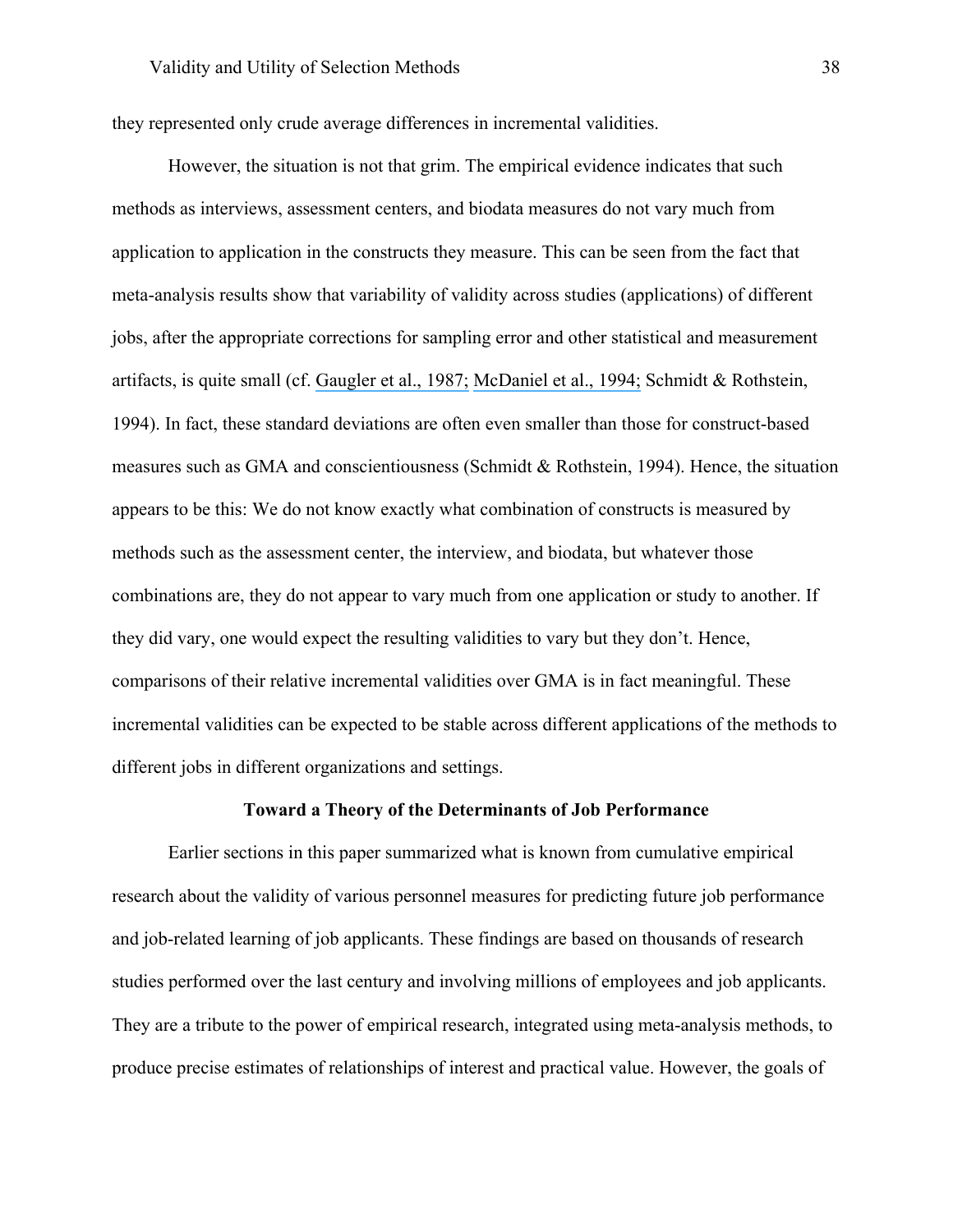they represented only crude average differences in incremental validities.

However, the situation is not that grim. The empirical evidence indicates that such methods as interviews, assessment centers, and biodata measures do not vary much from application to application in the constructs they measure. This can be seen from the fact that meta-analysis results show that variability of validity across studies (applications) of different jobs, after the appropriate corrections for sampling error and other statistical and measurement artifacts, is quite small (cf. Gaugler et al., 1987; McDaniel et al., 1994; Schmidt & Rothstein, 1994). In fact, these standard deviations are often even smaller than those for construct-based measures such as GMA and conscientiousness (Schmidt & Rothstein, 1994). Hence, the situation appears to be this: We do not know exactly what combination of constructs is measured by methods such as the assessment center, the interview, and biodata, but whatever those combinations are, they do not appear to vary much from one application or study to another. If they did vary, one would expect the resulting validities to vary but they don't. Hence, comparisons of their relative incremental validities over GMA is in fact meaningful. These incremental validities can be expected to be stable across different applications of the methods to different jobs in different organizations and settings.

## Toward a Theory of the Determinants of Job Performance

Earlier sections in this paper summarized what is known from cumulative empirical research about the validity of various personnel measures for predicting future job performance and job-related learning of job applicants. These findings are based on thousands of research studies performed over the last century and involving millions of employees and job applicants. They are a tribute to the power of empirical research, integrated using meta-analysis methods, to produce precise estimates of relationships of interest and practical value. However, the goals of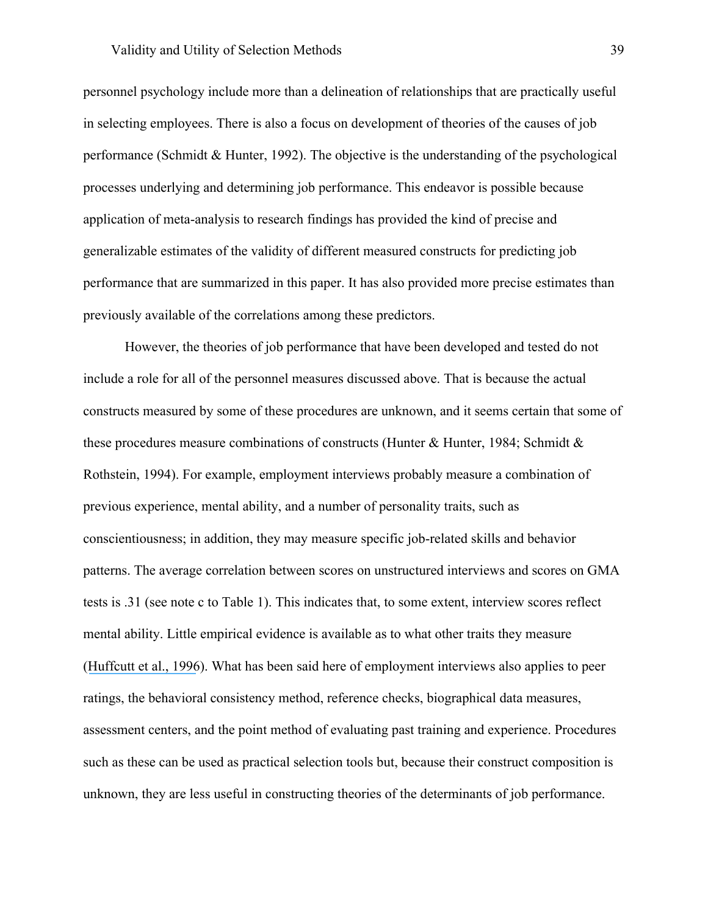personnel psychology include more than a delineation of relationships that are practically useful in selecting employees. There is also a focus on development of theories of the causes of job performance (Schmidt & Hunter, 1992). The objective is the understanding of the psychological processes underlying and determining job performance. This endeavor is possible because application of meta-analysis to research findings has provided the kind of precise and generalizable estimates of the validity of different measured constructs for predicting job performance that are summarized in this paper. It has also provided more precise estimates than previously available of the correlations among these predictors.

However, the theories of job performance that have been developed and tested do not include a role for all of the personnel measures discussed above. That is because the actual constructs measured by some of these procedures are unknown, and it seems certain that some of these procedures measure combinations of constructs (Hunter & Hunter, 1984; Schmidt & Rothstein, 1994). For example, employment interviews probably measure a combination of previous experience, mental ability, and a number of personality traits, such as conscientiousness; in addition, they may measure specific job-related skills and behavior patterns. The average correlation between scores on unstructured interviews and scores on GMA tests is .31 (see note c to Table 1). This indicates that, to some extent, interview scores reflect mental ability. Little empirical evidence is available as to what other traits they measure (Huffcutt et al., 1996). What has been said here of employment interviews also applies to peer ratings, the behavioral consistency method, reference checks, biographical data measures, assessment centers, and the point method of evaluating past training and experience. Procedures such as these can be used as practical selection tools but, because their construct composition is unknown, they are less useful in constructing theories of the determinants of job performance.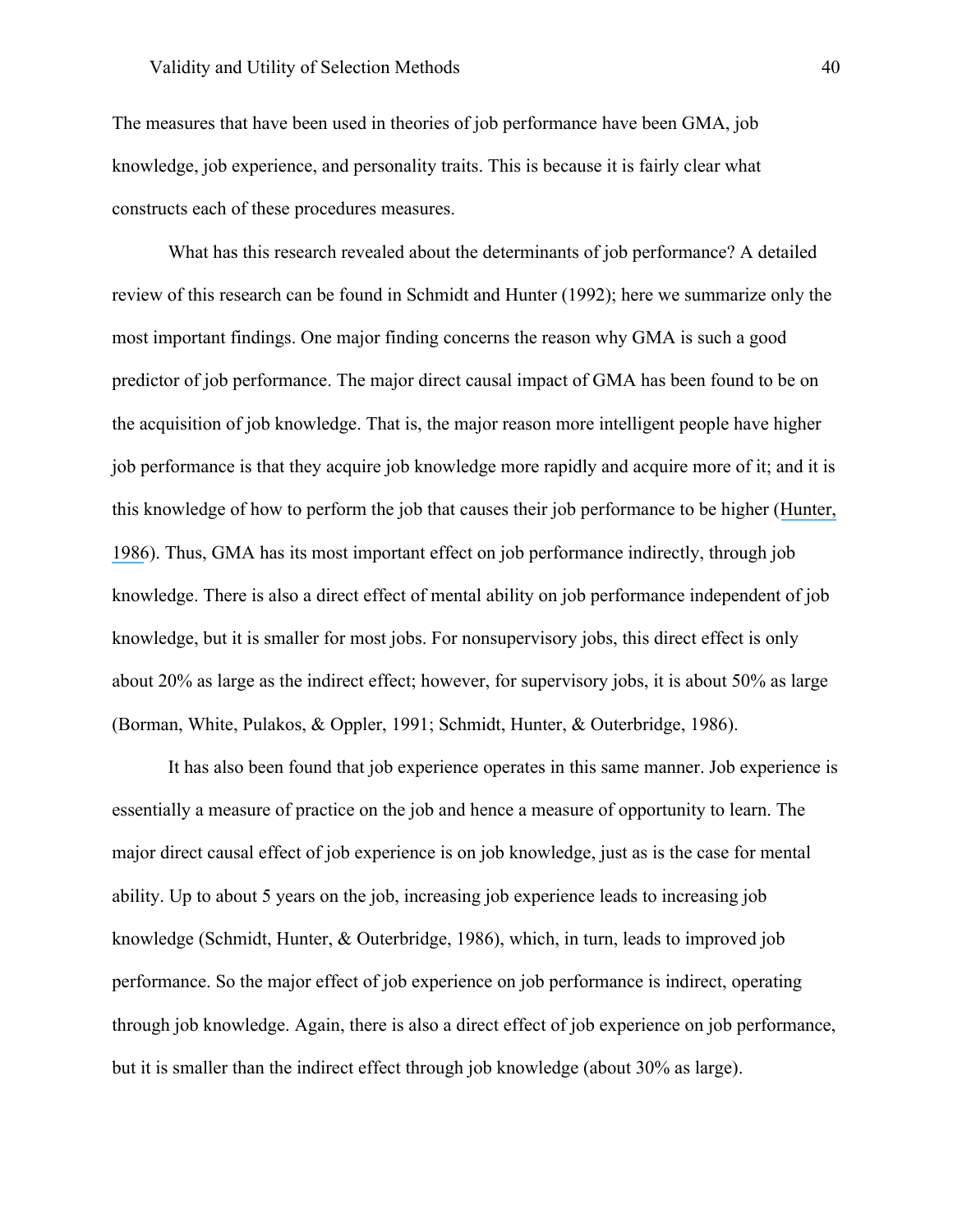The measures that have been used in theories of job performance have been GMA, job knowledge, job experience, and personality traits. This is because it is fairly clear what constructs each of these procedures measures.

What has this research revealed about the determinants of job performance? A detailed review of this research can be found in Schmidt and Hunter (1992); here we summarize only the most important findings. One major finding concerns the reason why GMA is such a good predictor of job performance. The major direct causal impact of GMA has been found to be on the acquisition of job knowledge. That is, the major reason more intelligent people have higher job performance is that they acquire job knowledge more rapidly and acquire more of it; and it is this knowledge of how to perform the job that causes their job performance to be higher (Hunter, 1986). Thus, GMA has its most important effect on job performance indirectly, through job knowledge. There is also a direct effect of mental ability on job performance independent of job knowledge, but it is smaller for most jobs. For nonsupervisory jobs, this direct effect is only about 20% as large as the indirect effect; however, for supervisory jobs, it is about 50% as large (Borman, White, Pulakos, & Oppler, 1991; Schmidt, Hunter, & Outerbridge, 1986).

It has also been found that job experience operates in this same manner. Job experience is essentially a measure of practice on the job and hence a measure of opportunity to learn. The major direct causal effect of job experience is on job knowledge, just as is the case for mental ability. Up to about 5 years on the job, increasing job experience leads to increasing job knowledge (Schmidt, Hunter, & Outerbridge, 1986), which, in turn, leads to improved job performance. So the major effect of job experience on job performance is indirect, operating through job knowledge. Again, there is also a direct effect of job experience on job performance, but it is smaller than the indirect effect through job knowledge (about 30% as large).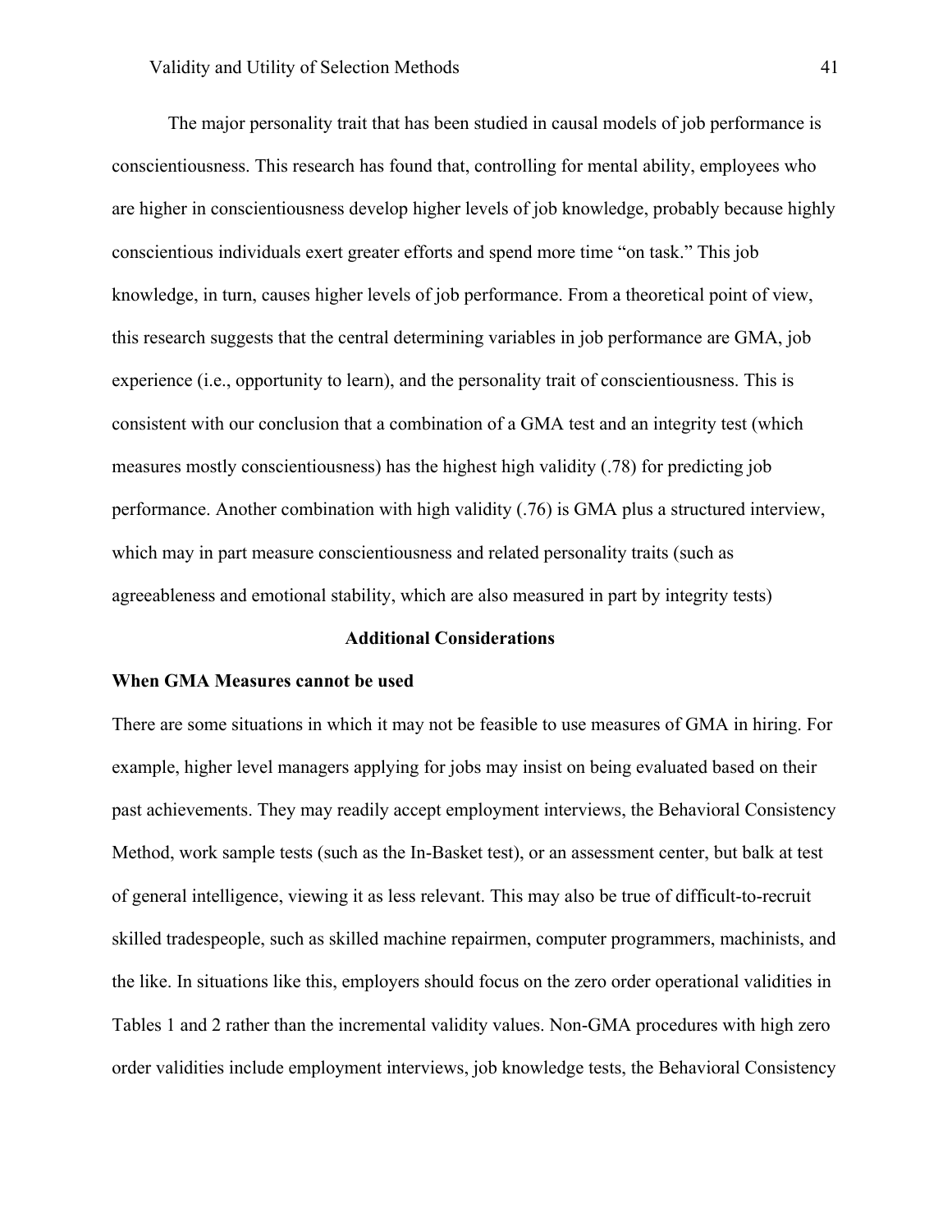The major personality trait that has been studied in causal models of job performance is conscientiousness. This research has found that, controlling for mental ability, employees who are higher in conscientiousness develop higher levels of job knowledge, probably because highly conscientious individuals exert greater efforts and spend more time "on task." This job knowledge, in turn, causes higher levels of job performance. From a theoretical point of view, this research suggests that the central determining variables in job performance are GMA, job experience (i.e., opportunity to learn), and the personality trait of conscientiousness. This is consistent with our conclusion that a combination of a GMA test and an integrity test (which measures mostly conscientiousness) has the highest high validity (.78) for predicting job performance. Another combination with high validity (.76) is GMA plus a structured interview, which may in part measure conscientiousness and related personality traits (such as agreeableness and emotional stability, which are also measured in part by integrity tests)

## Additional Considerations

### When GMA Measures cannot be used

There are some situations in which it may not be feasible to use measures of GMA in hiring. For example, higher level managers applying for jobs may insist on being evaluated based on their past achievements. They may readily accept employment interviews, the Behavioral Consistency Method, work sample tests (such as the In-Basket test), or an assessment center, but balk at test of general intelligence, viewing it as less relevant. This may also be true of difficult-to-recruit skilled tradespeople, such as skilled machine repairmen, computer programmers, machinists, and the like. In situations like this, employers should focus on the zero order operational validities in Tables 1 and 2 rather than the incremental validity values. Non-GMA procedures with high zero order validities include employment interviews, job knowledge tests, the Behavioral Consistency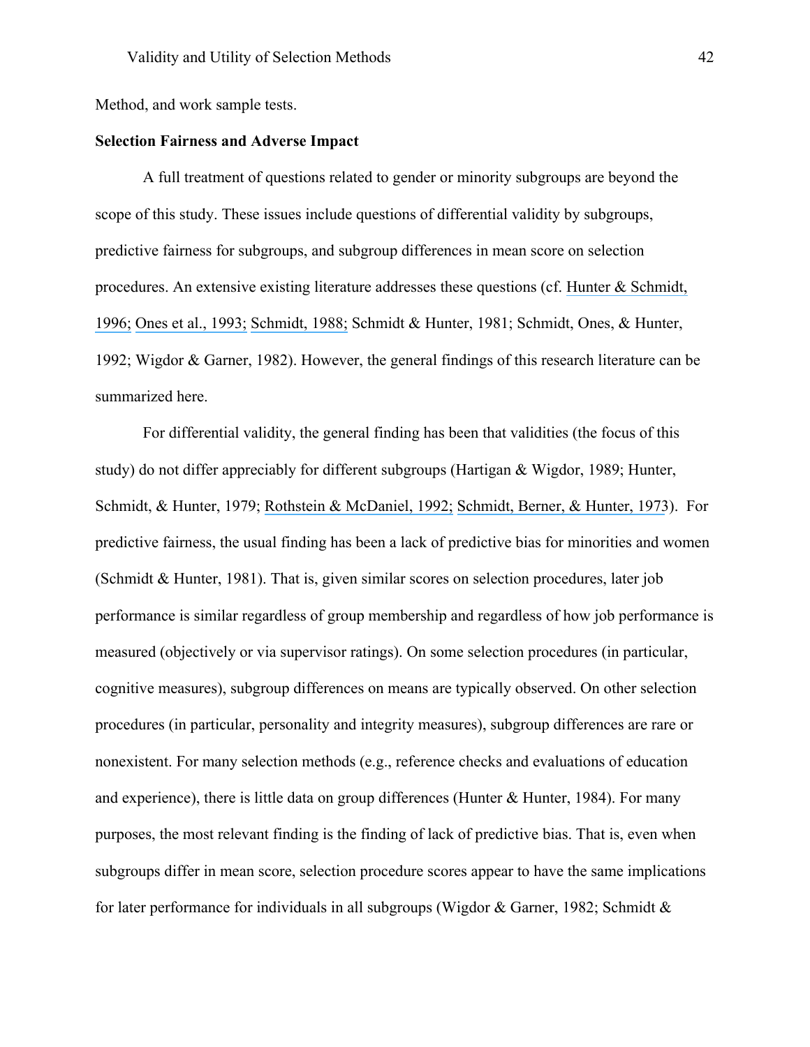Method, and work sample tests.

**Selection Fairness and Adverse Impact**

A full treatment of questions related to gender or minority subgroups are beyond the scope of this study. These issues include questions of differential validity by subgroups, predictive fairness for subgroups, and subgroup differences in mean score on selection procedures. An extensive existing literature addresses these questions (cf. Hunter & Schmidt, 1996; Ones et al., 1993; Schmidt, 1988; Schmidt & Hunter, 1981; Schmidt, Ones, & Hunter, 1992; Wigdor & Garner, 1982). However, the general findings of this research literature can be summarized here.

For differential validity, the general finding has been that validities (the focus of this study) do not differ appreciably for different subgroups (Hartigan & Wigdor, 1989; Hunter, Schmidt, & Hunter, 1979; Rothstein & McDaniel, 1992; Schmidt, Berner, & Hunter, 1973). For predictive fairness, the usual finding has been a lack of predictive bias for minorities and women (Schmidt & Hunter, 1981). That is, given similar scores on selection procedures, later job performance is similar regardless of group membership and regardless of how job performance is measured (objectively or via supervisor ratings). On some selection procedures (in particular, cognitive measures), subgroup differences on means are typically observed. On other selection procedures (in particular, personality and integrity measures), subgroup differences are rare or nonexistent. For many selection methods (e.g., reference checks and evaluations of education and experience), there is little data on group differences (Hunter & Hunter, 1984). For many purposes, the most relevant finding is the finding of lack of predictive bias. That is, even when subgroups differ in mean score, selection procedure scores appear to have the same implications for later performance for individuals in all subgroups (Wigdor & Garner, 1982; Schmidt &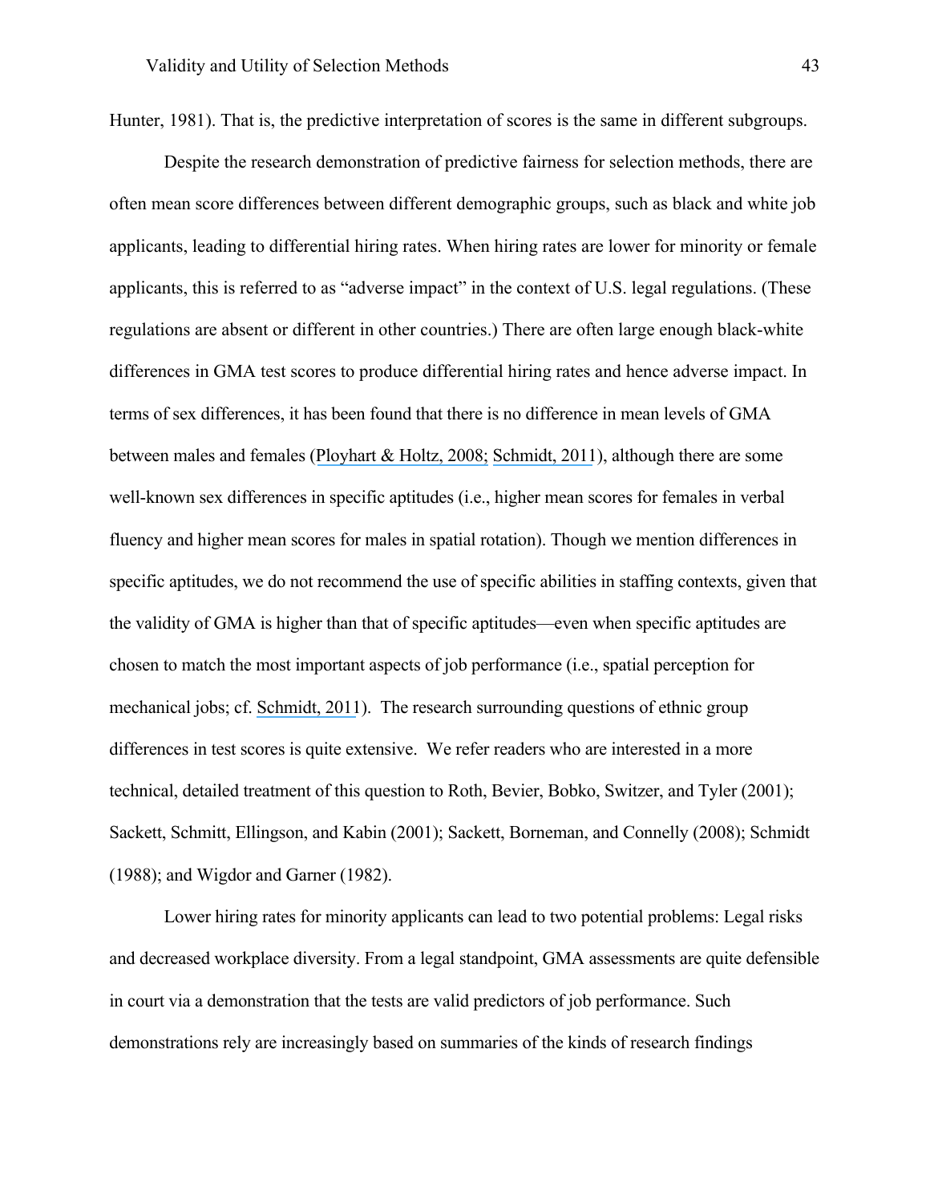Hunter, 1981). That is, the predictive interpretation of scores is the same in different subgroups.

Despite the research demonstration of predictive fairness for selection methods, there are often mean score differences between different demographic groups, such as black and white job applicants, leading to differential hiring rates. When hiring rates are lower for minority or female applicants, this is referred to as "adverse impact" in the context of U.S. legal regulations. (These regulations are absent or different in other countries.) There are often large enough black-white differences in GMA test scores to produce differential hiring rates and hence adverse impact. In terms of sex differences, it has been found that there is no difference in mean levels of GMA between males and females (Ployhart & Holtz, 2008; Schmidt, 2011), although there are some well-known sex differences in specific aptitudes (i.e., higher mean scores for females in verbal fluency and higher mean scores for males in spatial rotation). Though we mention differences in specific aptitudes, we do not recommend the use of specific abilities in staffing contexts, given that the validity of GMA is higher than that of specific aptitudes—even when specific aptitudes are chosen to match the most important aspects of job performance (i.e., spatial perception for mechanical jobs; cf. Schmidt, 2011). The research surrounding questions of ethnic group differences in test scores is quite extensive. We refer readers who are interested in a more technical, detailed treatment of this question to Roth, Bevier, Bobko, Switzer, and Tyler (2001); Sackett, Schmitt, Ellingson, and Kabin (2001); Sackett, Borneman, and Connelly (2008); Schmidt (1988); and Wigdor and Garner (1982).

Lower hiring rates for minority applicants can lead to two potential problems: Legal risks and decreased workplace diversity. From a legal standpoint, GMA assessments are quite defensible in court via a demonstration that the tests are valid predictors of job performance. Such demonstrations rely are increasingly based on summaries of the kinds of research findings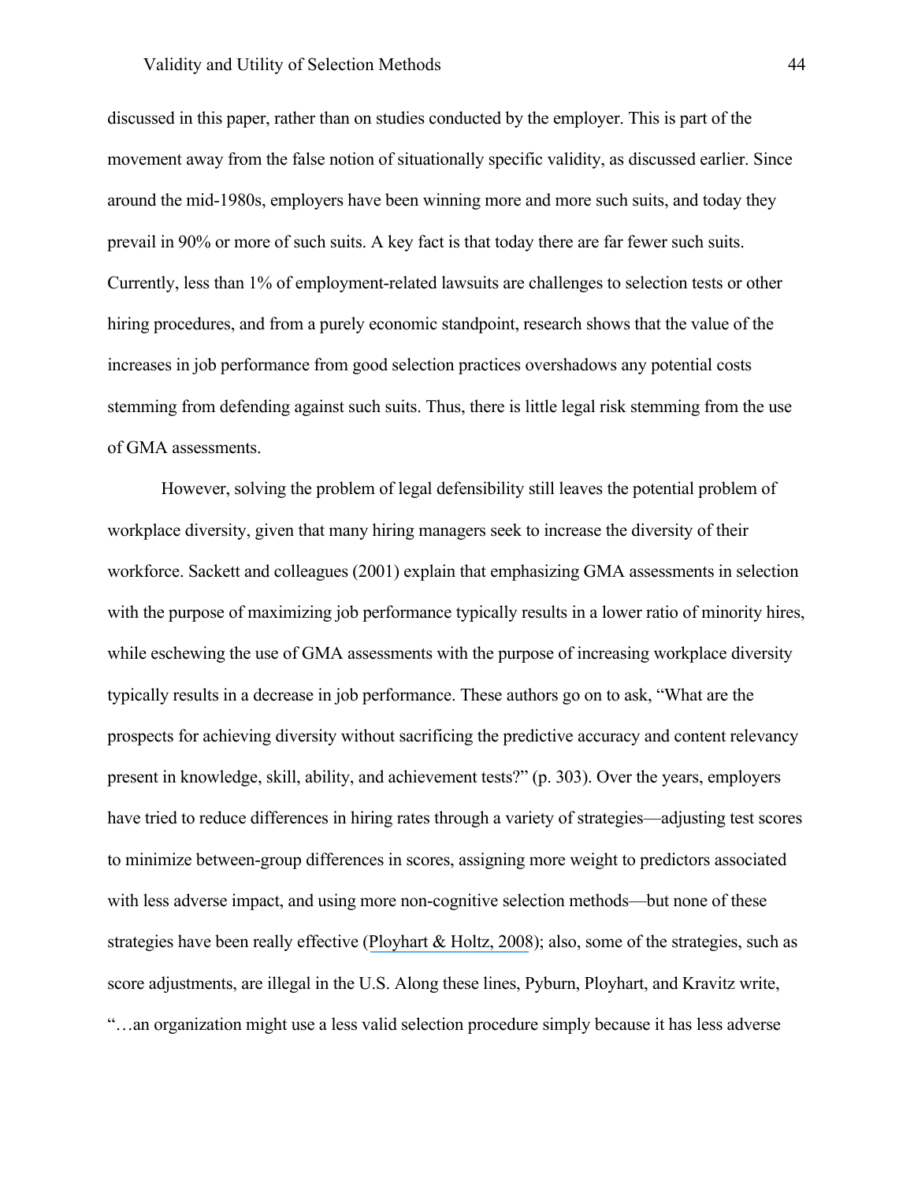discussed in this paper, rather than on studies conducted by the employer. This is part of the movement away from the false notion of situationally specific validity, as discussed earlier. Since around the mid-1980s, employers have been winning more and more such suits, and today they prevail in 90% or more of such suits. A key fact is that today there are far fewer such suits. Currently, less than 1% of employment-related lawsuits are challenges to selection tests or other hiring procedures, and from a purely economic standpoint, research shows that the value of the increases in job performance from good selection practices overshadows any potential costs stemming from defending against such suits. Thus, there is little legal risk stemming from the use of GMA assessments.

However, solving the problem of legal defensibility still leaves the potential problem of workplace diversity, given that many hiring managers seek to increase the diversity of their workforce. Sackett and colleagues (2001) explain that emphasizing GMA assessments in selection with the purpose of maximizing job performance typically results in a lower ratio of minority hires, while eschewing the use of GMA assessments with the purpose of increasing workplace diversity typically results in a decrease in job performance. These authors go on to ask, "What are the prospects for achieving diversity without sacrificing the predictive accuracy and content relevancy present in knowledge, skill, ability, and achievement tests?" (p. 303). Over the years, employers have tried to reduce differences in hiring rates through a variety of strategies—adjusting test scores to minimize between-group differences in scores, assigning more weight to predictors associated with less adverse impact, and using more non-cognitive selection methods—but none of these strategies have been really effective (Ployhart & Holtz, 2008); also, some of the strategies, such as score adjustments, are illegal in the U.S. Along these lines, Pyburn, Ployhart, and Kravitz write, "…an organization might use a less valid selection procedure simply because it has less adverse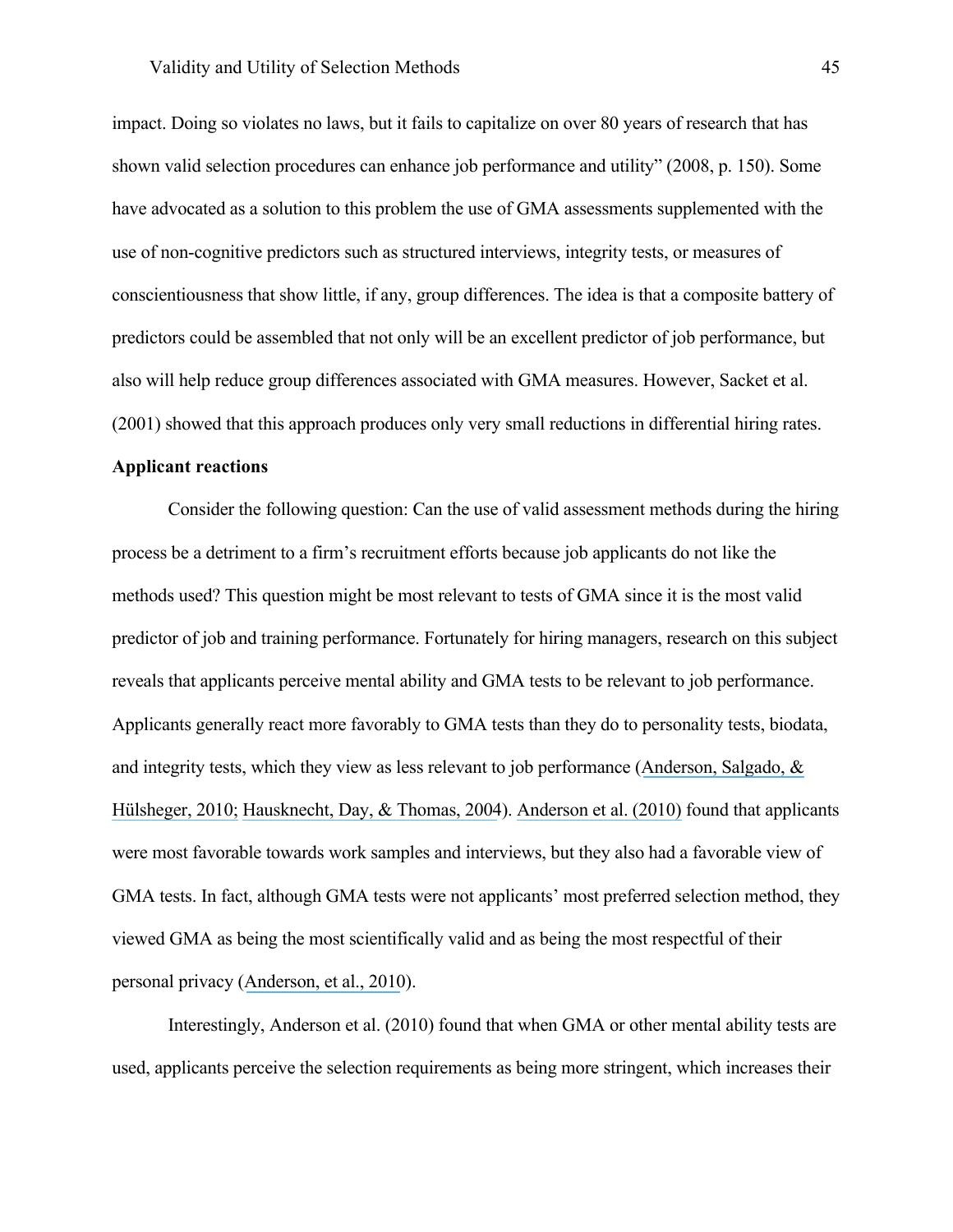impact. Doing so violates no laws, but it fails to capitalize on over 80 years of research that has shown valid selection procedures can enhance job performance and utility" (2008, p. 150). Some have advocated as a solution to this problem the use of GMA assessments supplemented with the use of non-cognitive predictors such as structured interviews, integrity tests, or measures of conscientiousness that show little, if any, group differences. The idea is that a composite battery of predictors could be assembled that not only will be an excellent predictor of job performance, but also will help reduce group differences associated with GMA measures. However, Sacket et al. (2001) showed that this approach produces only very small reductions in differential hiring rates.

**Applicant reactions**

Consider the following question: Can the use of valid assessment methods during the hiring process be a detriment to a firm's recruitment efforts because job applicants do not like the methods used? This question might be most relevant to tests of GMA since it is the most valid predictor of job and training performance. Fortunately for hiring managers, research on this subject reveals that applicants perceive mental ability and GMA tests to be relevant to job performance. Applicants generally react more favorably to GMA tests than they do to personality tests, biodata, and integrity tests, which they view as less relevant to job performance (Anderson, Salgado, & Hülsheger, 2010; Hausknecht, Day, & Thomas, 2004). Anderson et al. (2010) found that applicants were most favorable towards work samples and interviews, but they also had a favorable view of GMA tests. In fact, although GMA tests were not applicants' most preferred selection method, they viewed GMA as being the most scientifically valid and as being the most respectful of their personal privacy (Anderson, et al., 2010).

Interestingly, Anderson et al. (2010) found that when GMA or other mental ability tests are used, applicants perceive the selection requirements as being more stringent, which increases their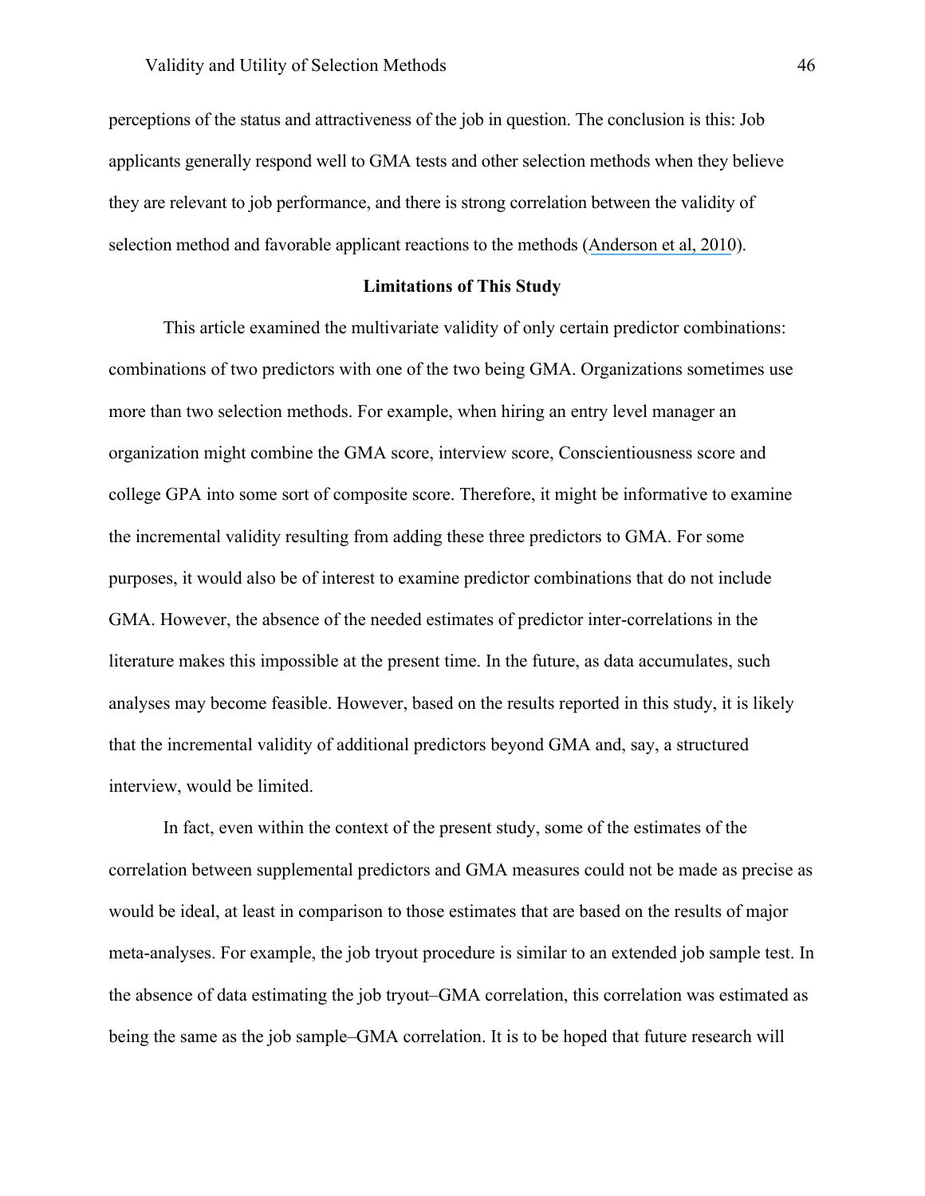perceptions of the status and attractiveness of the job in question. The conclusion is this: Job applicants generally respond well to GMA tests and other selection methods when they believe they are relevant to job performance, and there is strong correlation between the validity of selection method and favorable applicant reactions to the methods (Anderson et al, 2010).

## Limitations of This Study

This article examined the multivariate validity of only certain predictor combinations: combinations of two predictors with one of the two being GMA. Organizations sometimes use more than two selection methods. For example, when hiring an entry level manager an organization might combine the GMA score, interview score, Conscientiousness score and college GPA into some sort of composite score. Therefore, it might be informative to examine the incremental validity resulting from adding these three predictors to GMA. For some purposes, it would also be of interest to examine predictor combinations that do not include GMA. However, the absence of the needed estimates of predictor inter-correlations in the literature makes this impossible at the present time. In the future, as data accumulates, such analyses may become feasible. However, based on the results reported in this study, it is likely that the incremental validity of additional predictors beyond GMA and, say, a structured interview, would be limited.

In fact, even within the context of the present study, some of the estimates of the correlation between supplemental predictors and GMA measures could not be made as precise as would be ideal, at least in comparison to those estimates that are based on the results of major meta-analyses. For example, the job tryout procedure is similar to an extended job sample test. In the absence of data estimating the job tryout–GMA correlation, this correlation was estimated as being the same as the job sample–GMA correlation. It is to be hoped that future research will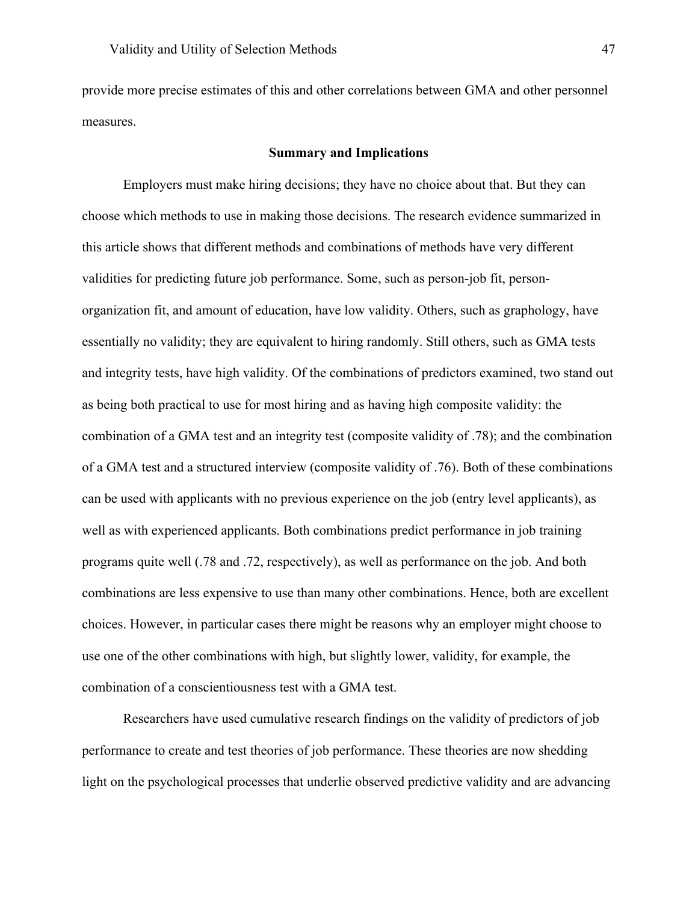provide more precise estimates of this and other correlations between GMA and other personnel measures.

## Summary and Implications

Employers must make hiring decisions; they have no choice about that. But they can choose which methods to use in making those decisions. The research evidence summarized in this article shows that different methods and combinations of methods have very different validities for predicting future job performance. Some, such as person-job fit, person-organization fit, and amount of education, have low validity. Others, such as graphology, have essentially no validity; they are equivalent to hiring randomly. Still others, such as GMA tests and integrity tests, have high validity. Of the combinations of predictors examined, two stand out as being both practical to use for most hiring and as having high composite validity: the combination of a GMA test and an integrity test (composite validity of .78); and the combination of a GMA test and a structured interview (composite validity of .76). Both of these combinations can be used with applicants with no previous experience on the job (entry level applicants), as well as with experienced applicants. Both combinations predict performance in job training programs quite well (.78 and .72, respectively), as well as performance on the job. And both combinations are less expensive to use than many other combinations. Hence, both are excellent choices. However, in particular cases there might be reasons why an employer might choose to use one of the other combinations with high, but slightly lower, validity, for example, the combination of a conscientiousness test with a GMA test.

Researchers have used cumulative research findings on the validity of predictors of job performance to create and test theories of job performance. These theories are now shedding light on the psychological processes that underlie observed predictive validity and are advancing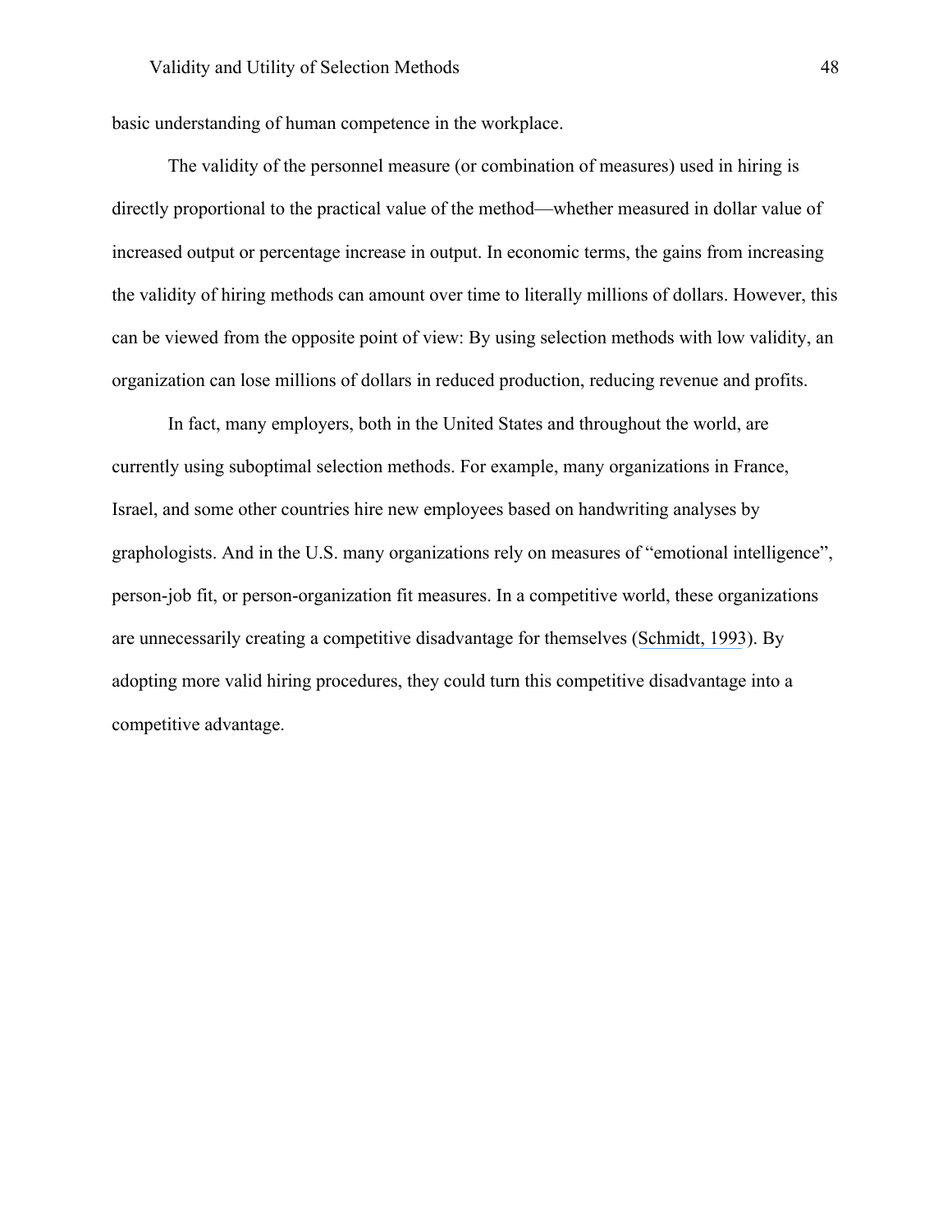basic understanding of human competence in the workplace.

The validity of the personnel measure (or combination of measures) used in hiring is directly proportional to the practical value of the method—whether measured in dollar value of increased output or percentage increase in output. In economic terms, the gains from increasing the validity of hiring methods can amount over time to literally millions of dollars. However, this can be viewed from the opposite point of view: By using selection methods with low validity, an organization can lose millions of dollars in reduced production, reducing revenue and profits.

In fact, many employers, both in the United States and throughout the world, are currently using suboptimal selection methods. For example, many organizations in France, Israel, and some other countries hire new employees based on handwriting analyses by graphologists. And in the U.S. many organizations rely on measures of "emotional intelligence", person-job fit, or person-organization fit measures. In a competitive world, these organizations are unnecessarily creating a competitive disadvantage for themselves (Schmidt, 1993). By adopting more valid hiring procedures, they could turn this competitive disadvantage into a competitive advantage.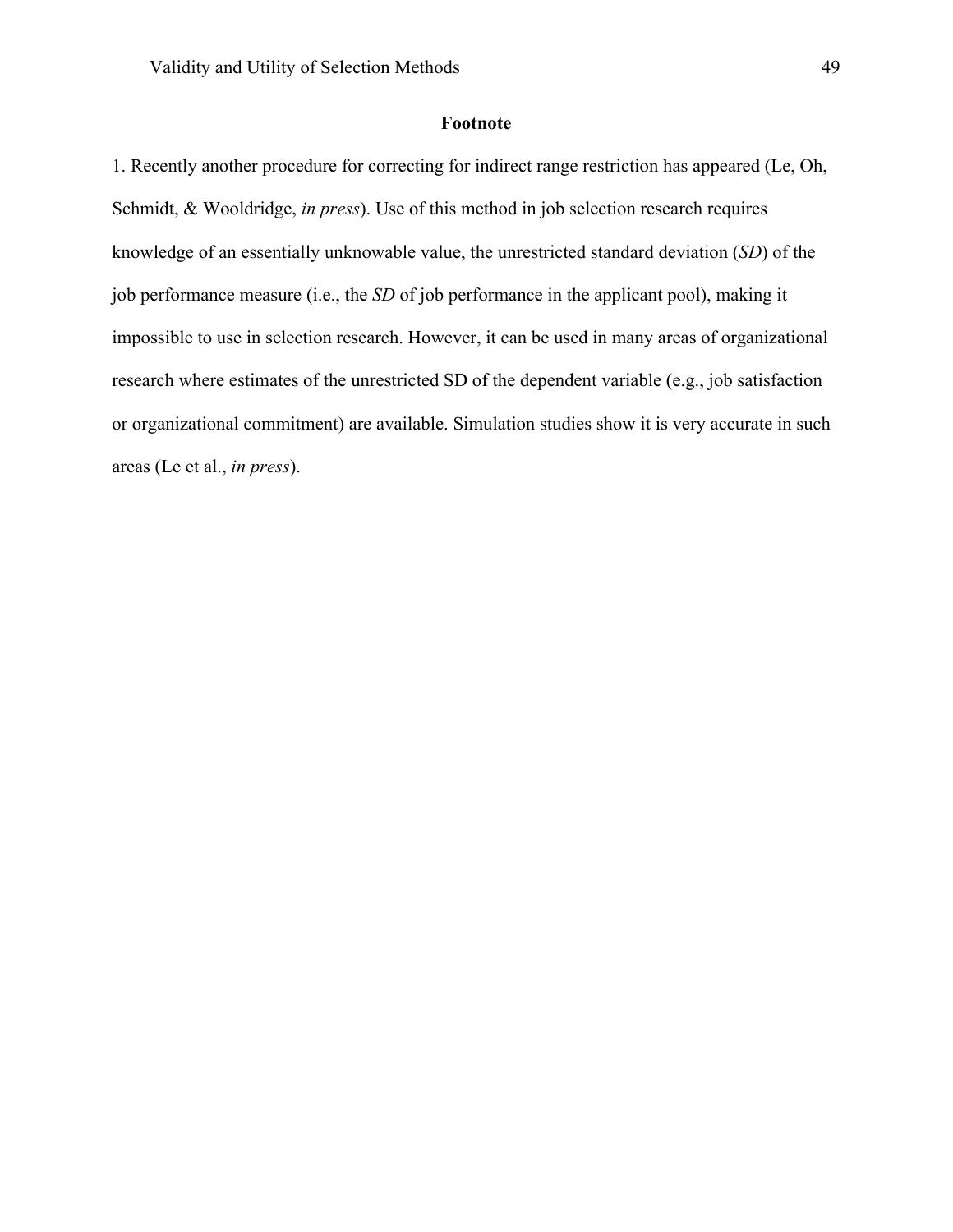## Footnote

1. Recently another procedure for correcting for indirect range restriction has appeared (Le, Oh, Schmidt, & Wooldridge, *in press*). Use of this method in job selection research requires knowledge of an essentially unknowable value, the unrestricted standard deviation (*SD*) of the job performance measure (i.e., the *SD* of job performance in the applicant pool), making it impossible to use in selection research. However, it can be used in many areas of organizational research where estimates of the unrestricted SD of the dependent variable (e.g., job satisfaction or organizational commitment) are available. Simulation studies show it is very accurate in such areas (Le et al., *in press*).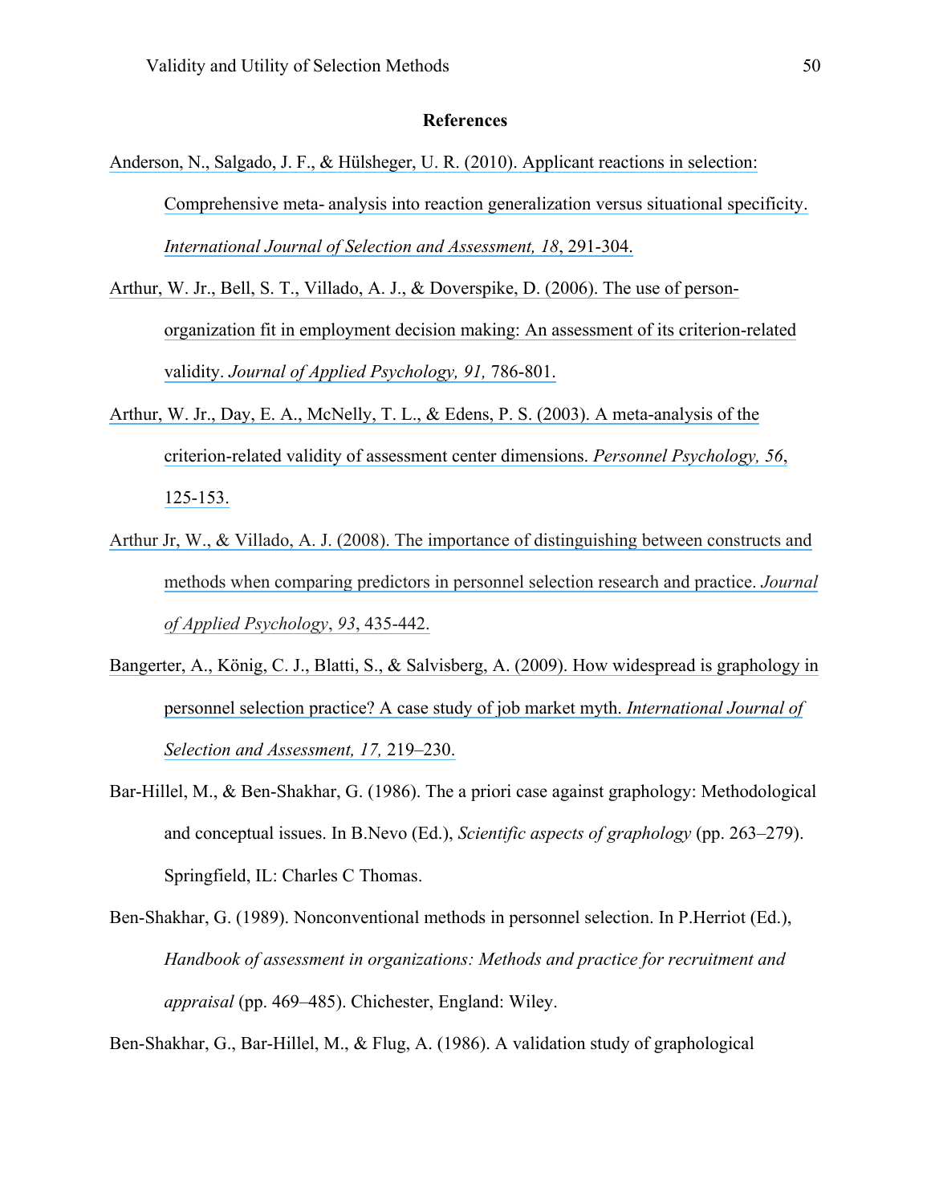## References

Anderson, N., Salgado, J. F., & Hülsheger, U. R. (2010). Applicant reactions in selection: Comprehensive meta- analysis into reaction generalization versus situational specificity. *International Journal of Selection and Assessment, 18*, 291-304.

Arthur, W. Jr., Bell, S. T., Villado, A. J., & Doverspike, D. (2006). The use of person-organization fit in employment decision making: An assessment of its criterion-related validity. *Journal of Applied Psychology, 91,* 786-801.

Arthur, W. Jr., Day, E. A., McNelly, T. L., & Edens, P. S. (2003). A meta-analysis of the criterion-related validity of assessment center dimensions. *Personnel Psychology, 56*, 125-153.

Arthur Jr, W., & Villado, A. J. (2008). The importance of distinguishing between constructs and methods when comparing predictors in personnel selection research and practice. *Journal of Applied Psychology*, *93*, 435-442.

Bangerter, A., König, C. J., Blatti, S., & Salvisberg, A. (2009). How widespread is graphology in personnel selection practice? A case study of job market myth. *International Journal of Selection and Assessment, 17,* 219–230.

Bar-Hillel, M., & Ben-Shakhar, G. (1986). The a priori case against graphology: Methodological and conceptual issues. In B.Nevo (Ed.), *Scientific aspects of graphology* (pp. 263–279). Springfield, IL: Charles C Thomas.

Ben-Shakhar, G. (1989). Nonconventional methods in personnel selection. In P.Herriot (Ed.), *Handbook of assessment in organizations: Methods and practice for recruitment and appraisal* (pp. 469–485). Chichester, England: Wiley.

Ben-Shakhar, G., Bar-Hillel, M., & Flug, A. (1986). A validation study of graphological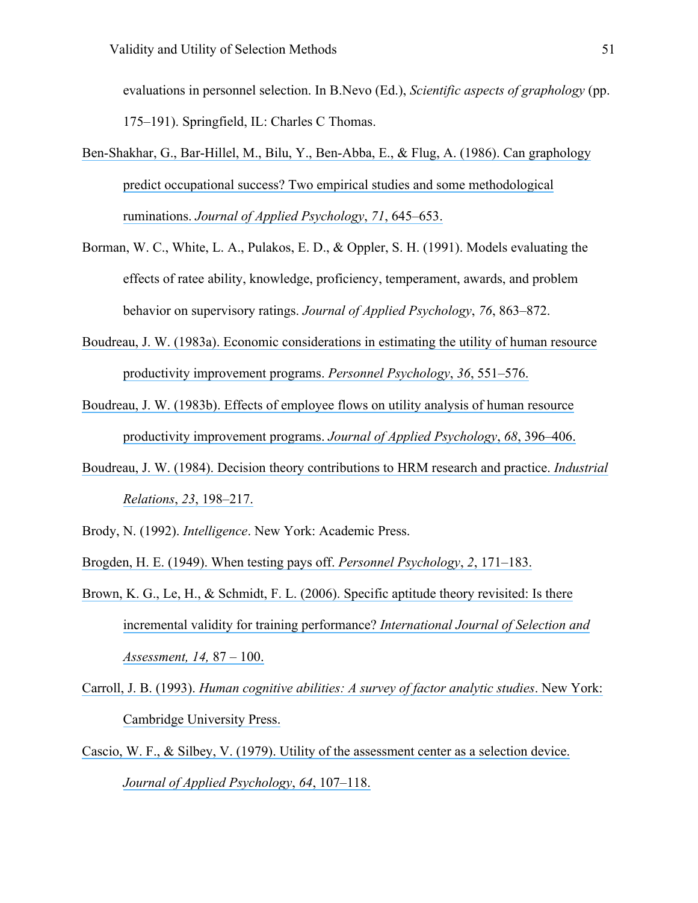evaluations in personnel selection. In B.Nevo (Ed.), *Scientific aspects of graphology* (pp. 175–191). Springfield, IL: Charles C Thomas.

Ben-Shakhar, G., Bar-Hillel, M., Bilu, Y., Ben-Abba, E., & Flug, A. (1986). Can graphology predict occupational success? Two empirical studies and some methodological ruminations. *Journal of Applied Psychology*, *71*, 645–653.

Borman, W. C., White, L. A., Pulakos, E. D., & Oppler, S. H. (1991). Models evaluating the effects of ratee ability, knowledge, proficiency, temperament, awards, and problem behavior on supervisory ratings. *Journal of Applied Psychology*, *76*, 863–872.

Boudreau, J. W. (1983a). Economic considerations in estimating the utility of human resource productivity improvement programs. *Personnel Psychology*, *36*, 551–576.

Boudreau, J. W. (1983b). Effects of employee flows on utility analysis of human resource productivity improvement programs. *Journal of Applied Psychology*, *68*, 396–406.

Boudreau, J. W. (1984). Decision theory contributions to HRM research and practice. *Industrial Relations*, *23*, 198–217.

Brody, N. (1992). *Intelligence*. New York: Academic Press.

Brogden, H. E. (1949). When testing pays off. *Personnel Psychology*, *2*, 171–183.

Brown, K. G., Le, H., & Schmidt, F. L. (2006). Specific aptitude theory revisited: Is there incremental validity for training performance? *International Journal of Selection and Assessment, 14,* 87 – 100.

Carroll, J. B. (1993). *Human cognitive abilities: A survey of factor analytic studies*. New York: Cambridge University Press.

Cascio, W. F., & Silbey, V. (1979). Utility of the assessment center as a selection device. *Journal of Applied Psychology*, *64*, 107–118.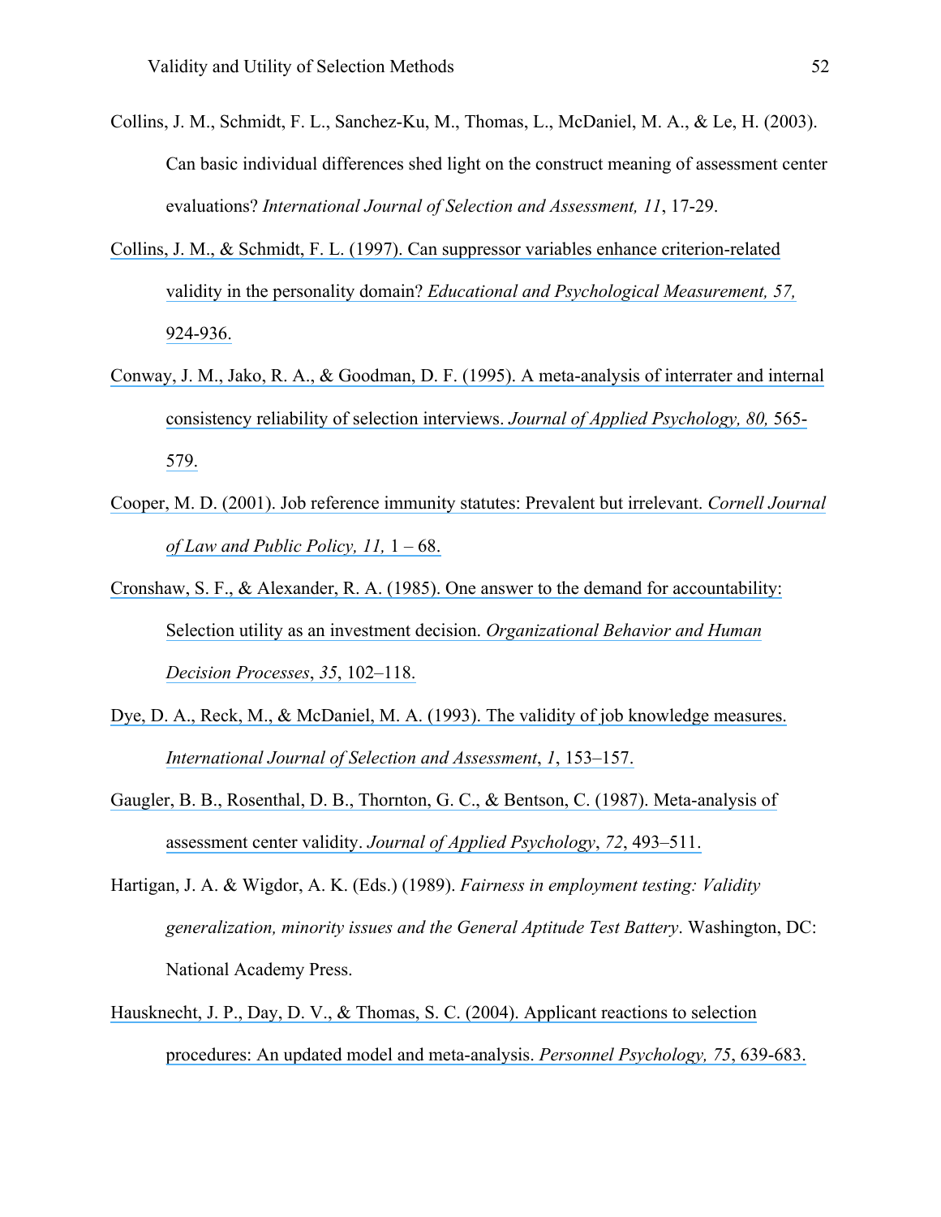Collins, J. M., Schmidt, F. L., Sanchez-Ku, M., Thomas, L., McDaniel, M. A., & Le, H. (2003). Can basic individual differences shed light on the construct meaning of assessment center evaluations? *International Journal of Selection and Assessment, 11*, 17-29.

Collins, J. M., & Schmidt, F. L. (1997). Can suppressor variables enhance criterion-related validity in the personality domain? *Educational and Psychological Measurement, 57,* 924-936.

Conway, J. M., Jako, R. A., & Goodman, D. F. (1995). A meta-analysis of interrater and internal consistency reliability of selection interviews. *Journal of Applied Psychology, 80,* 565-579.

Cooper, M. D. (2001). Job reference immunity statutes: Prevalent but irrelevant. *Cornell Journal of Law and Public Policy, 11,* 1 – 68.

Cronshaw, S. F., & Alexander, R. A. (1985). One answer to the demand for accountability: Selection utility as an investment decision. *Organizational Behavior and Human Decision Processes*, *35*, 102–118.

Dye, D. A., Reck, M., & McDaniel, M. A. (1993). The validity of job knowledge measures. *International Journal of Selection and Assessment*, *1*, 153–157.

Gaugler, B. B., Rosenthal, D. B., Thornton, G. C., & Bentson, C. (1987). Meta-analysis of assessment center validity. *Journal of Applied Psychology*, *72*, 493–511.

Hartigan, J. A. & Wigdor, A. K. (Eds.) (1989). *Fairness in employment testing: Validity generalization, minority issues and the General Aptitude Test Battery*. Washington, DC: National Academy Press.

Hausknecht, J. P., Day, D. V., & Thomas, S. C. (2004). Applicant reactions to selection procedures: An updated model and meta-analysis. *Personnel Psychology, 75*, 639-683.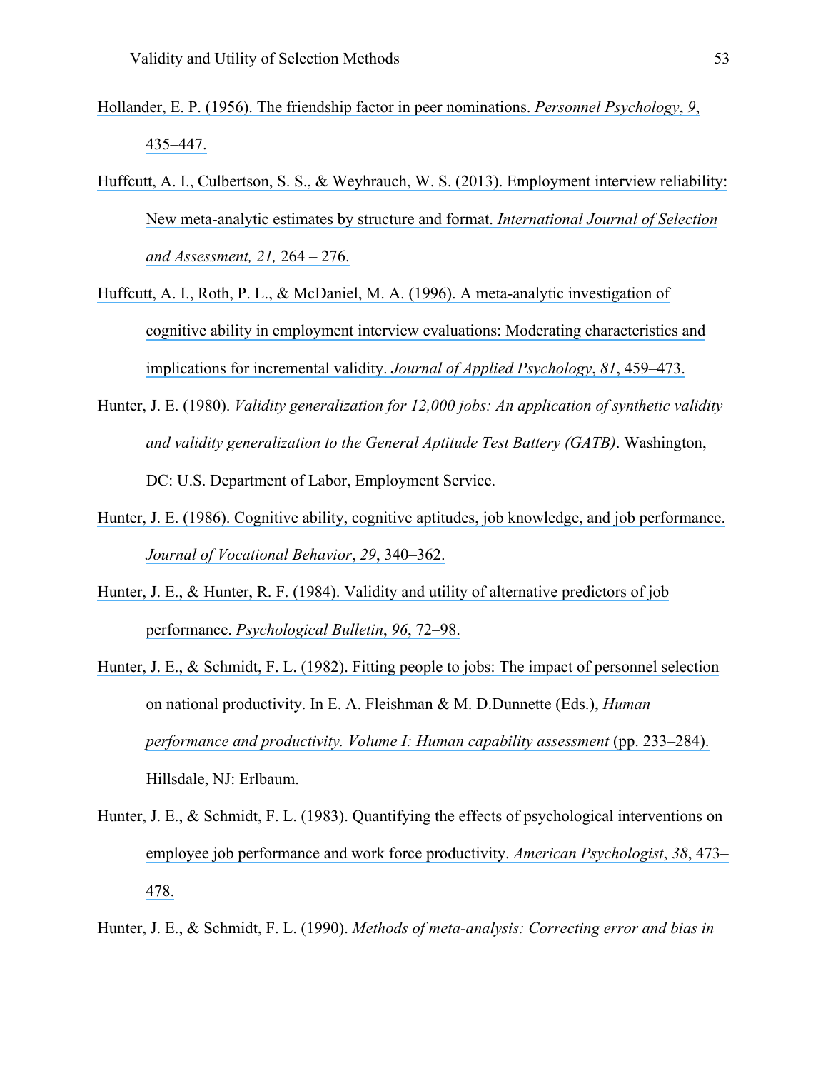Hollander, E. P. (1956). The friendship factor in peer nominations. *Personnel Psychology*, *9*, 435–447.

Huffcutt, A. I., Culbertson, S. S., & Weyhrauch, W. S. (2013). Employment interview reliability: New meta-analytic estimates by structure and format. *International Journal of Selection and Assessment, 21,* 264 – 276.

Huffcutt, A. I., Roth, P. L., & McDaniel, M. A. (1996). A meta-analytic investigation of cognitive ability in employment interview evaluations: Moderating characteristics and implications for incremental validity. *Journal of Applied Psychology*, *81*, 459–473.

Hunter, J. E. (1980). *Validity generalization for 12,000 jobs: An application of synthetic validity and validity generalization to the General Aptitude Test Battery (GATB)*. Washington, DC: U.S. Department of Labor, Employment Service.

Hunter, J. E. (1986). Cognitive ability, cognitive aptitudes, job knowledge, and job performance. *Journal of Vocational Behavior*, *29*, 340–362.

Hunter, J. E., & Hunter, R. F. (1984). Validity and utility of alternative predictors of job performance. *Psychological Bulletin*, *96*, 72–98.

Hunter, J. E., & Schmidt, F. L. (1982). Fitting people to jobs: The impact of personnel selection on national productivity. In E. A. Fleishman & M. D.Dunnette (Eds.), *Human performance and productivity. Volume I: Human capability assessment* (pp. 233–284). Hillsdale, NJ: Erlbaum.

Hunter, J. E., & Schmidt, F. L. (1983). Quantifying the effects of psychological interventions on employee job performance and work force productivity. *American Psychologist*, *38*, 473–478.

Hunter, J. E., & Schmidt, F. L. (1990). *Methods of meta-analysis: Correcting error and bias in*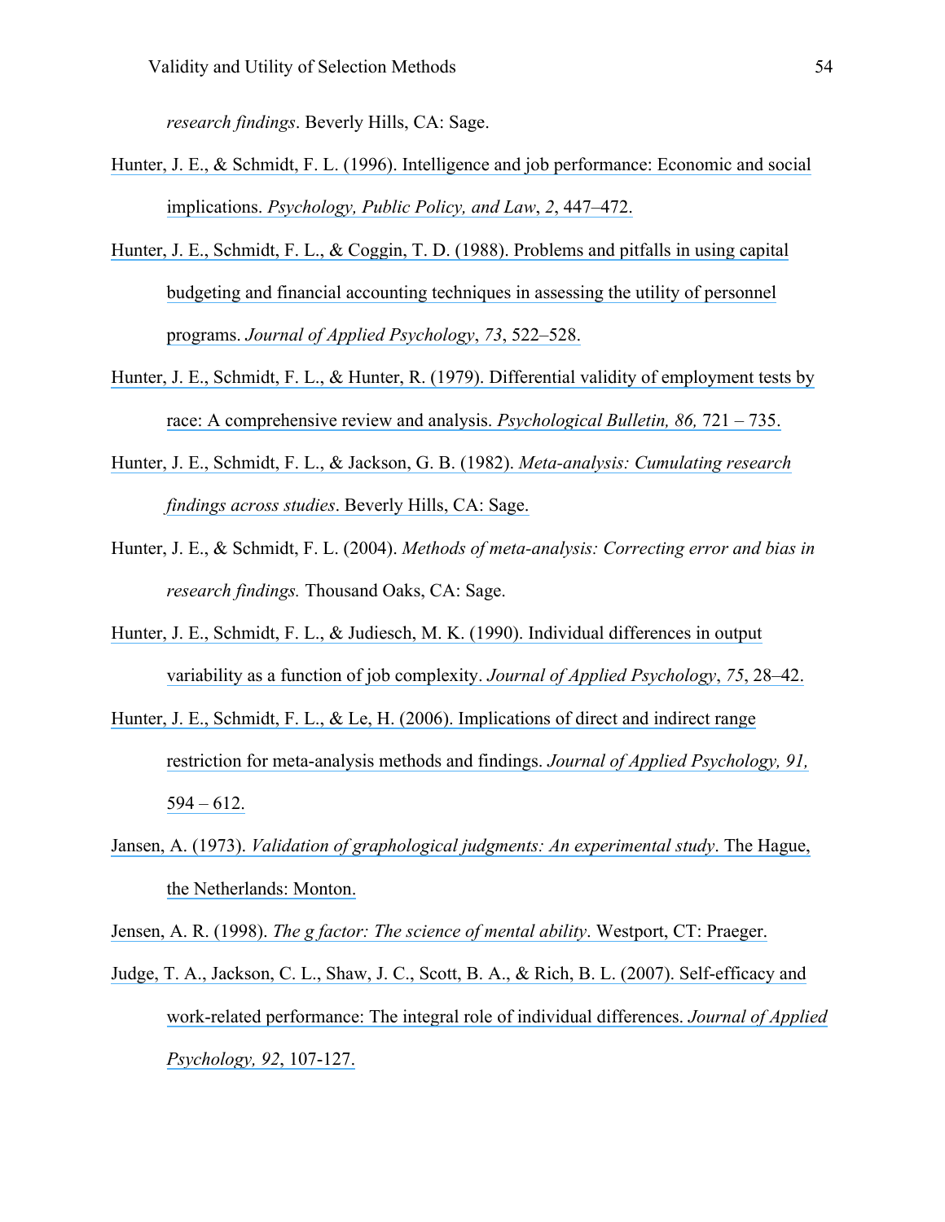*research findings*. Beverly Hills, CA: Sage.

Hunter, J. E., & Schmidt, F. L. (1996). Intelligence and job performance: Economic and social implications. *Psychology, Public Policy, and Law*, *2*, 447–472.

Hunter, J. E., Schmidt, F. L., & Coggin, T. D. (1988). Problems and pitfalls in using capital budgeting and financial accounting techniques in assessing the utility of personnel programs. *Journal of Applied Psychology*, *73*, 522–528.

Hunter, J. E., Schmidt, F. L., & Hunter, R. (1979). Differential validity of employment tests by race: A comprehensive review and analysis. *Psychological Bulletin, 86,* 721 – 735.

Hunter, J. E., Schmidt, F. L., & Jackson, G. B. (1982). *Meta-analysis: Cumulating research findings across studies*. Beverly Hills, CA: Sage.

Hunter, J. E., & Schmidt, F. L. (2004). *Methods of meta-analysis: Correcting error and bias in research findings.* Thousand Oaks, CA: Sage.

Hunter, J. E., Schmidt, F. L., & Judiesch, M. K. (1990). Individual differences in output variability as a function of job complexity. *Journal of Applied Psychology*, *75*, 28–42.

Hunter, J. E., Schmidt, F. L., & Le, H. (2006). Implications of direct and indirect range restriction for meta-analysis methods and findings. *Journal of Applied Psychology, 91,* 594 – 612.

Jansen, A. (1973). *Validation of graphological judgments: An experimental study*. The Hague, the Netherlands: Monton.

Jensen, A. R. (1998). *The g factor: The science of mental ability*. Westport, CT: Praeger.

Judge, T. A., Jackson, C. L., Shaw, J. C., Scott, B. A., & Rich, B. L. (2007). Self-efficacy and work-related performance: The integral role of individual differences. *Journal of Applied Psychology, 92*, 107-127.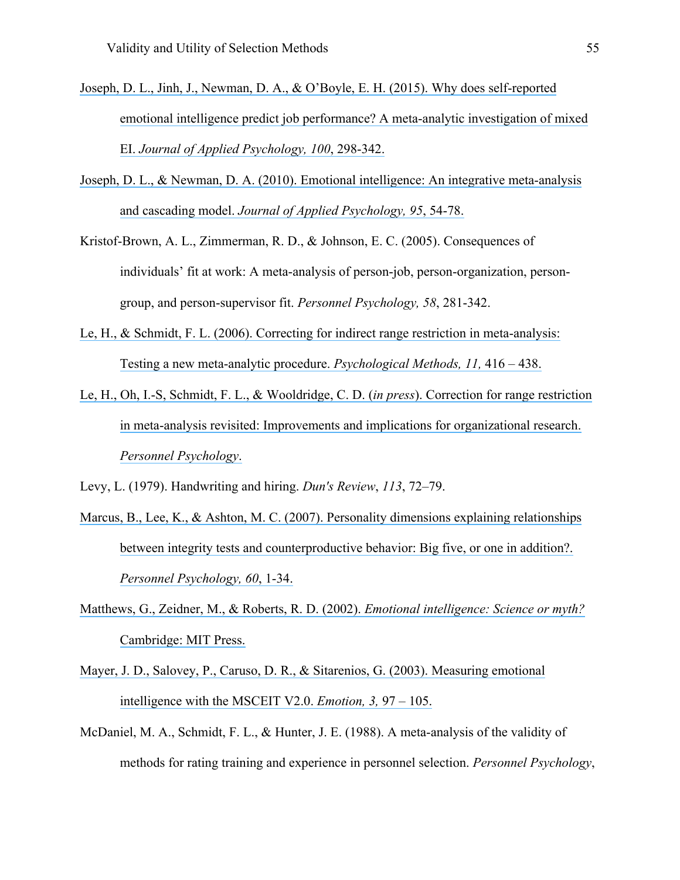Joseph, D. L., Jinh, J., Newman, D. A., & O'Boyle, E. H. (2015). Why does self-reported emotional intelligence predict job performance? A meta-analytic investigation of mixed EI. *Journal of Applied Psychology, 100*, 298-342.

Joseph, D. L., & Newman, D. A. (2010). Emotional intelligence: An integrative meta-analysis and cascading model. *Journal of Applied Psychology, 95*, 54-78.

Kristof-Brown, A. L., Zimmerman, R. D., & Johnson, E. C. (2005). Consequences of individuals' fit at work: A meta-analysis of person-job, person-organization, person-group, and person-supervisor fit. *Personnel Psychology, 58*, 281-342.

Le, H., & Schmidt, F. L. (2006). Correcting for indirect range restriction in meta-analysis: Testing a new meta-analytic procedure. *Psychological Methods, 11,* 416 – 438.

Le, H., Oh, I.-S, Schmidt, F. L., & Wooldridge, C. D. (*in press*). Correction for range restriction in meta-analysis revisited: Improvements and implications for organizational research. *Personnel Psychology*.

Levy, L. (1979). Handwriting and hiring. *Dun's Review*, *113*, 72–79.

Marcus, B., Lee, K., & Ashton, M. C. (2007). Personality dimensions explaining relationships between integrity tests and counterproductive behavior: Big five, or one in addition?. *Personnel Psychology, 60*, 1-34.

Matthews, G., Zeidner, M., & Roberts, R. D. (2002). *Emotional intelligence: Science or myth?* Cambridge: MIT Press.

Mayer, J. D., Salovey, P., Caruso, D. R., & Sitarenios, G. (2003). Measuring emotional intelligence with the MSCEIT V2.0. *Emotion, 3,* 97 – 105.

McDaniel, M. A., Schmidt, F. L., & Hunter, J. E. (1988). A meta-analysis of the validity of methods for rating training and experience in personnel selection. *Personnel Psychology*,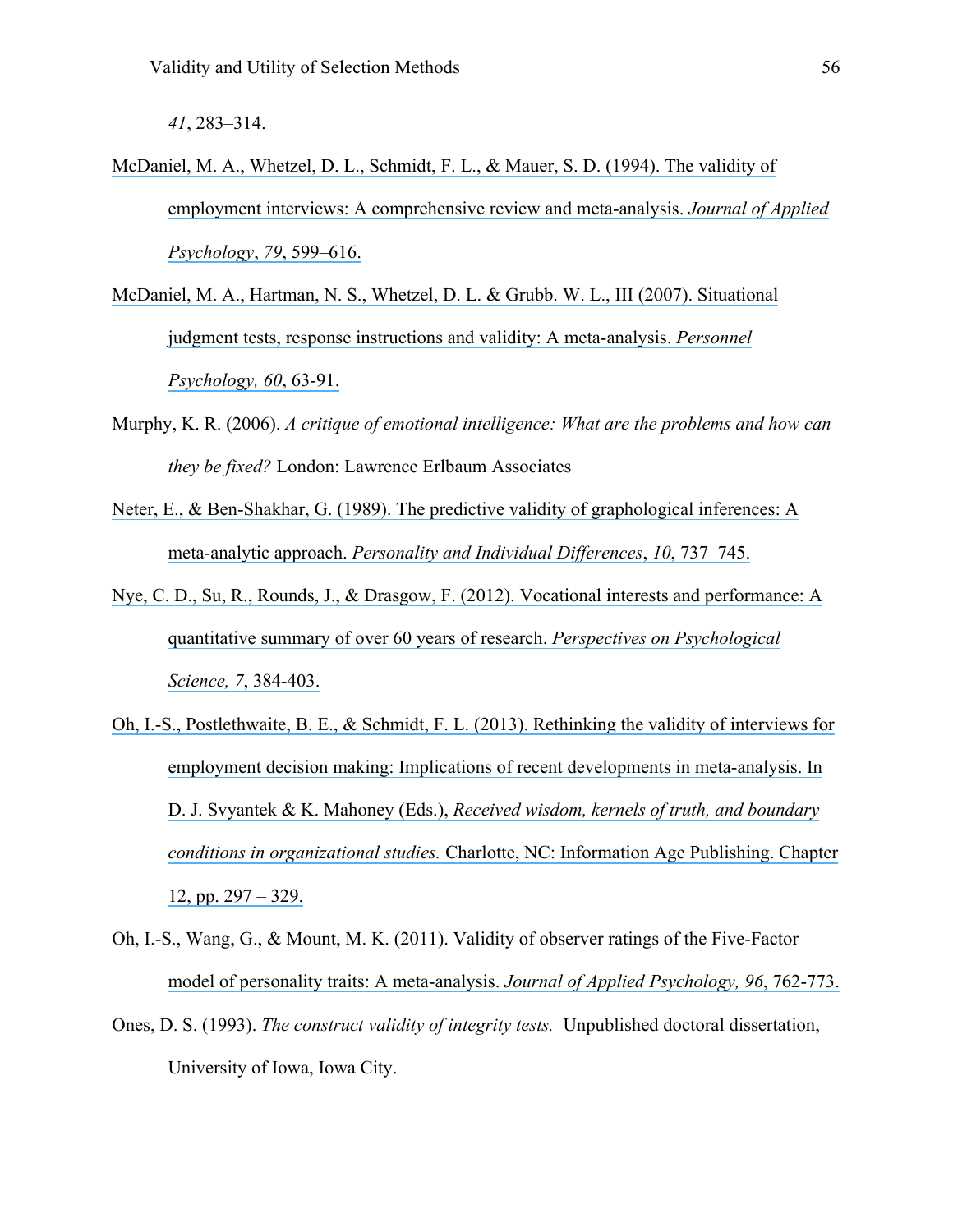*41*, 283–314.

McDaniel, M. A., Whetzel, D. L., Schmidt, F. L., & Mauer, S. D. (1994). The validity of employment interviews: A comprehensive review and meta-analysis. *Journal of Applied Psychology*, *79*, 599–616.

McDaniel, M. A., Hartman, N. S., Whetzel, D. L. & Grubb. W. L., III (2007). Situational judgment tests, response instructions and validity: A meta-analysis. *Personnel Psychology, 60*, 63-91.

Murphy, K. R. (2006). *A critique of emotional intelligence: What are the problems and how can they be fixed?* London: Lawrence Erlbaum Associates

Neter, E., & Ben-Shakhar, G. (1989). The predictive validity of graphological inferences: A meta-analytic approach. *Personality and Individual Differences*, *10*, 737–745.

Nye, C. D., Su, R., Rounds, J., & Drasgow, F. (2012). Vocational interests and performance: A quantitative summary of over 60 years of research. *Perspectives on Psychological Science, 7*, 384-403.

Oh, I.-S., Postlethwaite, B. E., & Schmidt, F. L. (2013). Rethinking the validity of interviews for employment decision making: Implications of recent developments in meta-analysis. In D. J. Svyantek & K. Mahoney (Eds.), *Received wisdom, kernels of truth, and boundary conditions in organizational studies.* Charlotte, NC: Information Age Publishing. Chapter 12, pp. 297 – 329.

Oh, I.-S., Wang, G., & Mount, M. K. (2011). Validity of observer ratings of the Five-Factor model of personality traits: A meta-analysis. *Journal of Applied Psychology, 96*, 762-773.

Ones, D. S. (1993). *The construct validity of integrity tests.* Unpublished doctoral dissertation, University of Iowa, Iowa City.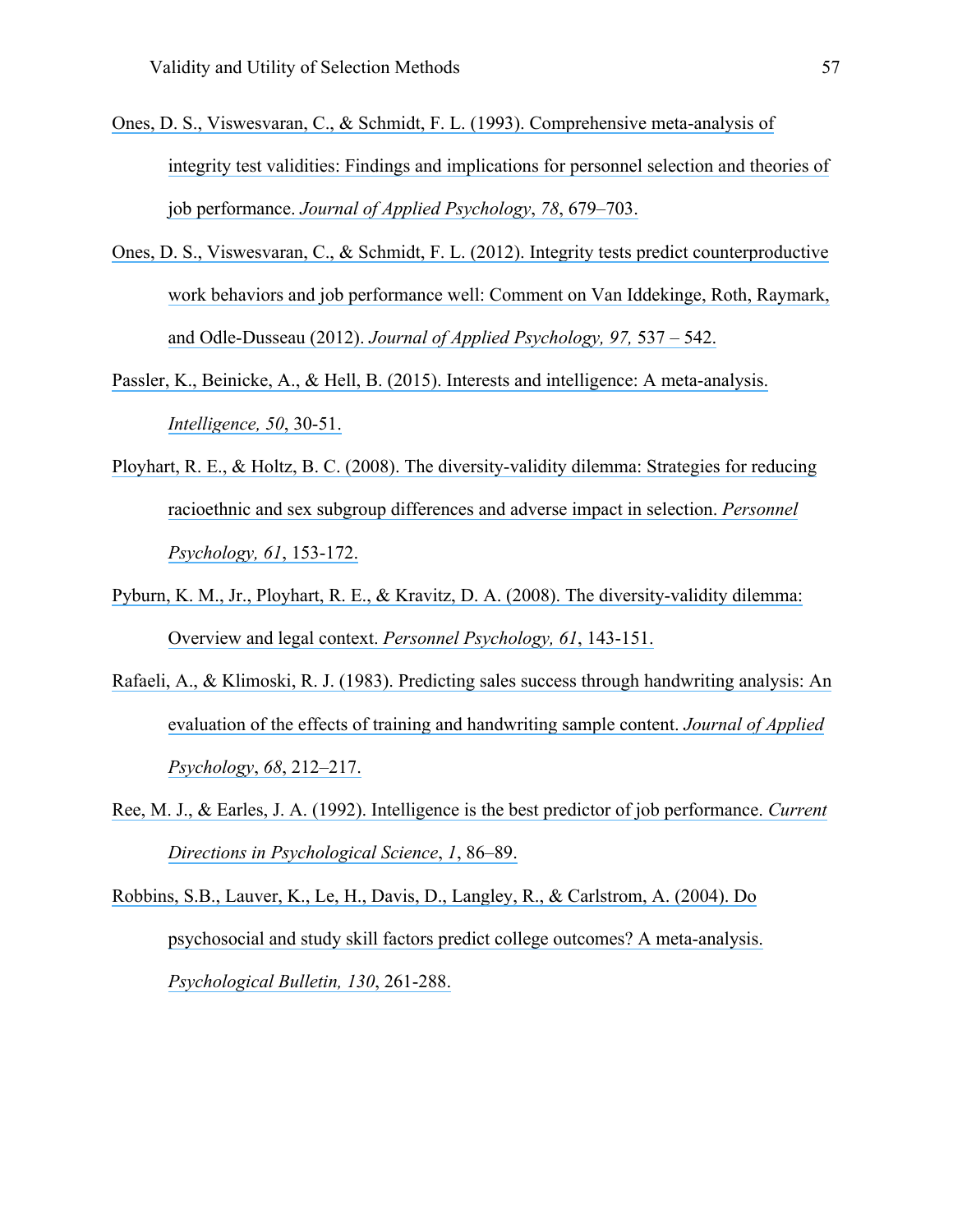Ones, D. S., Viswesvaran, C., & Schmidt, F. L. (1993). Comprehensive meta-analysis of integrity test validities: Findings and implications for personnel selection and theories of job performance. *Journal of Applied Psychology*, *78*, 679–703.

Ones, D. S., Viswesvaran, C., & Schmidt, F. L. (2012). Integrity tests predict counterproductive work behaviors and job performance well: Comment on Van Iddekinge, Roth, Raymark, and Odle-Dusseau (2012). *Journal of Applied Psychology, 97,* 537 – 542.

Passler, K., Beinicke, A., & Hell, B. (2015). Interests and intelligence: A meta-analysis. *Intelligence, 50*, 30-51.

Ployhart, R. E., & Holtz, B. C. (2008). The diversity-validity dilemma: Strategies for reducing racioethnic and sex subgroup differences and adverse impact in selection. *Personnel Psychology, 61*, 153-172.

Pyburn, K. M., Jr., Ployhart, R. E., & Kravitz, D. A. (2008). The diversity-validity dilemma: Overview and legal context. *Personnel Psychology, 61*, 143-151.

Rafaeli, A., & Klimoski, R. J. (1983). Predicting sales success through handwriting analysis: An evaluation of the effects of training and handwriting sample content. *Journal of Applied Psychology*, *68*, 212–217.

Ree, M. J., & Earles, J. A. (1992). Intelligence is the best predictor of job performance. *Current Directions in Psychological Science*, *1*, 86–89.

Robbins, S.B., Lauver, K., Le, H., Davis, D., Langley, R., & Carlstrom, A. (2004). Do psychosocial and study skill factors predict college outcomes? A meta-analysis. *Psychological Bulletin, 130*, 261-288.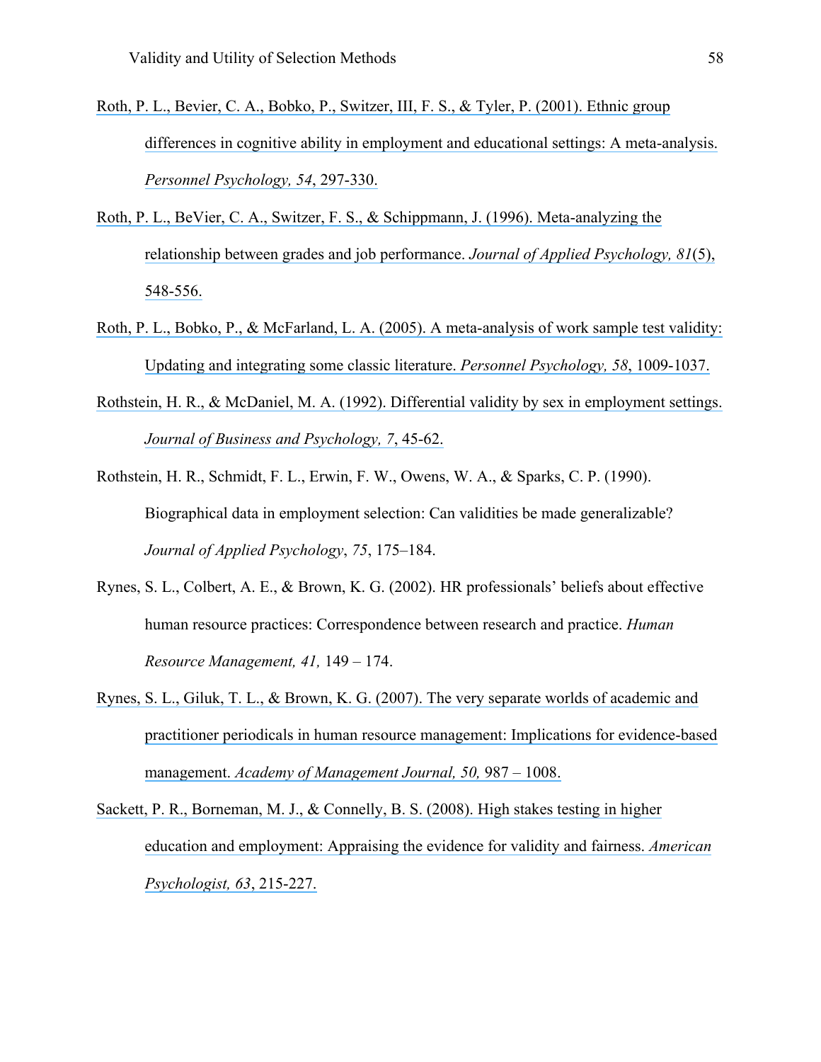Roth, P. L., Bevier, C. A., Bobko, P., Switzer, III, F. S., & Tyler, P. (2001). Ethnic group differences in cognitive ability in employment and educational settings: A meta-analysis. *Personnel Psychology, 54*, 297-330.

Roth, P. L., BeVier, C. A., Switzer, F. S., & Schippmann, J. (1996). Meta-analyzing the relationship between grades and job performance. *Journal of Applied Psychology, 81*(5), 548-556.

Roth, P. L., Bobko, P., & McFarland, L. A. (2005). A meta-analysis of work sample test validity: Updating and integrating some classic literature. *Personnel Psychology, 58*, 1009-1037.

Rothstein, H. R., & McDaniel, M. A. (1992). Differential validity by sex in employment settings. *Journal of Business and Psychology, 7*, 45-62.

Rothstein, H. R., Schmidt, F. L., Erwin, F. W., Owens, W. A., & Sparks, C. P. (1990). Biographical data in employment selection: Can validities be made generalizable? *Journal of Applied Psychology*, *75*, 175–184.

Rynes, S. L., Colbert, A. E., & Brown, K. G. (2002). HR professionals' beliefs about effective human resource practices: Correspondence between research and practice. *Human Resource Management, 41,* 149 – 174.

Rynes, S. L., Giluk, T. L., & Brown, K. G. (2007). The very separate worlds of academic and practitioner periodicals in human resource management: Implications for evidence-based management. *Academy of Management Journal, 50,* 987 – 1008.

Sackett, P. R., Borneman, M. J., & Connelly, B. S. (2008). High stakes testing in higher education and employment: Appraising the evidence for validity and fairness. *American Psychologist, 63*, 215-227.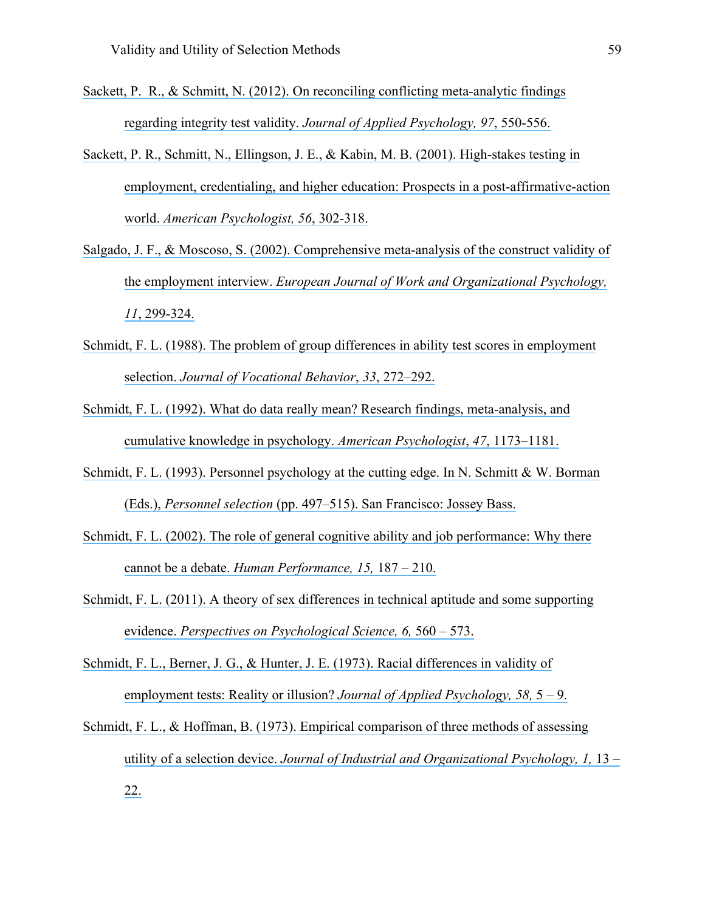Sackett, P. R., & Schmitt, N. (2012). On reconciling conflicting meta-analytic findings regarding integrity test validity. *Journal of Applied Psychology, 97*, 550-556.

Sackett, P. R., Schmitt, N., Ellingson, J. E., & Kabin, M. B. (2001). High-stakes testing in employment, credentialing, and higher education: Prospects in a post-affirmative-action world. *American Psychologist, 56*, 302-318.

Salgado, J. F., & Moscoso, S. (2002). Comprehensive meta-analysis of the construct validity of the employment interview. *European Journal of Work and Organizational Psychology, 11*, 299-324.

Schmidt, F. L. (1988). The problem of group differences in ability test scores in employment selection. *Journal of Vocational Behavior*, *33*, 272–292.

Schmidt, F. L. (1992). What do data really mean? Research findings, meta-analysis, and cumulative knowledge in psychology. *American Psychologist*, *47*, 1173–1181.

Schmidt, F. L. (1993). Personnel psychology at the cutting edge. In N. Schmitt & W. Borman (Eds.), *Personnel selection* (pp. 497–515). San Francisco: Jossey Bass.

Schmidt, F. L. (2002). The role of general cognitive ability and job performance: Why there cannot be a debate. *Human Performance, 15,* 187 – 210.

Schmidt, F. L. (2011). A theory of sex differences in technical aptitude and some supporting evidence. *Perspectives on Psychological Science, 6,* 560 – 573.

Schmidt, F. L., Berner, J. G., & Hunter, J. E. (1973). Racial differences in validity of employment tests: Reality or illusion? *Journal of Applied Psychology, 58,* 5 – 9.

Schmidt, F. L., & Hoffman, B. (1973). Empirical comparison of three methods of assessing utility of a selection device. *Journal of Industrial and Organizational Psychology, 1,* 13 – 22.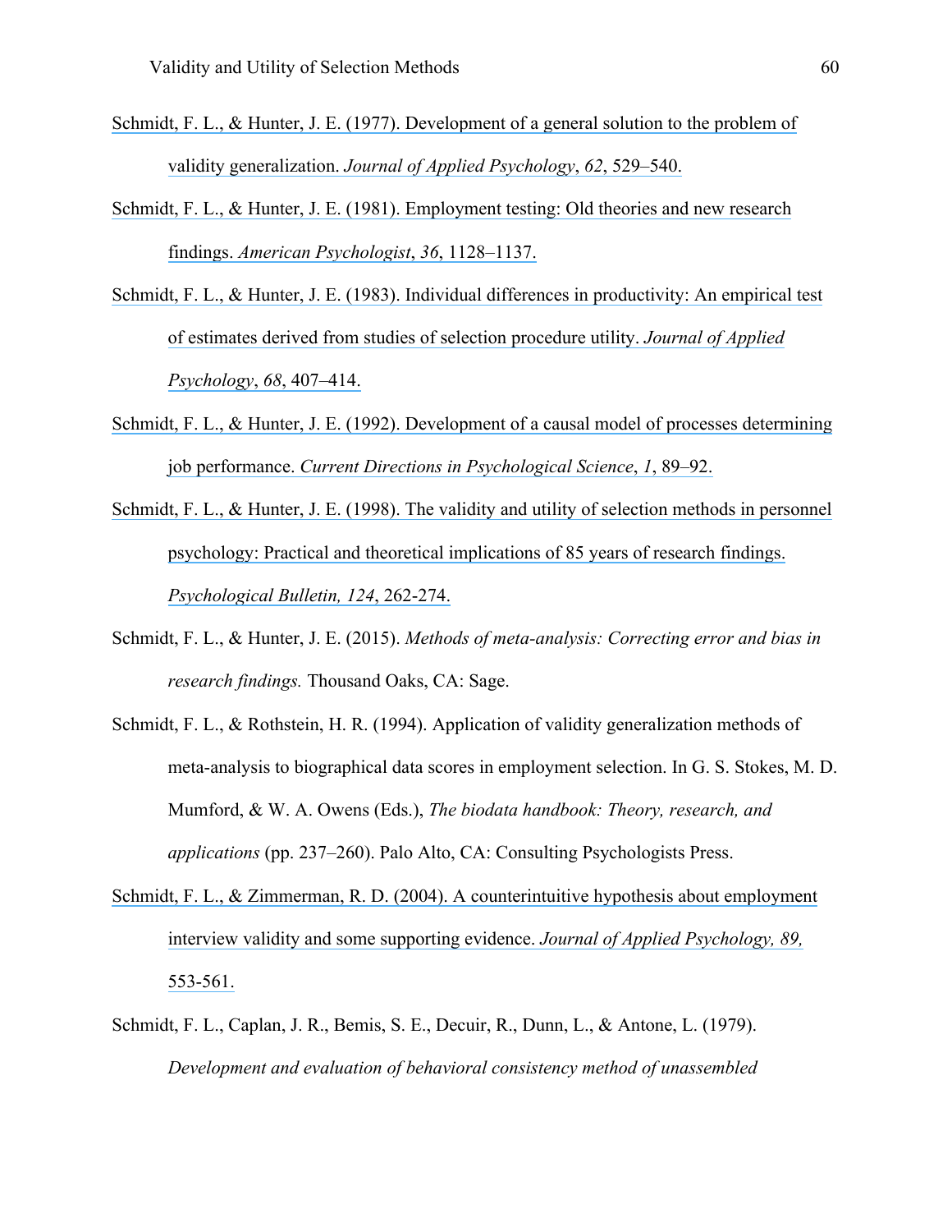Schmidt, F. L., & Hunter, J. E. (1977). Development of a general solution to the problem of validity generalization. *Journal of Applied Psychology*, *62*, 529–540.

Schmidt, F. L., & Hunter, J. E. (1981). Employment testing: Old theories and new research findings. *American Psychologist*, *36*, 1128–1137.

Schmidt, F. L., & Hunter, J. E. (1983). Individual differences in productivity: An empirical test of estimates derived from studies of selection procedure utility. *Journal of Applied Psychology*, *68*, 407–414.

Schmidt, F. L., & Hunter, J. E. (1992). Development of a causal model of processes determining job performance. *Current Directions in Psychological Science*, *1*, 89–92.

Schmidt, F. L., & Hunter, J. E. (1998). The validity and utility of selection methods in personnel psychology: Practical and theoretical implications of 85 years of research findings. *Psychological Bulletin, 124*, 262-274.

Schmidt, F. L., & Hunter, J. E. (2015). *Methods of meta-analysis: Correcting error and bias in research findings.* Thousand Oaks, CA: Sage.

Schmidt, F. L., & Rothstein, H. R. (1994). Application of validity generalization methods of meta-analysis to biographical data scores in employment selection. In G. S. Stokes, M. D. Mumford, & W. A. Owens (Eds.), *The biodata handbook: Theory, research, and applications* (pp. 237–260). Palo Alto, CA: Consulting Psychologists Press.

Schmidt, F. L., & Zimmerman, R. D. (2004). A counterintuitive hypothesis about employment interview validity and some supporting evidence. *Journal of Applied Psychology, 89,* 553-561.

Schmidt, F. L., Caplan, J. R., Bemis, S. E., Decuir, R., Dunn, L., & Antone, L. (1979). *Development and evaluation of behavioral consistency method of unassembled*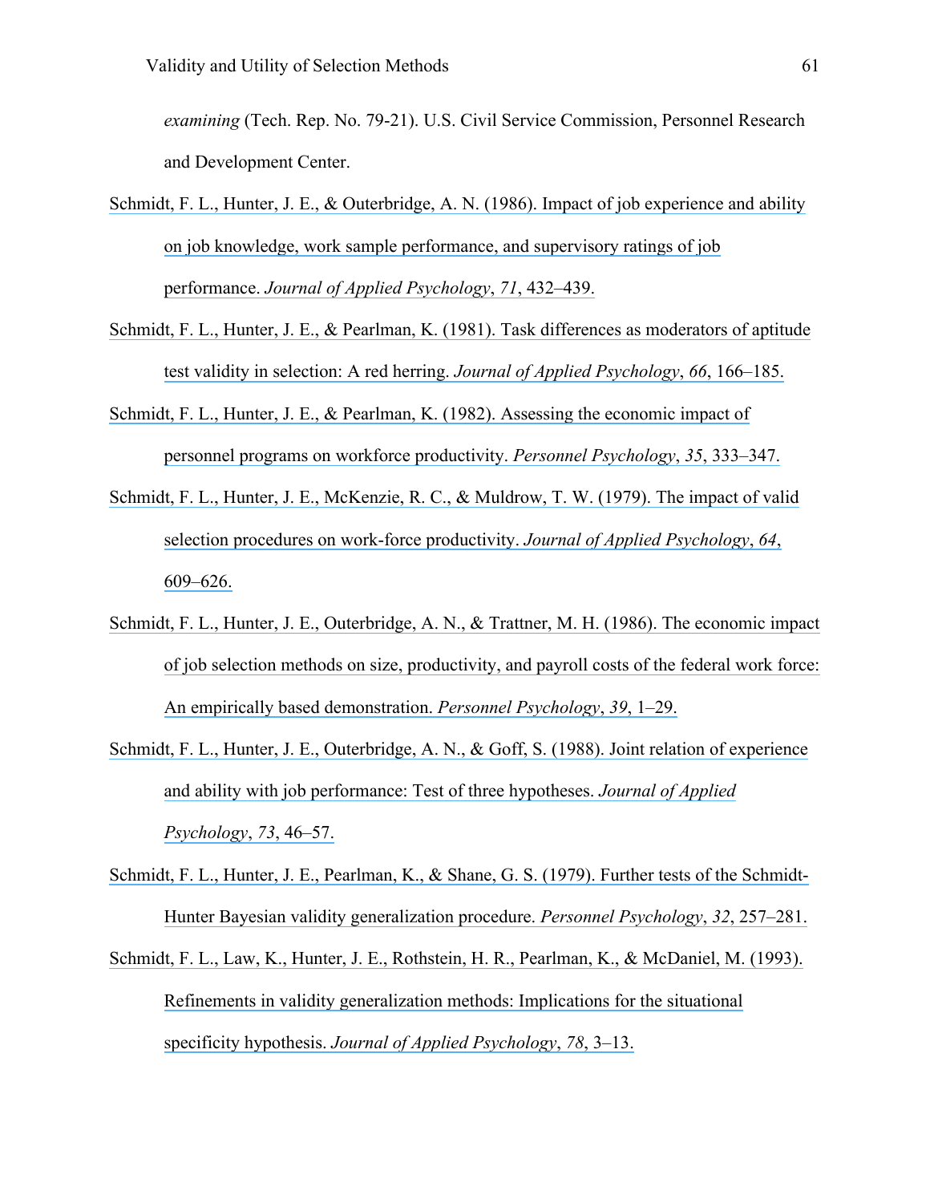*examining* (Tech. Rep. No. 79-21). U.S. Civil Service Commission, Personnel Research and Development Center.

Schmidt, F. L., Hunter, J. E., & Outerbridge, A. N. (1986). Impact of job experience and ability on job knowledge, work sample performance, and supervisory ratings of job performance. *Journal of Applied Psychology*, *71*, 432–439.

Schmidt, F. L., Hunter, J. E., & Pearlman, K. (1981). Task differences as moderators of aptitude test validity in selection: A red herring. *Journal of Applied Psychology*, *66*, 166–185.

Schmidt, F. L., Hunter, J. E., & Pearlman, K. (1982). Assessing the economic impact of personnel programs on workforce productivity. *Personnel Psychology*, *35*, 333–347.

Schmidt, F. L., Hunter, J. E., McKenzie, R. C., & Muldrow, T. W. (1979). The impact of valid selection procedures on work-force productivity. *Journal of Applied Psychology*, *64*, 609–626.

Schmidt, F. L., Hunter, J. E., Outerbridge, A. N., & Trattner, M. H. (1986). The economic impact of job selection methods on size, productivity, and payroll costs of the federal work force: An empirically based demonstration. *Personnel Psychology*, *39*, 1–29.

Schmidt, F. L., Hunter, J. E., Outerbridge, A. N., & Goff, S. (1988). Joint relation of experience and ability with job performance: Test of three hypotheses. *Journal of Applied Psychology*, *73*, 46–57.

Schmidt, F. L., Hunter, J. E., Pearlman, K., & Shane, G. S. (1979). Further tests of the Schmidt-Hunter Bayesian validity generalization procedure. *Personnel Psychology*, *32*, 257–281.

Schmidt, F. L., Law, K., Hunter, J. E., Rothstein, H. R., Pearlman, K., & McDaniel, M. (1993). Refinements in validity generalization methods: Implications for the situational specificity hypothesis. *Journal of Applied Psychology*, *78*, 3–13.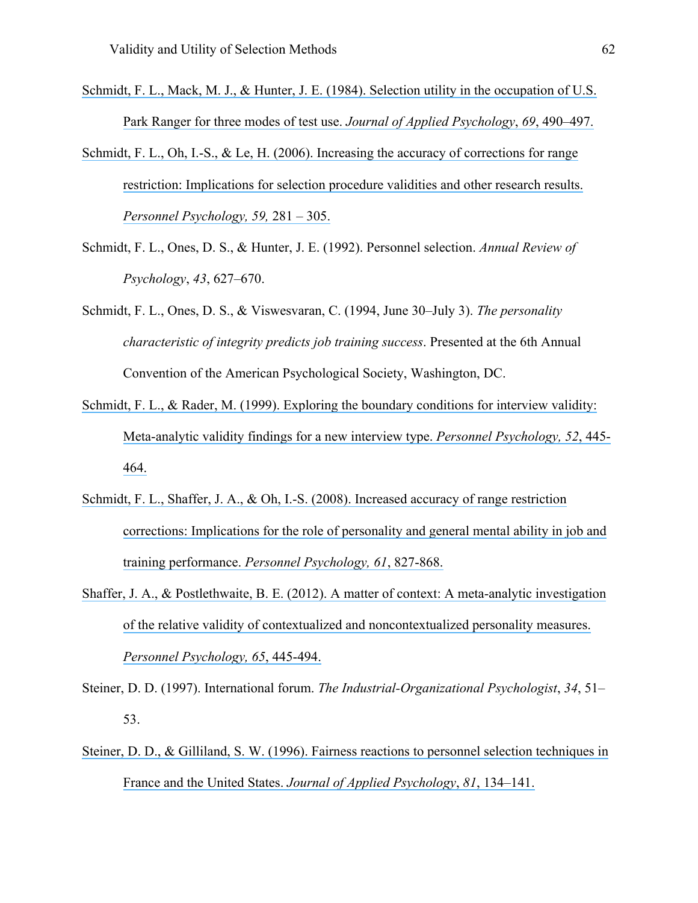Schmidt, F. L., Mack, M. J., & Hunter, J. E. (1984). Selection utility in the occupation of U.S. Park Ranger for three modes of test use. *Journal of Applied Psychology*, *69*, 490–497.

Schmidt, F. L., Oh, I.-S., & Le, H. (2006). Increasing the accuracy of corrections for range restriction: Implications for selection procedure validities and other research results. *Personnel Psychology, 59,* 281 – 305.

Schmidt, F. L., Ones, D. S., & Hunter, J. E. (1992). Personnel selection. *Annual Review of Psychology*, *43*, 627–670.

Schmidt, F. L., Ones, D. S., & Viswesvaran, C. (1994, June 30–July 3). *The personality characteristic of integrity predicts job training success*. Presented at the 6th Annual Convention of the American Psychological Society, Washington, DC.

Schmidt, F. L., & Rader, M. (1999). Exploring the boundary conditions for interview validity: Meta-analytic validity findings for a new interview type. *Personnel Psychology, 52*, 445-464.

Schmidt, F. L., Shaffer, J. A., & Oh, I.-S. (2008). Increased accuracy of range restriction corrections: Implications for the role of personality and general mental ability in job and training performance. *Personnel Psychology, 61*, 827-868.

Shaffer, J. A., & Postlethwaite, B. E. (2012). A matter of context: A meta-analytic investigation of the relative validity of contextualized and noncontextualized personality measures. *Personnel Psychology, 65*, 445-494.

Steiner, D. D. (1997). International forum. *The Industrial-Organizational Psychologist*, *34*, 51–53.

Steiner, D. D., & Gilliland, S. W. (1996). Fairness reactions to personnel selection techniques in France and the United States. *Journal of Applied Psychology*, *81*, 134–141.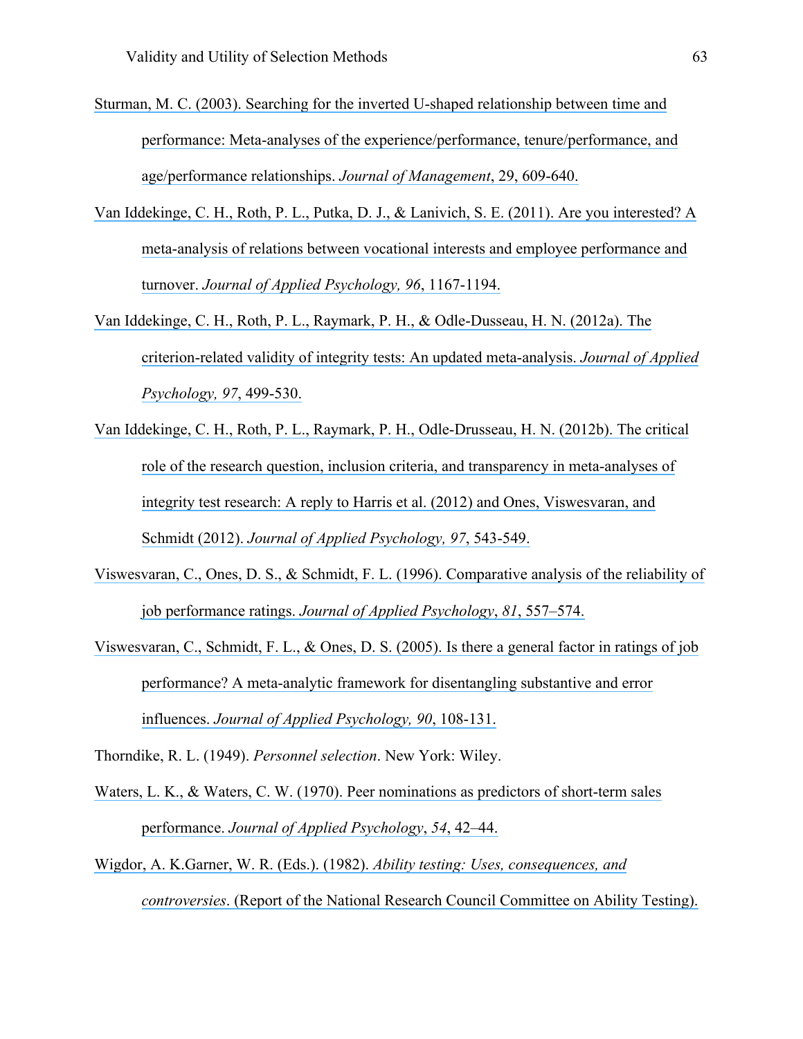Sturman, M. C. (2003). Searching for the inverted U-shaped relationship between time and performance: Meta-analyses of the experience/performance, tenure/performance, and age/performance relationships. *Journal of Management*, 29, 609-640.

Van Iddekinge, C. H., Roth, P. L., Putka, D. J., & Lanivich, S. E. (2011). Are you interested? A meta-analysis of relations between vocational interests and employee performance and turnover. *Journal of Applied Psychology, 96*, 1167-1194.

Van Iddekinge, C. H., Roth, P. L., Raymark, P. H., & Odle-Dusseau, H. N. (2012a). The criterion-related validity of integrity tests: An updated meta-analysis. *Journal of Applied Psychology, 97*, 499-530.

Van Iddekinge, C. H., Roth, P. L., Raymark, P. H., Odle-Drusseau, H. N. (2012b). The critical role of the research question, inclusion criteria, and transparency in meta-analyses of integrity test research: A reply to Harris et al. (2012) and Ones, Viswesvaran, and Schmidt (2012). *Journal of Applied Psychology, 97*, 543-549.

Viswesvaran, C., Ones, D. S., & Schmidt, F. L. (1996). Comparative analysis of the reliability of job performance ratings. *Journal of Applied Psychology*, *81*, 557–574.

Viswesvaran, C., Schmidt, F. L., & Ones, D. S. (2005). Is there a general factor in ratings of job performance? A meta-analytic framework for disentangling substantive and error influences. *Journal of Applied Psychology, 90*, 108-131.

Thorndike, R. L. (1949). *Personnel selection*. New York: Wiley.

Waters, L. K., & Waters, C. W. (1970). Peer nominations as predictors of short-term sales performance. *Journal of Applied Psychology*, *54*, 42–44.

Wigdor, A. K.Garner, W. R. (Eds.). (1982). *Ability testing: Uses, consequences, and controversies*. (Report of the National Research Council Committee on Ability Testing).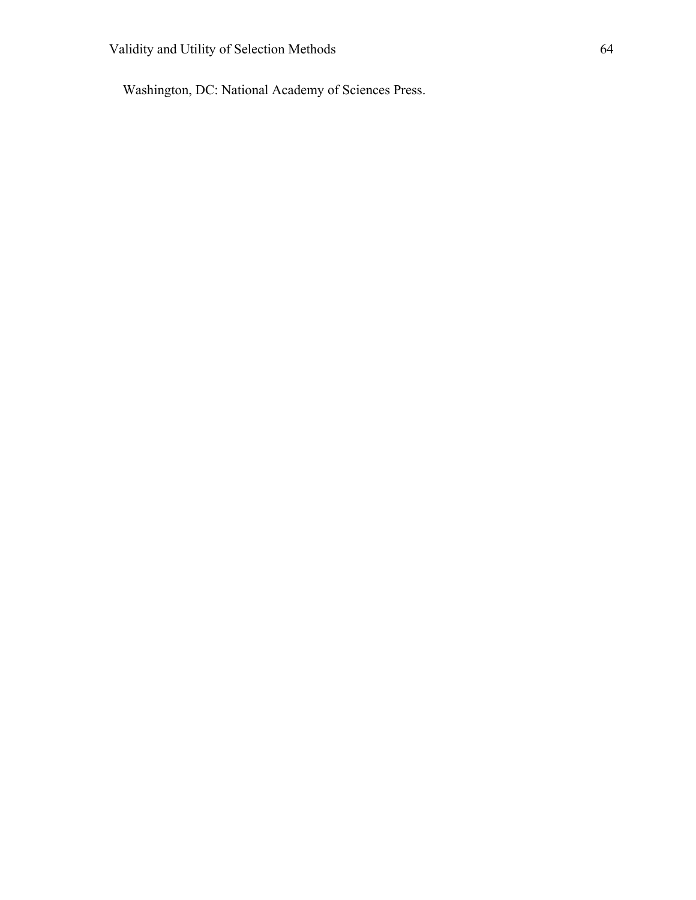Washington, DC: National Academy of Sciences Press.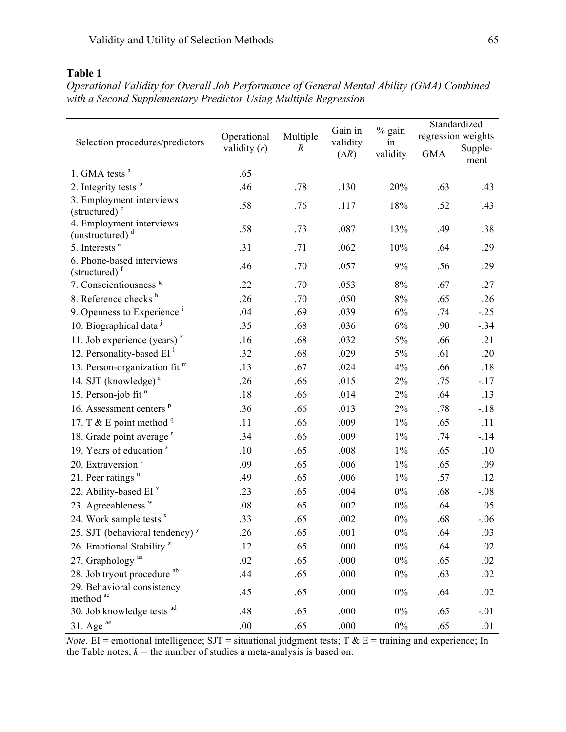**Table 1**

*Operational Validity for Overall Job Performance of General Mental Ability (GMA) Combined with a Second Supplementary Predictor Using Multiple Regression*

| Selection procedures/predictors | Operational validity ($r$) | Multiple $R$ | Gain in validity ($\Delta R$) | % gain in validity | Standardized regression weights | |
|---|---|---|---|---|---|---|
| | | | | | GMA | Supple-ment |
| 1. GMA tests [a] | .65 | | | | | |
| 2. Integrity tests [b] | .46 | .78 | .130 | 20% | .63 | .43 |
| 3. Employment interviews (structured) [c] | .58 | .76 | .117 | 18% | .52 | .43 |
| 4. Employment interviews (unstructured) [d] | .58 | .73 | .087 | 13% | .49 | .38 |
| 5. Interests [e] | .31 | .71 | .062 | 10% | .64 | .29 |
| 6. Phone-based interviews (structured) [f] | .46 | .70 | .057 | 9% | .56 | .29 |
| 7. Conscientiousness [g] | .22 | .70 | .053 | 8% | .67 | .27 |
| 8. Reference checks [h] | .26 | .70 | .050 | 8% | .65 | .26 |
| 9. Openness to Experience [i] | .04 | .69 | .039 | 6% | .74 | -.25 |
| 10. Biographical data [j] | .35 | .68 | .036 | 6% | .90 | -.34 |
| 11. Job experience (years) [k] | .16 | .68 | .032 | 5% | .66 | .21 |
| 12. Personality-based EI [l] | .32 | .68 | .029 | 5% | .61 | .20 |
| 13. Person-organization fit [m] | .13 | .67 | .024 | 4% | .66 | .18 |
| 14. SJT (knowledge) [n] | .26 | .66 | .015 | 2% | .75 | -.17 |
| 15. Person-job fit [o] | .18 | .66 | .014 | 2% | .64 | .13 |
| 16. Assessment centers [p] | .36 | .66 | .013 | 2% | .78 | -.18 |
| 17. T & E point method [q] | .11 | .66 | .009 | 1% | .65 | .11 |
| 18. Grade point average [r] | .34 | .66 | .009 | 1% | .74 | -.14 |
| 19. Years of education [s] | .10 | .65 | .008 | 1% | .65 | .10 |
| 20. Extraversion [t] | .09 | .65 | .006 | 1% | .65 | .09 |
| 21. Peer ratings [u] | .49 | .65 | .006 | 1% | .57 | .12 |
| 22. Ability-based EI [v] | .23 | .65 | .004 | 0% | .68 | -.08 |
| 23. Agreeableness [w] | .08 | .65 | .002 | 0% | .64 | .05 |
| 24. Work sample tests [x] | .33 | .65 | .002 | 0% | .68 | -.06 |
| 25. SJT (behavioral tendency) [y] | .26 | .65 | .001 | 0% | .64 | .03 |
| 26. Emotional Stability [z] | .12 | .65 | .000 | 0% | .64 | .02 |
| 27. Graphology [aa] | .02 | .65 | .000 | 0% | .65 | .02 |
| 28. Job tryout procedure [ab] | .44 | .65 | .000 | 0% | .63 | .02 |
| 29. Behavioral consistency method [ac] | .45 | .65 | .000 | 0% | .64 | .02 |
| 30. Job knowledge tests [ad] | .48 | .65 | .000 | 0% | .65 | -.01 |
| 31. Age [ae] | .00 | .65 | .000 | 0% | .65 | .01 |

*Note*. EI = emotional intelligence; SJT = situational judgment tests; T & E = training and experience; In the Table notes, $k$ = the number of studies a meta-analysis is based on.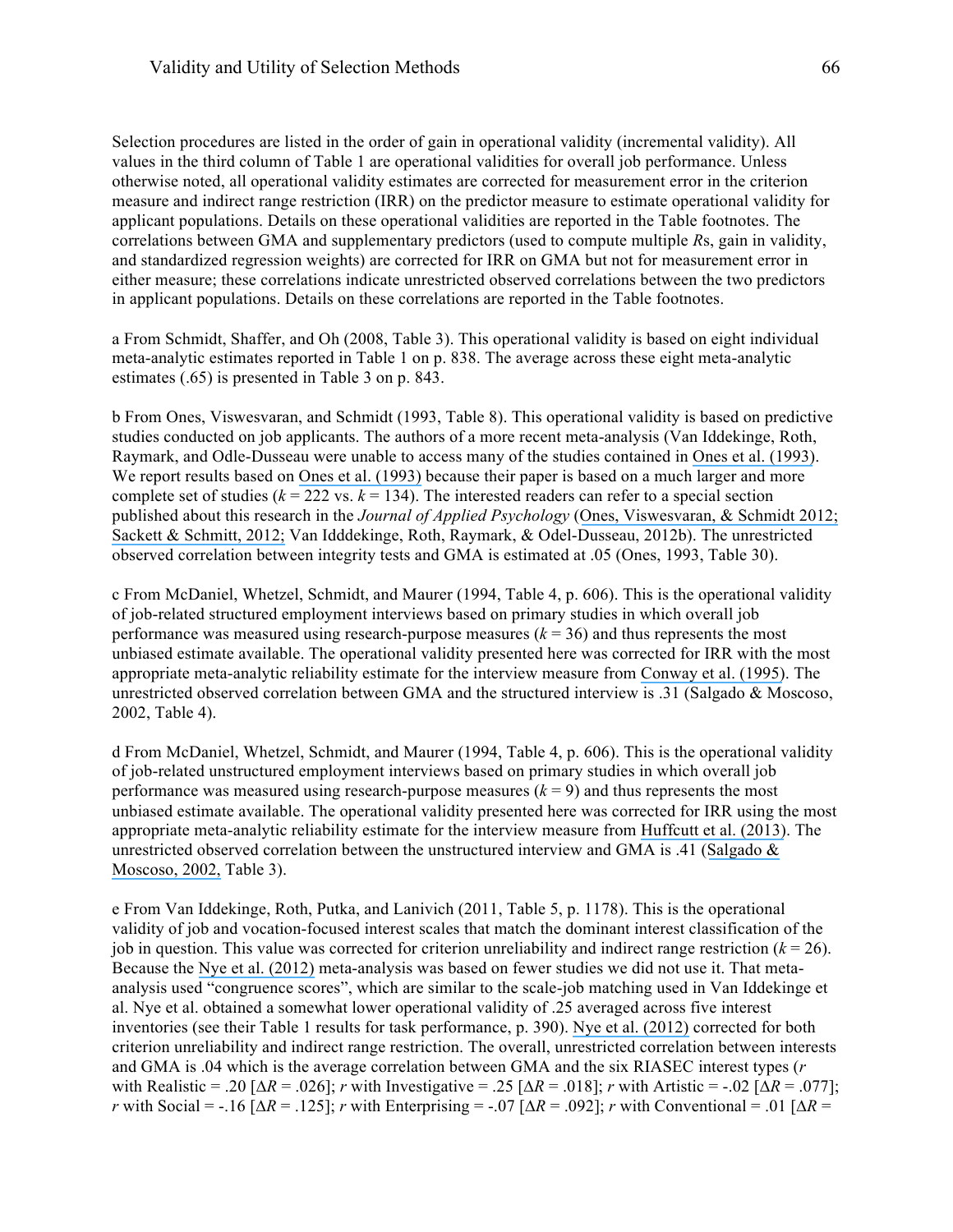Selection procedures are listed in the order of gain in operational validity (incremental validity). All values in the third column of Table 1 are operational validities for overall job performance. Unless otherwise noted, all operational validity estimates are corrected for measurement error in the criterion measure and indirect range restriction (IRR) on the predictor measure to estimate operational validity for applicant populations. Details on these operational validities are reported in the Table footnotes. The correlations between GMA and supplementary predictors (used to compute multiple *R*s, gain in validity, and standardized regression weights) are corrected for IRR on GMA but not for measurement error in either measure; these correlations indicate unrestricted observed correlations between the two predictors in applicant populations. Details on these correlations are reported in the Table footnotes.

a From Schmidt, Shaffer, and Oh (2008, Table 3). This operational validity is based on eight individual meta-analytic estimates reported in Table 1 on p. 838. The average across these eight meta-analytic estimates (.65) is presented in Table 3 on p. 843.

b From Ones, Viswesvaran, and Schmidt (1993, Table 8). This operational validity is based on predictive studies conducted on job applicants. The authors of a more recent meta-analysis (Van Iddekinge, Roth, Raymark, and Odle-Dusseau were unable to access many of the studies contained in Ones et al. (1993). We report results based on Ones et al. (1993) because their paper is based on a much larger and more complete set of studies ($k$ = 222 vs. $k$ = 134). The interested readers can refer to a special section published about this research in the *Journal of Applied Psychology* (Ones, Viswesvaran, & Schmidt 2012; Sackett & Schmitt, 2012; Van Idddekinge, Roth, Raymark, & Odel-Dusseau, 2012b). The unrestricted observed correlation between integrity tests and GMA is estimated at .05 (Ones, 1993, Table 30).

c From McDaniel, Whetzel, Schmidt, and Maurer (1994, Table 4, p. 606). This is the operational validity of job-related structured employment interviews based on primary studies in which overall job performance was measured using research-purpose measures ($k$ = 36) and thus represents the most unbiased estimate available. The operational validity presented here was corrected for IRR with the most appropriate meta-analytic reliability estimate for the interview measure from Conway et al. (1995). The unrestricted observed correlation between GMA and the structured interview is .31 (Salgado & Moscoso, 2002, Table 4).

d From McDaniel, Whetzel, Schmidt, and Maurer (1994, Table 4, p. 606). This is the operational validity of job-related unstructured employment interviews based on primary studies in which overall job performance was measured using research-purpose measures ($k$ = 9) and thus represents the most unbiased estimate available. The operational validity presented here was corrected for IRR using the most appropriate meta-analytic reliability estimate for the interview measure from Huffcutt et al. (2013). The unrestricted observed correlation between the unstructured interview and GMA is .41 (Salgado & Moscoso, 2002, Table 3).

e From Van Iddekinge, Roth, Putka, and Lanivich (2011, Table 5, p. 1178). This is the operational validity of job and vocation-focused interest scales that match the dominant interest classification of the job in question. This value was corrected for criterion unreliability and indirect range restriction ($k$ = 26). Because the Nye et al. (2012) meta-analysis was based on fewer studies we did not use it. That meta-analysis used "congruence scores", which are similar to the scale-job matching used in Van Iddekinge et al. Nye et al. obtained a somewhat lower operational validity of .25 averaged across five interest inventories (see their Table 1 results for task performance, p. 390). Nye et al. (2012) corrected for both criterion unreliability and indirect range restriction. The overall, unrestricted correlation between interests and GMA is .04 which is the average correlation between GMA and the six RIASEC interest types ($r$ with Realistic = .20 [$\Delta R$ = .026]; $r$ with Investigative = .25 [$\Delta R$ = .018]; $r$ with Artistic = -.02 [$\Delta R$ = .077]; $r$ with Social = -.16 [$\Delta R$ = .125]; $r$ with Enterprising = -.07 [$\Delta R$ = .092]; $r$ with Conventional = .01 [$\Delta R$ =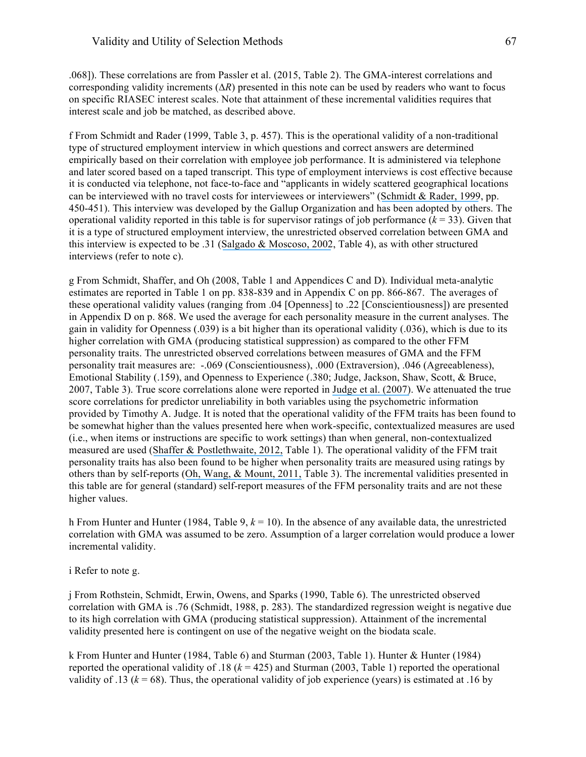.068]). These correlations are from Passler et al. (2015, Table 2). The GMA-interest correlations and corresponding validity increments ($\Delta R$) presented in this note can be used by readers who want to focus on specific RIASEC interest scales. Note that attainment of these incremental validities requires that interest scale and job be matched, as described above.

f From Schmidt and Rader (1999, Table 3, p. 457). This is the operational validity of a non-traditional type of structured employment interview in which questions and correct answers are determined empirically based on their correlation with employee job performance. It is administered via telephone and later scored based on a taped transcript. This type of employment interviews is cost effective because it is conducted via telephone, not face-to-face and "applicants in widely scattered geographical locations can be interviewed with no travel costs for interviewees or interviewers" (Schmidt & Rader, 1999, pp. 450-451). This interview was developed by the Gallup Organization and has been adopted by others. The operational validity reported in this table is for supervisor ratings of job performance ($k$ = 33). Given that it is a type of structured employment interview, the unrestricted observed correlation between GMA and this interview is expected to be .31 (Salgado & Moscoso, 2002, Table 4), as with other structured interviews (refer to note c).

g From Schmidt, Shaffer, and Oh (2008, Table 1 and Appendices C and D). Individual meta-analytic estimates are reported in Table 1 on pp. 838-839 and in Appendix C on pp. 866-867. The averages of these operational validity values (ranging from .04 [Openness] to .22 [Conscientiousness]) are presented in Appendix D on p. 868. We used the average for each personality measure in the current analyses. The gain in validity for Openness (.039) is a bit higher than its operational validity (.036), which is due to its higher correlation with GMA (producing statistical suppression) as compared to the other FFM personality traits. The unrestricted observed correlations between measures of GMA and the FFM personality trait measures are: -.069 (Conscientiousness), .000 (Extraversion), .046 (Agreeableness), Emotional Stability (.159), and Openness to Experience (.380; Judge, Jackson, Shaw, Scott, & Bruce, 2007, Table 3). True score correlations alone were reported in Judge et al. (2007). We attenuated the true score correlations for predictor unreliability in both variables using the psychometric information provided by Timothy A. Judge. It is noted that the operational validity of the FFM traits has been found to be somewhat higher than the values presented here when work-specific, contextualized measures are used (i.e., when items or instructions are specific to work settings) than when general, non-contextualized measured are used (Shaffer & Postlethwaite, 2012, Table 1). The operational validity of the FFM trait personality traits has also been found to be higher when personality traits are measured using ratings by others than by self-reports (Oh, Wang, & Mount, 2011, Table 3). The incremental validities presented in this table are for general (standard) self-report measures of the FFM personality traits and are not these higher values.

h From Hunter and Hunter (1984, Table 9, $k$ = 10). In the absence of any available data, the unrestricted correlation with GMA was assumed to be zero. Assumption of a larger correlation would produce a lower incremental validity.

i Refer to note g.

j From Rothstein, Schmidt, Erwin, Owens, and Sparks (1990, Table 6). The unrestricted observed correlation with GMA is .76 (Schmidt, 1988, p. 283). The standardized regression weight is negative due to its high correlation with GMA (producing statistical suppression). Attainment of the incremental validity presented here is contingent on use of the negative weight on the biodata scale.

k From Hunter and Hunter (1984, Table 6) and Sturman (2003, Table 1). Hunter & Hunter (1984) reported the operational validity of .18 ($k$ = 425) and Sturman (2003, Table 1) reported the operational validity of .13 ($k$ = 68). Thus, the operational validity of job experience (years) is estimated at .16 by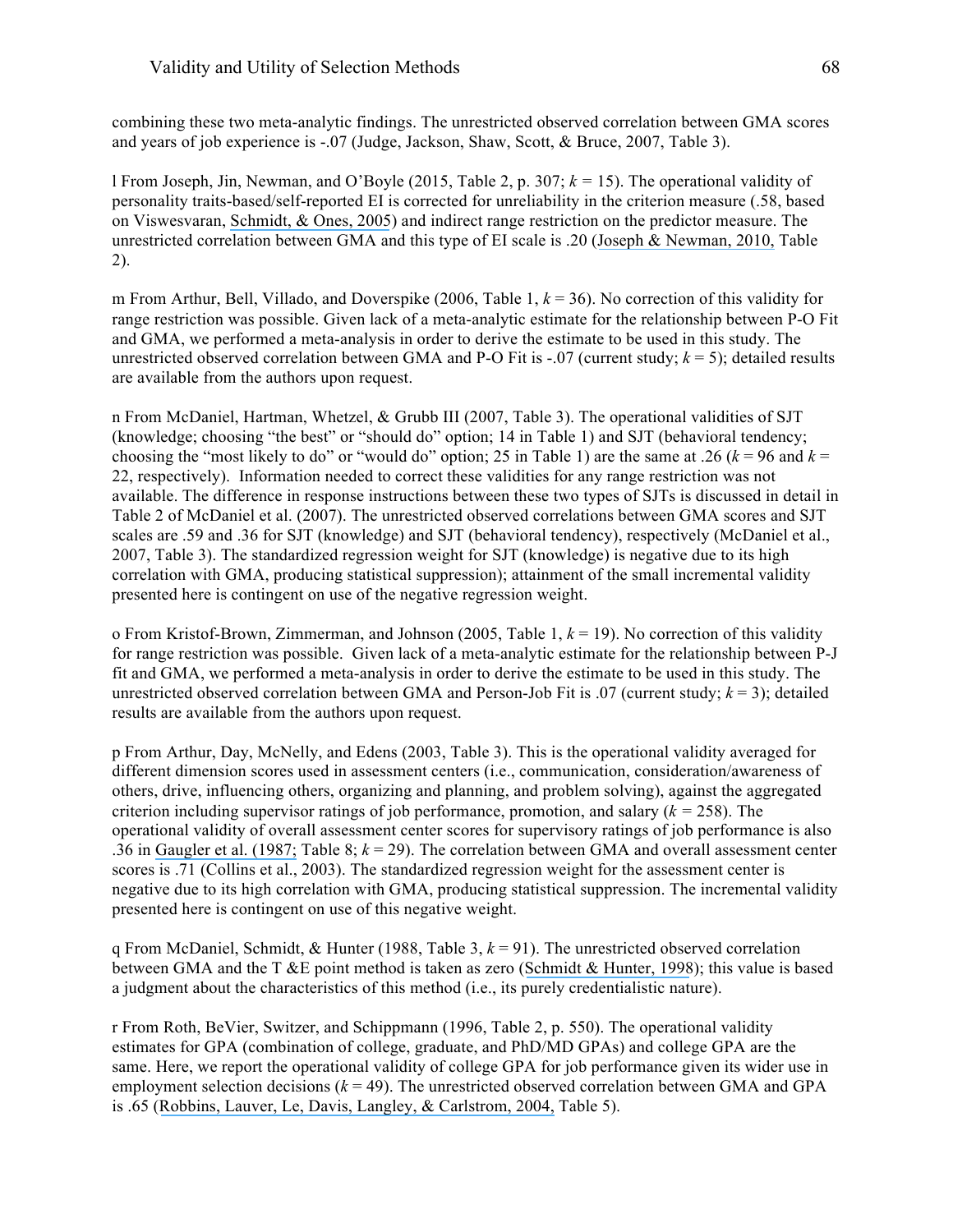combining these two meta-analytic findings. The unrestricted observed correlation between GMA scores and years of job experience is -.07 (Judge, Jackson, Shaw, Scott, & Bruce, 2007, Table 3).

l From Joseph, Jin, Newman, and O'Boyle (2015, Table 2, p. 307; *k* = 15). The operational validity of personality traits-based/self-reported EI is corrected for unreliability in the criterion measure (.58, based on Viswesvaran, Schmidt, & Ones, 2005) and indirect range restriction on the predictor measure. The unrestricted correlation between GMA and this type of EI scale is .20 (Joseph & Newman, 2010, Table 2).

m From Arthur, Bell, Villado, and Doverspike (2006, Table 1, *k* = 36). No correction of this validity for range restriction was possible. Given lack of a meta-analytic estimate for the relationship between P-O Fit and GMA, we performed a meta-analysis in order to derive the estimate to be used in this study. The unrestricted observed correlation between GMA and P-O Fit is -.07 (current study; *k* = 5); detailed results are available from the authors upon request.

n From McDaniel, Hartman, Whetzel, & Grubb III (2007, Table 3). The operational validities of SJT (knowledge; choosing "the best" or "should do" option; 14 in Table 1) and SJT (behavioral tendency; choosing the "most likely to do" or "would do" option; 25 in Table 1) are the same at .26 (*k* = 96 and *k* = 22, respectively). Information needed to correct these validities for any range restriction was not available. The difference in response instructions between these two types of SJTs is discussed in detail in Table 2 of McDaniel et al. (2007). The unrestricted observed correlations between GMA scores and SJT scales are .59 and .36 for SJT (knowledge) and SJT (behavioral tendency), respectively (McDaniel et al., 2007, Table 3). The standardized regression weight for SJT (knowledge) is negative due to its high correlation with GMA, producing statistical suppression); attainment of the small incremental validity presented here is contingent on use of the negative regression weight.

o From Kristof-Brown, Zimmerman, and Johnson (2005, Table 1, *k* = 19). No correction of this validity for range restriction was possible. Given lack of a meta-analytic estimate for the relationship between P-J fit and GMA, we performed a meta-analysis in order to derive the estimate to be used in this study. The unrestricted observed correlation between GMA and Person-Job Fit is .07 (current study; *k* = 3); detailed results are available from the authors upon request.

p From Arthur, Day, McNelly, and Edens (2003, Table 3). This is the operational validity averaged for different dimension scores used in assessment centers (i.e., communication, consideration/awareness of others, drive, influencing others, organizing and planning, and problem solving), against the aggregated criterion including supervisor ratings of job performance, promotion, and salary (*k* = 258). The operational validity of overall assessment center scores for supervisory ratings of job performance is also .36 in Gaugler et al. (1987; Table 8; *k* = 29). The correlation between GMA and overall assessment center scores is .71 (Collins et al., 2003). The standardized regression weight for the assessment center is negative due to its high correlation with GMA, producing statistical suppression. The incremental validity presented here is contingent on use of this negative weight.

q From McDaniel, Schmidt, & Hunter (1988, Table 3, *k* = 91). The unrestricted observed correlation between GMA and the T &E point method is taken as zero (Schmidt & Hunter, 1998); this value is based a judgment about the characteristics of this method (i.e., its purely credentialistic nature).

r From Roth, BeVier, Switzer, and Schippmann (1996, Table 2, p. 550). The operational validity estimates for GPA (combination of college, graduate, and PhD/MD GPAs) and college GPA are the same. Here, we report the operational validity of college GPA for job performance given its wider use in employment selection decisions (*k* = 49). The unrestricted observed correlation between GMA and GPA is .65 (Robbins, Lauver, Le, Davis, Langley, & Carlstrom, 2004, Table 5).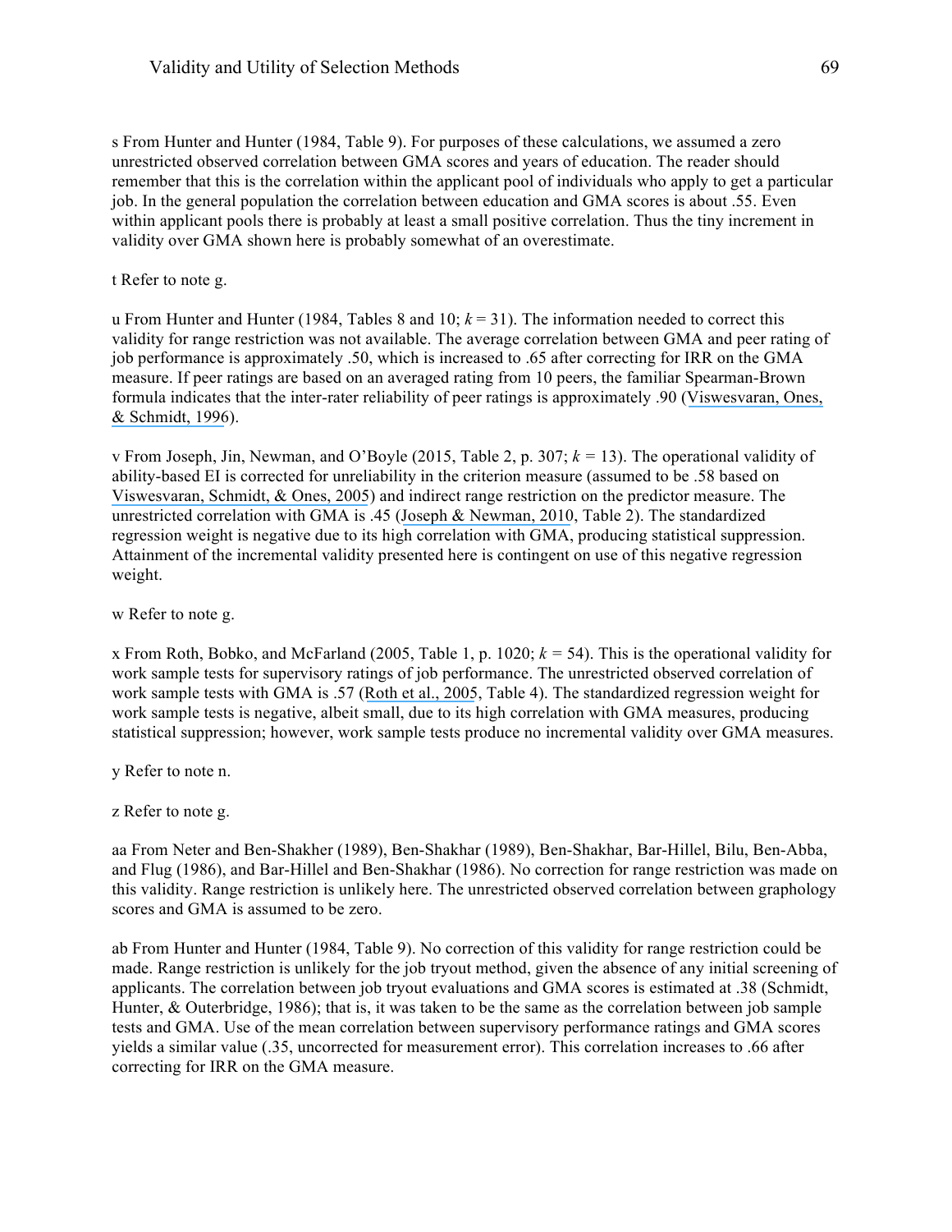s From Hunter and Hunter (1984, Table 9). For purposes of these calculations, we assumed a zero unrestricted observed correlation between GMA scores and years of education. The reader should remember that this is the correlation within the applicant pool of individuals who apply to get a particular job. In the general population the correlation between education and GMA scores is about .55. Even within applicant pools there is probably at least a small positive correlation. Thus the tiny increment in validity over GMA shown here is probably somewhat of an overestimate.

t Refer to note g.

u From Hunter and Hunter (1984, Tables 8 and 10; $k$ = 31). The information needed to correct this validity for range restriction was not available. The average correlation between GMA and peer rating of job performance is approximately .50, which is increased to .65 after correcting for IRR on the GMA measure. If peer ratings are based on an averaged rating from 10 peers, the familiar Spearman-Brown formula indicates that the inter-rater reliability of peer ratings is approximately .90 (Viswesvaran, Ones, & Schmidt, 1996).

v From Joseph, Jin, Newman, and O'Boyle (2015, Table 2, p. 307; $k$ = 13). The operational validity of ability-based EI is corrected for unreliability in the criterion measure (assumed to be .58 based on Viswesvaran, Schmidt, & Ones, 2005) and indirect range restriction on the predictor measure. The unrestricted correlation with GMA is .45 (Joseph & Newman, 2010, Table 2). The standardized regression weight is negative due to its high correlation with GMA, producing statistical suppression. Attainment of the incremental validity presented here is contingent on use of this negative regression weight.

w Refer to note g.

x From Roth, Bobko, and McFarland (2005, Table 1, p. 1020; $k$ = 54). This is the operational validity for work sample tests for supervisory ratings of job performance. The unrestricted observed correlation of work sample tests with GMA is .57 (Roth et al., 2005, Table 4). The standardized regression weight for work sample tests is negative, albeit small, due to its high correlation with GMA measures, producing statistical suppression; however, work sample tests produce no incremental validity over GMA measures.

y Refer to note n.

z Refer to note g.

aa From Neter and Ben-Shakher (1989), Ben-Shakhar (1989), Ben-Shakhar, Bar-Hillel, Bilu, Ben-Abba, and Flug (1986), and Bar-Hillel and Ben-Shakhar (1986). No correction for range restriction was made on this validity. Range restriction is unlikely here. The unrestricted observed correlation between graphology scores and GMA is assumed to be zero.

ab From Hunter and Hunter (1984, Table 9). No correction of this validity for range restriction could be made. Range restriction is unlikely for the job tryout method, given the absence of any initial screening of applicants. The correlation between job tryout evaluations and GMA scores is estimated at .38 (Schmidt, Hunter, & Outerbridge, 1986); that is, it was taken to be the same as the correlation between job sample tests and GMA. Use of the mean correlation between supervisory performance ratings and GMA scores yields a similar value (.35, uncorrected for measurement error). This correlation increases to .66 after correcting for IRR on the GMA measure.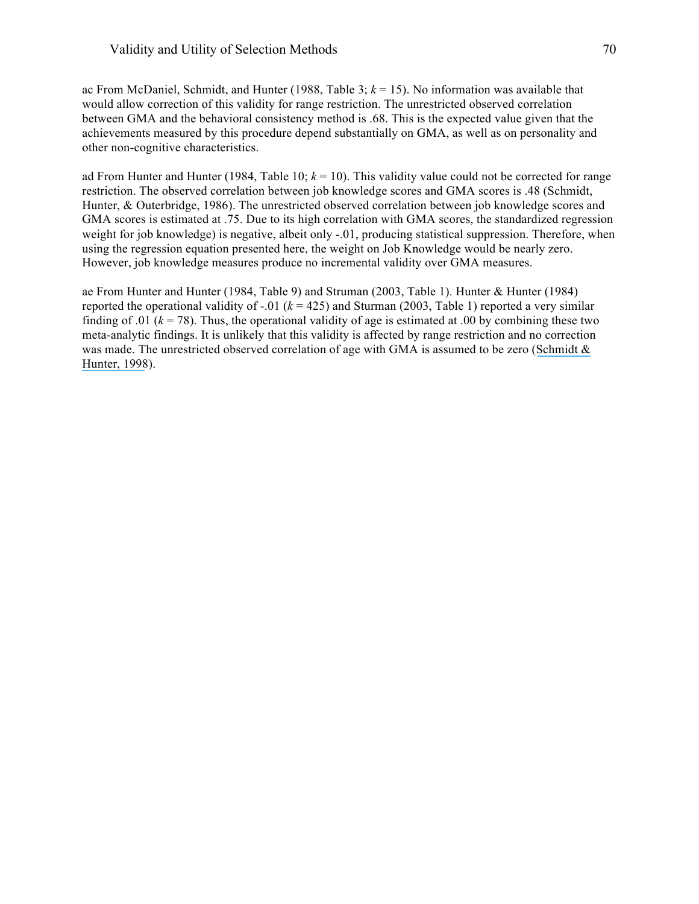ac From McDaniel, Schmidt, and Hunter (1988, Table 3; *k* = 15). No information was available that would allow correction of this validity for range restriction. The unrestricted observed correlation between GMA and the behavioral consistency method is .68. This is the expected value given that the achievements measured by this procedure depend substantially on GMA, as well as on personality and other non-cognitive characteristics.

ad From Hunter and Hunter (1984, Table 10; *k* = 10). This validity value could not be corrected for range restriction. The observed correlation between job knowledge scores and GMA scores is .48 (Schmidt, Hunter, & Outerbridge, 1986). The unrestricted observed correlation between job knowledge scores and GMA scores is estimated at .75. Due to its high correlation with GMA scores, the standardized regression weight for job knowledge) is negative, albeit only -.01, producing statistical suppression. Therefore, when using the regression equation presented here, the weight on Job Knowledge would be nearly zero. However, job knowledge measures produce no incremental validity over GMA measures.

ae From Hunter and Hunter (1984, Table 9) and Struman (2003, Table 1). Hunter & Hunter (1984) reported the operational validity of -.01 (*k* = 425) and Sturman (2003, Table 1) reported a very similar finding of .01 (*k* = 78). Thus, the operational validity of age is estimated at .00 by combining these two meta-analytic findings. It is unlikely that this validity is affected by range restriction and no correction was made. The unrestricted observed correlation of age with GMA is assumed to be zero (Schmidt & Hunter, 1998).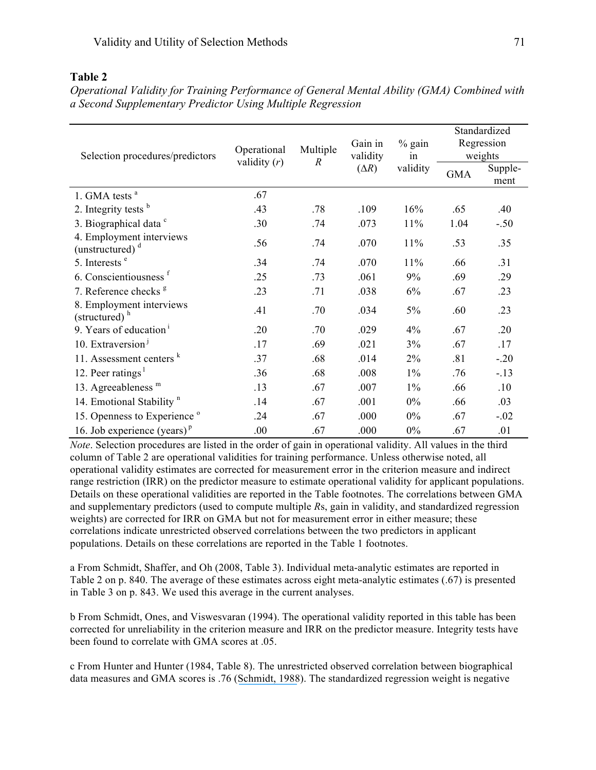**Table 2**

*Operational Validity for Training Performance of General Mental Ability (GMA) Combined with a Second Supplementary Predictor Using Multiple Regression*

| Selection procedures/predictors | Operational validity ($r$) | Multiple $R$ | Gain in validity ($\Delta R$) | % gain in validity | Standardized Regression weights | |
|---|---|---|---|---|---|---|
| | | | | | GMA | Supple-ment |
| 1. GMA tests [a] | .67 | | | | | |
| 2. Integrity tests [b] | .43 | .78 | .109 | 16% | .65 | .40 |
| 3. Biographical data [c] | .30 | .74 | .073 | 11% | 1.04 | -.50 |
| 4. Employment interviews (unstructured) [d] | .56 | .74 | .070 | 11% | .53 | .35 |
| 5. Interests [e] | .34 | .74 | .070 | 11% | .66 | .31 |
| 6. Conscientiousness [f] | .25 | .73 | .061 | 9% | .69 | .29 |
| 7. Reference checks [g] | .23 | .71 | .038 | 6% | .67 | .23 |
| 8. Employment interviews (structured) [h] | .41 | .70 | .034 | 5% | .60 | .23 |
| 9. Years of education [i] | .20 | .70 | .029 | 4% | .67 | .20 |
| 10. Extraversion [j] | .17 | .69 | .021 | 3% | .67 | .17 |
| 11. Assessment centers [k] | .37 | .68 | .014 | 2% | .81 | -.20 |
| 12. Peer ratings [l] | .36 | .68 | .008 | 1% | .76 | -.13 |
| 13. Agreeableness [m] | .13 | .67 | .007 | 1% | .66 | .10 |
| 14. Emotional Stability [n] | .14 | .67 | .001 | 0% | .66 | .03 |
| 15. Openness to Experience [o] | .24 | .67 | .000 | 0% | .67 | -.02 |
| 16. Job experience (years) [p] | .00 | .67 | .000 | 0% | .67 | .01 |

*Note*. Selection procedures are listed in the order of gain in operational validity. All values in the third column of Table 2 are operational validities for training performance. Unless otherwise noted, all operational validity estimates are corrected for measurement error in the criterion measure and indirect range restriction (IRR) on the predictor measure to estimate operational validity for applicant populations. Details on these operational validities are reported in the Table footnotes. The correlations between GMA and supplementary predictors (used to compute multiple *R*s, gain in validity, and standardized regression weights) are corrected for IRR on GMA but not for measurement error in either measure; these correlations indicate unrestricted observed correlations between the two predictors in applicant populations. Details on these correlations are reported in the Table 1 footnotes.

a From Schmidt, Shaffer, and Oh (2008, Table 3). Individual meta-analytic estimates are reported in Table 2 on p. 840. The average of these estimates across eight meta-analytic estimates (.67) is presented in Table 3 on p. 843. We used this average in the current analyses.

b From Schmidt, Ones, and Viswesvaran (1994). The operational validity reported in this table has been corrected for unreliability in the criterion measure and IRR on the predictor measure. Integrity tests have been found to correlate with GMA scores at .05.

c From Hunter and Hunter (1984, Table 8). The unrestricted observed correlation between biographical data measures and GMA scores is .76 (Schmidt, 1988). The standardized regression weight is negative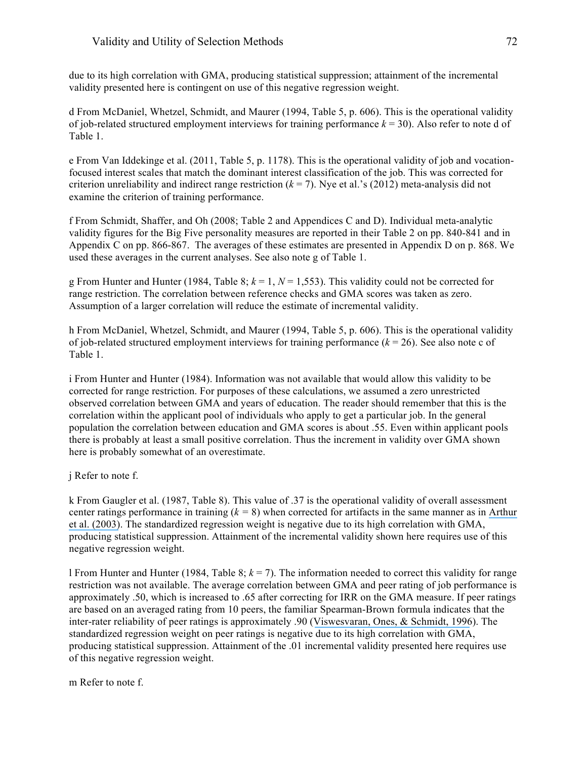due to its high correlation with GMA, producing statistical suppression; attainment of the incremental validity presented here is contingent on use of this negative regression weight.

d From McDaniel, Whetzel, Schmidt, and Maurer (1994, Table 5, p. 606). This is the operational validity of job-related structured employment interviews for training performance *k* = 30). Also refer to note d of Table 1.

e From Van Iddekinge et al. (2011, Table 5, p. 1178). This is the operational validity of job and vocation-focused interest scales that match the dominant interest classification of the job. This was corrected for criterion unreliability and indirect range restriction (*k* = 7). Nye et al.'s (2012) meta-analysis did not examine the criterion of training performance.

f From Schmidt, Shaffer, and Oh (2008; Table 2 and Appendices C and D). Individual meta-analytic validity figures for the Big Five personality measures are reported in their Table 2 on pp. 840-841 and in Appendix C on pp. 866-867. The averages of these estimates are presented in Appendix D on p. 868. We used these averages in the current analyses. See also note g of Table 1.

g From Hunter and Hunter (1984, Table 8; *k* = 1, *N* = 1,553). This validity could not be corrected for range restriction. The correlation between reference checks and GMA scores was taken as zero. Assumption of a larger correlation will reduce the estimate of incremental validity.

h From McDaniel, Whetzel, Schmidt, and Maurer (1994, Table 5, p. 606). This is the operational validity of job-related structured employment interviews for training performance (*k* = 26). See also note c of Table 1.

i From Hunter and Hunter (1984). Information was not available that would allow this validity to be corrected for range restriction. For purposes of these calculations, we assumed a zero unrestricted observed correlation between GMA and years of education. The reader should remember that this is the correlation within the applicant pool of individuals who apply to get a particular job. In the general population the correlation between education and GMA scores is about .55. Even within applicant pools there is probably at least a small positive correlation. Thus the increment in validity over GMA shown here is probably somewhat of an overestimate.

j Refer to note f.

k From Gaugler et al. (1987, Table 8). This value of .37 is the operational validity of overall assessment center ratings performance in training (*k* = 8) when corrected for artifacts in the same manner as in Arthur et al. (2003). The standardized regression weight is negative due to its high correlation with GMA, producing statistical suppression. Attainment of the incremental validity shown here requires use of this negative regression weight.

l From Hunter and Hunter (1984, Table 8; *k* = 7). The information needed to correct this validity for range restriction was not available. The average correlation between GMA and peer rating of job performance is approximately .50, which is increased to .65 after correcting for IRR on the GMA measure. If peer ratings are based on an averaged rating from 10 peers, the familiar Spearman-Brown formula indicates that the inter-rater reliability of peer ratings is approximately .90 (Viswesvaran, Ones, & Schmidt, 1996). The standardized regression weight on peer ratings is negative due to its high correlation with GMA, producing statistical suppression. Attainment of the .01 incremental validity presented here requires use of this negative regression weight.

m Refer to note f.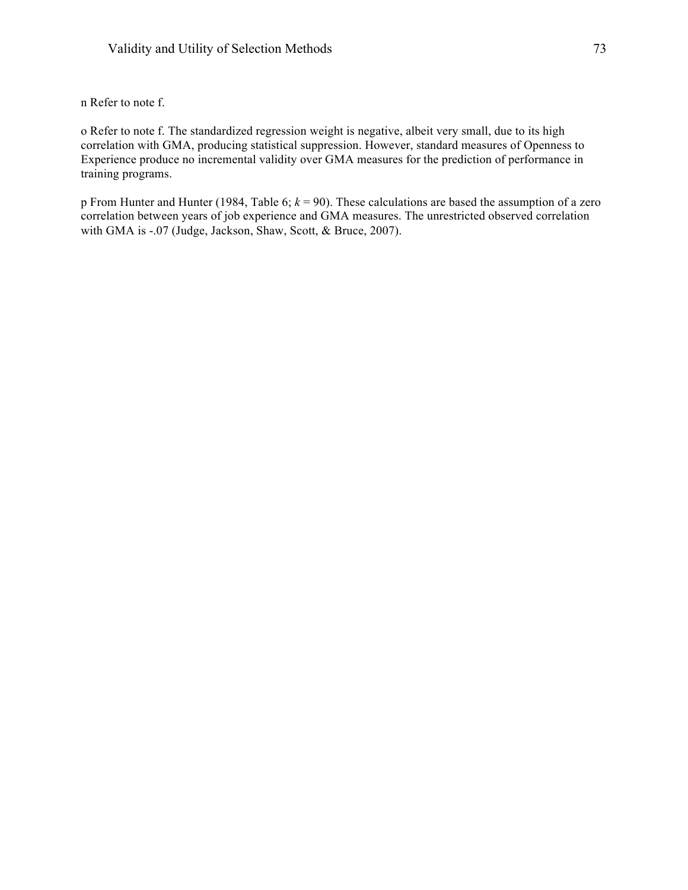n Refer to note f.

o Refer to note f. The standardized regression weight is negative, albeit very small, due to its high correlation with GMA, producing statistical suppression. However, standard measures of Openness to Experience produce no incremental validity over GMA measures for the prediction of performance in training programs.

p From Hunter and Hunter (1984, Table 6; *k* = 90). These calculations are based the assumption of a zero correlation between years of job experience and GMA measures. The unrestricted observed correlation with GMA is -.07 (Judge, Jackson, Shaw, Scott, & Bruce, 2007).